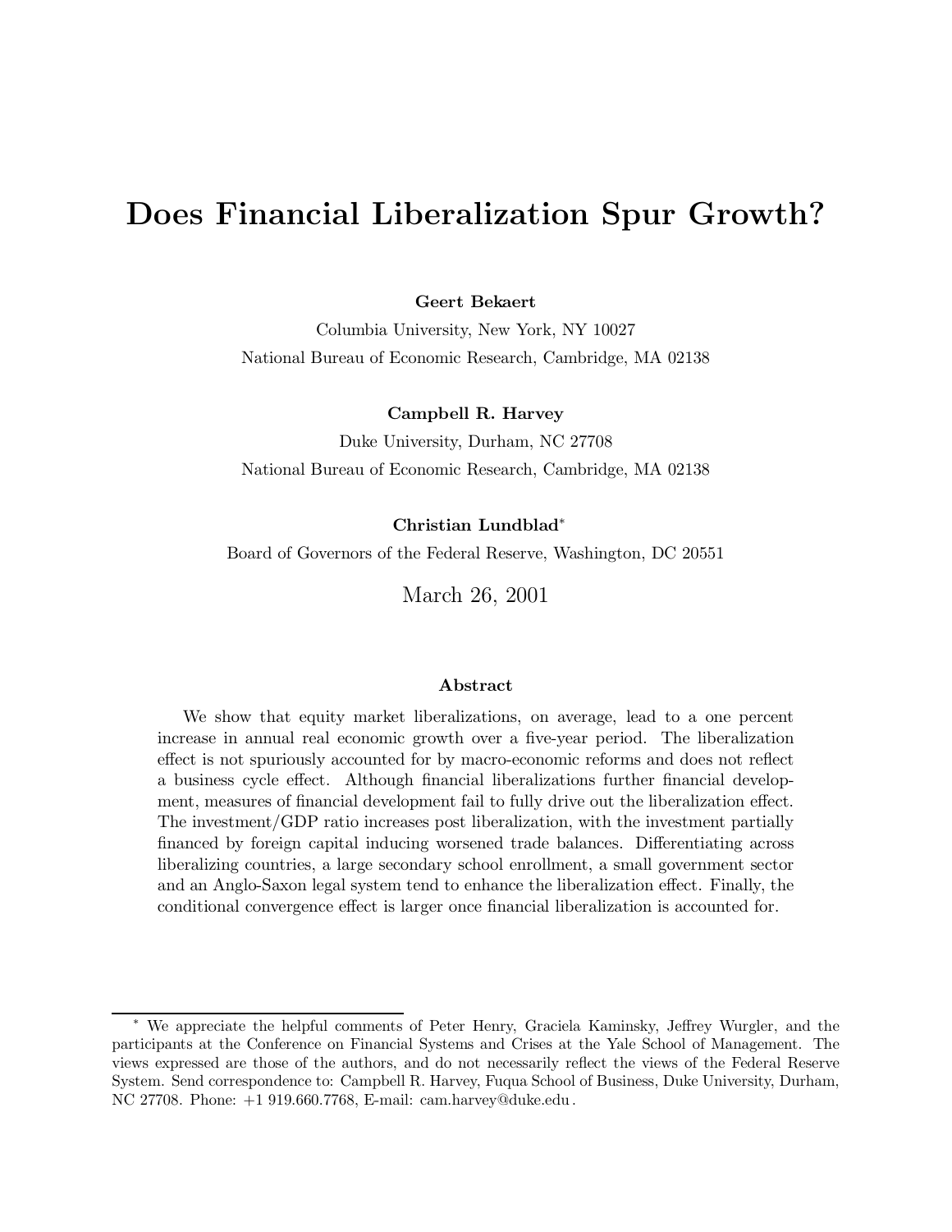# Does Financial Liberalization Spur Growth?

**Geert Bekaert**

Columbia University, New York, NY 10027

National Bureau of Economic Research, Cambridge, MA 02138

**Campbell R. Harvey**

Duke University, Durham, NC 27708

National Bureau of Economic Research, Cambridge, MA 02138

**Christian Lundblad***

Board of Governors of the Federal Reserve, Washington, DC 20551

March 26, 2001

### Abstract

We show that equity market liberalizations, on average, lead to a one percent increase in annual real economic growth over a five-year period. The liberalization effect is not spuriously accounted for by macro-economic reforms and does not reflect a business cycle effect. Although financial liberalizations further financial development, measures of financial development fail to fully drive out the liberalization effect. The investment/GDP ratio increases post liberalization, with the investment partially financed by foreign capital inducing worsened trade balances. Differentiating across liberalizing countries, a large secondary school enrollment, a small government sector and an Anglo-Saxon legal system tend to enhance the liberalization effect. Finally, the conditional convergence effect is larger once financial liberalization is accounted for.

---

* We appreciate the helpful comments of Peter Henry, Graciela Kaminsky, Jeffrey Wurgler, and the participants at the Conference on Financial Systems and Crises at the Yale School of Management. The views expressed are those of the authors, and do not necessarily reflect the views of the Federal Reserve System. Send correspondence to: Campbell R. Harvey, Fuqua School of Business, Duke University, Durham, NC 27708. Phone: +1 919.660.7768, E-mail: cam.harvey@duke.edu.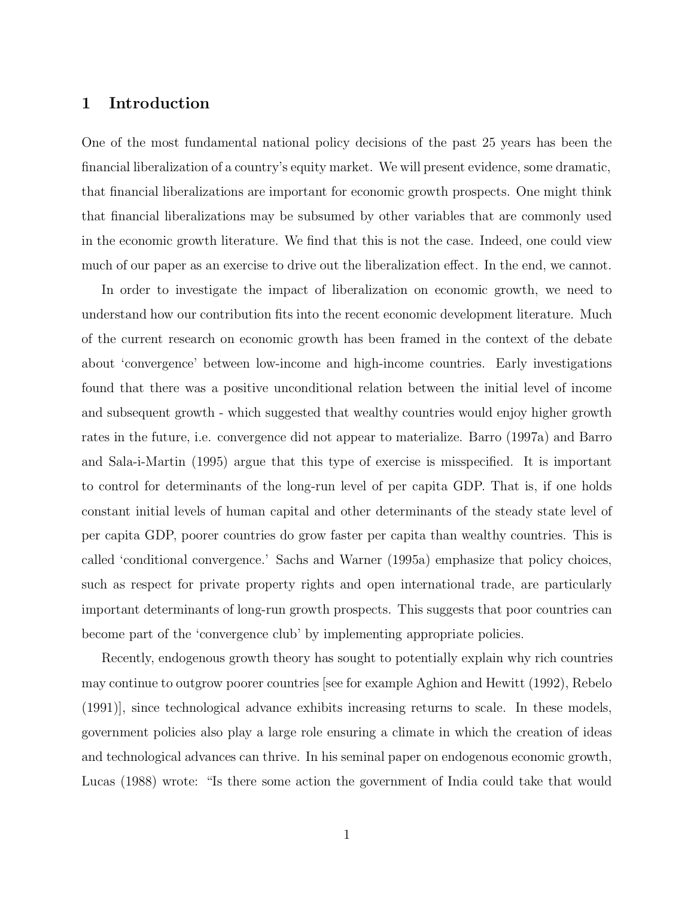# 1 Introduction

One of the most fundamental national policy decisions of the past 25 years has been the financial liberalization of a country's equity market. We will present evidence, some dramatic, that financial liberalizations are important for economic growth prospects. One might think that financial liberalizations may be subsumed by other variables that are commonly used in the economic growth literature. We find that this is not the case. Indeed, one could view much of our paper as an exercise to drive out the liberalization effect. In the end, we cannot.

In order to investigate the impact of liberalization on economic growth, we need to understand how our contribution fits into the recent economic development literature. Much of the current research on economic growth has been framed in the context of the debate about 'convergence' between low-income and high-income countries. Early investigations found that there was a positive unconditional relation between the initial level of income and subsequent growth - which suggested that wealthy countries would enjoy higher growth rates in the future, i.e. convergence did not appear to materialize. Barro (1997a) and Barro and Sala-i-Martin (1995) argue that this type of exercise is misspecified. It is important to control for determinants of the long-run level of per capita GDP. That is, if one holds constant initial levels of human capital and other determinants of the steady state level of per capita GDP, poorer countries do grow faster per capita than wealthy countries. This is called 'conditional convergence.' Sachs and Warner (1995a) emphasize that policy choices, such as respect for private property rights and open international trade, are particularly important determinants of long-run growth prospects. This suggests that poor countries can become part of the 'convergence club' by implementing appropriate policies.

Recently, endogenous growth theory has sought to potentially explain why rich countries may continue to outgrow poorer countries [see for example Aghion and Hewitt (1992), Rebelo (1991)], since technological advance exhibits increasing returns to scale. In these models, government policies also play a large role ensuring a climate in which the creation of ideas and technological advances can thrive. In his seminal paper on endogenous economic growth, Lucas (1988) wrote: "Is there some action the government of India could take that would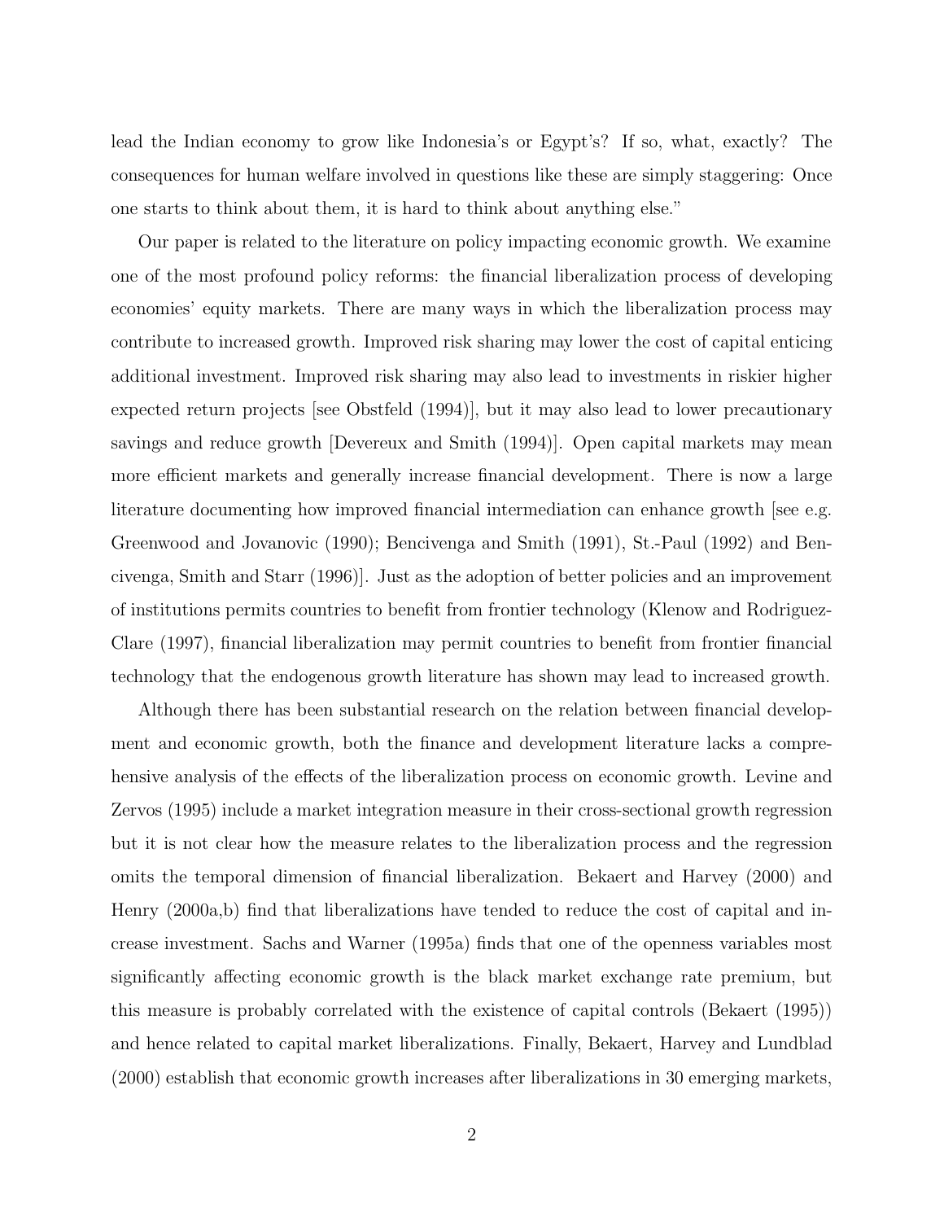lead the Indian economy to grow like Indonesia's or Egypt's? If so, what, exactly? The consequences for human welfare involved in questions like these are simply staggering: Once one starts to think about them, it is hard to think about anything else."

Our paper is related to the literature on policy impacting economic growth. We examine one of the most profound policy reforms: the financial liberalization process of developing economies' equity markets. There are many ways in which the liberalization process may contribute to increased growth. Improved risk sharing may lower the cost of capital enticing additional investment. Improved risk sharing may also lead to investments in riskier higher expected return projects [see Obstfeld (1994)], but it may also lead to lower precautionary savings and reduce growth [Devereux and Smith (1994)]. Open capital markets may mean more efficient markets and generally increase financial development. There is now a large literature documenting how improved financial intermediation can enhance growth [see e.g. Greenwood and Jovanovic (1990); Bencivenga and Smith (1991), St.-Paul (1992) and Bencivenga, Smith and Starr (1996)]. Just as the adoption of better policies and an improvement of institutions permits countries to benefit from frontier technology (Klenow and Rodriguez-Clare (1997), financial liberalization may permit countries to benefit from frontier financial technology that the endogenous growth literature has shown may lead to increased growth.

Although there has been substantial research on the relation between financial development and economic growth, both the finance and development literature lacks a comprehensive analysis of the effects of the liberalization process on economic growth. Levine and Zervos (1995) include a market integration measure in their cross-sectional growth regression but it is not clear how the measure relates to the liberalization process and the regression omits the temporal dimension of financial liberalization. Bekaert and Harvey (2000) and Henry (2000a,b) find that liberalizations have tended to reduce the cost of capital and increase investment. Sachs and Warner (1995a) finds that one of the openness variables most significantly affecting economic growth is the black market exchange rate premium, but this measure is probably correlated with the existence of capital controls (Bekaert (1995)) and hence related to capital market liberalizations. Finally, Bekaert, Harvey and Lundblad (2000) establish that economic growth increases after liberalizations in 30 emerging markets,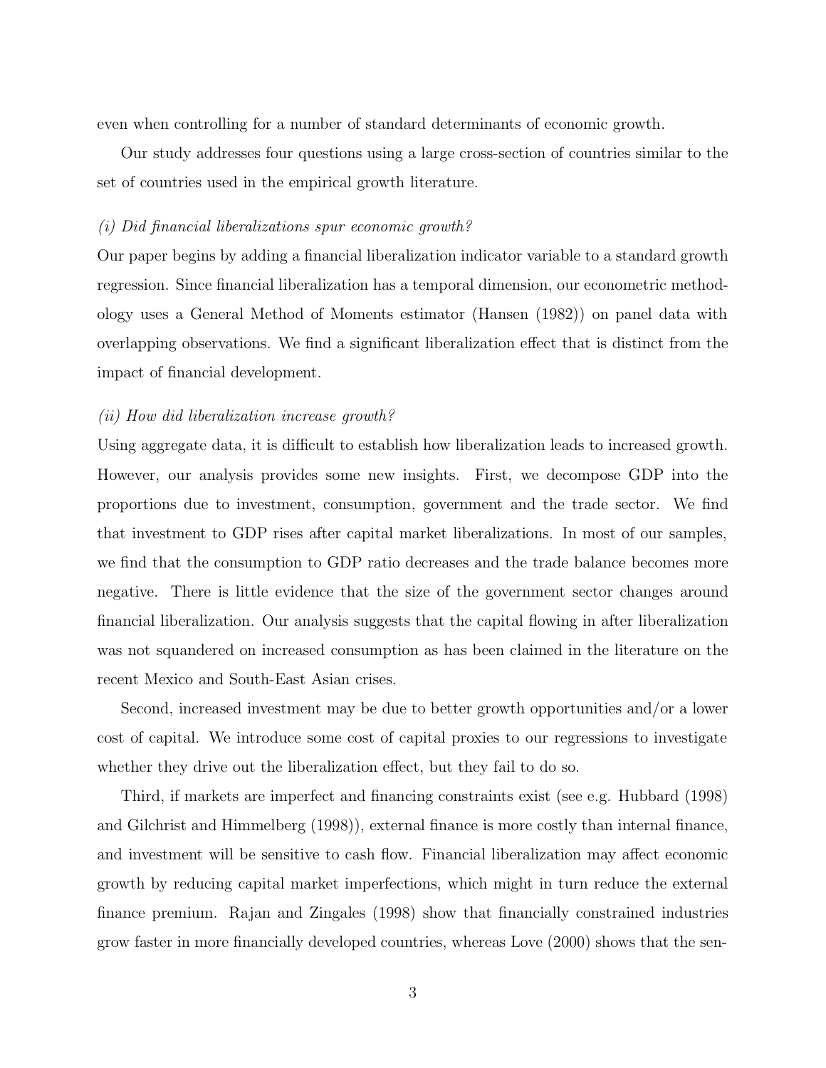even when controlling for a number of standard determinants of economic growth.

Our study addresses four questions using a large cross-section of countries similar to the set of countries used in the empirical growth literature.

*(i) Did financial liberalizations spur economic growth?*

Our paper begins by adding a financial liberalization indicator variable to a standard growth regression. Since financial liberalization has a temporal dimension, our econometric methodology uses a General Method of Moments estimator (Hansen (1982)) on panel data with overlapping observations. We find a significant liberalization effect that is distinct from the impact of financial development.

*(ii) How did liberalization increase growth?*

Using aggregate data, it is difficult to establish how liberalization leads to increased growth. However, our analysis provides some new insights. First, we decompose GDP into the proportions due to investment, consumption, government and the trade sector. We find that investment to GDP rises after capital market liberalizations. In most of our samples, we find that the consumption to GDP ratio decreases and the trade balance becomes more negative. There is little evidence that the size of the government sector changes around financial liberalization. Our analysis suggests that the capital flowing in after liberalization was not squandered on increased consumption as has been claimed in the literature on the recent Mexico and South-East Asian crises.

Second, increased investment may be due to better growth opportunities and/or a lower cost of capital. We introduce some cost of capital proxies to our regressions to investigate whether they drive out the liberalization effect, but they fail to do so.

Third, if markets are imperfect and financing constraints exist (see e.g. Hubbard (1998) and Gilchrist and Himmelberg (1998)), external finance is more costly than internal finance, and investment will be sensitive to cash flow. Financial liberalization may affect economic growth by reducing capital market imperfections, which might in turn reduce the external finance premium. Rajan and Zingales (1998) show that financially constrained industries grow faster in more financially developed countries, whereas Love (2000) shows that the sen-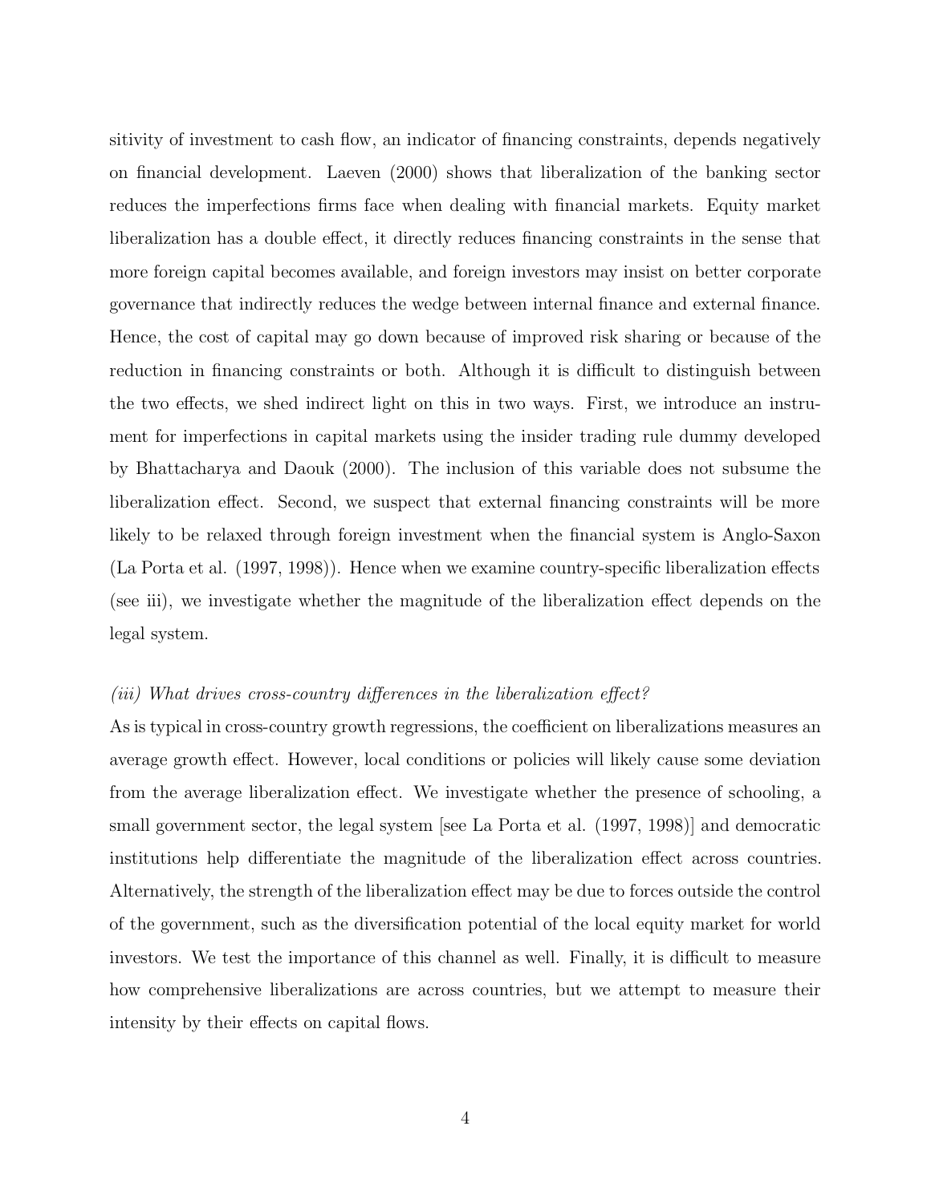sitivity of investment to cash flow, an indicator of financing constraints, depends negatively on financial development. Laeven (2000) shows that liberalization of the banking sector reduces the imperfections firms face when dealing with financial markets. Equity market liberalization has a double effect, it directly reduces financing constraints in the sense that more foreign capital becomes available, and foreign investors may insist on better corporate governance that indirectly reduces the wedge between internal finance and external finance. Hence, the cost of capital may go down because of improved risk sharing or because of the reduction in financing constraints or both. Although it is difficult to distinguish between the two effects, we shed indirect light on this in two ways. First, we introduce an instrument for imperfections in capital markets using the insider trading rule dummy developed by Bhattacharya and Daouk (2000). The inclusion of this variable does not subsume the liberalization effect. Second, we suspect that external financing constraints will be more likely to be relaxed through foreign investment when the financial system is Anglo-Saxon (La Porta et al. (1997, 1998)). Hence when we examine country-specific liberalization effects (see iii), we investigate whether the magnitude of the liberalization effect depends on the legal system.

*(iii) What drives cross-country differences in the liberalization effect?*

As is typical in cross-country growth regressions, the coefficient on liberalizations measures an average growth effect. However, local conditions or policies will likely cause some deviation from the average liberalization effect. We investigate whether the presence of schooling, a small government sector, the legal system [see La Porta et al. (1997, 1998)] and democratic institutions help differentiate the magnitude of the liberalization effect across countries. Alternatively, the strength of the liberalization effect may be due to forces outside the control of the government, such as the diversification potential of the local equity market for world investors. We test the importance of this channel as well. Finally, it is difficult to measure how comprehensive liberalizations are across countries, but we attempt to measure their intensity by their effects on capital flows.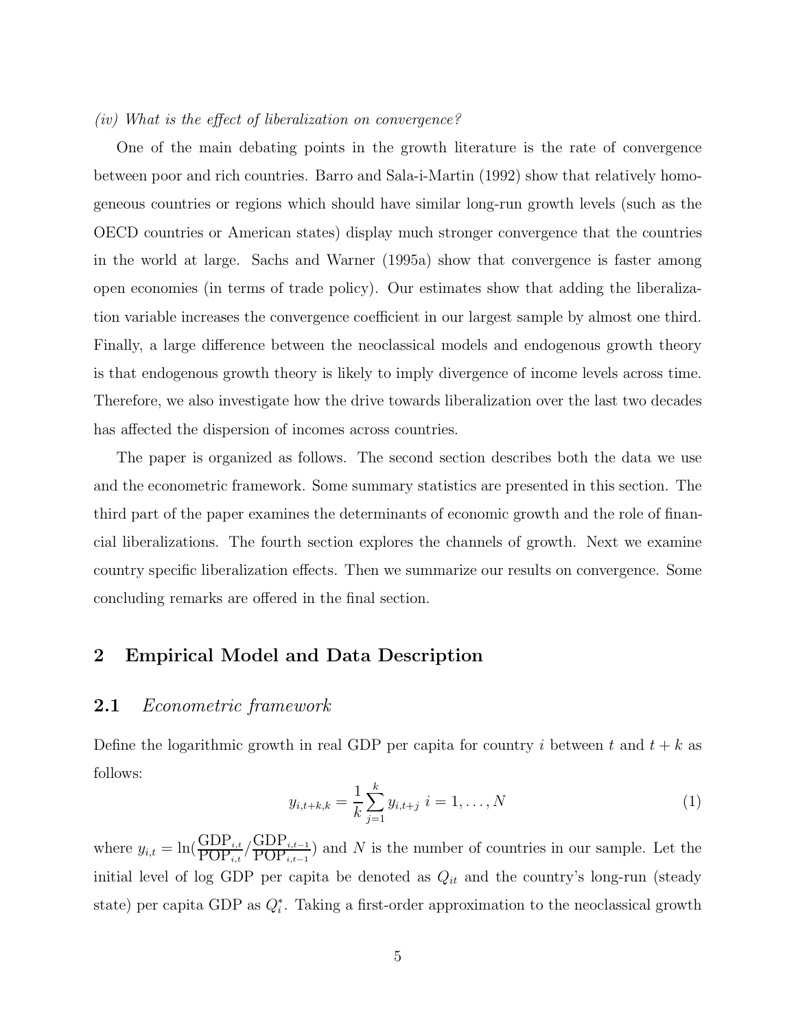*(iv) What is the effect of liberalization on convergence?*

One of the main debating points in the growth literature is the rate of convergence between poor and rich countries. Barro and Sala-i-Martin (1992) show that relatively homogeneous countries or regions which should have similar long-run growth levels (such as the OECD countries or American states) display much stronger convergence that the countries in the world at large. Sachs and Warner (1995a) show that convergence is faster among open economies (in terms of trade policy). Our estimates show that adding the liberalization variable increases the convergence coefficient in our largest sample by almost one third. Finally, a large difference between the neoclassical models and endogenous growth theory is that endogenous growth theory is likely to imply divergence of income levels across time. Therefore, we also investigate how the drive towards liberalization over the last two decades has affected the dispersion of incomes across countries.

The paper is organized as follows. The second section describes both the data we use and the econometric framework. Some summary statistics are presented in this section. The third part of the paper examines the determinants of economic growth and the role of financial liberalizations. The fourth section explores the channels of growth. Next we examine country specific liberalization effects. Then we summarize our results on convergence. Some concluding remarks are offered in the final section.

## 2 Empirical Model and Data Description

### 2.1 *Econometric framework*

Define the logarithmic growth in real GDP per capita for country $i$ between $t$ and $t+k$ as follows:

$$y_{i,t+k,k} = \frac{1}{k}\sum_{j=1}^{k} y_{i,t+j} \quad i = 1, \ldots, N \tag{1}$$

where $y_{i,t} = \ln(\frac{\text{GDP}_{i,t}}{\text{POP}_{i,t}} / \frac{\text{GDP}_{i,t-1}}{\text{POP}_{i,t-1}})$ and $N$ is the number of countries in our sample. Let the initial level of log GDP per capita be denoted as $Q_{it}$ and the country's long-run (steady state) per capita GDP as $Q_i^*$. Taking a first-order approximation to the neoclassical growth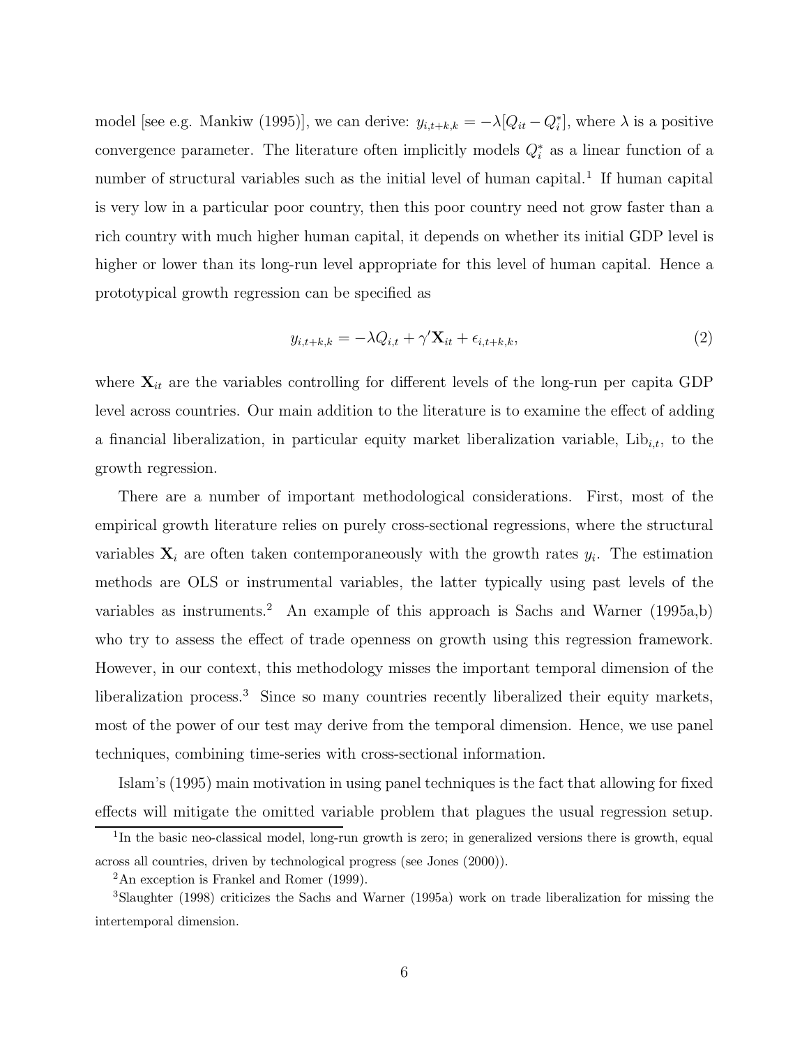model [see e.g. Mankiw (1995)], we can derive: $y_{i,t+k,k} = -\lambda[Q_{it} - Q_i^*]$, where $\lambda$ is a positive convergence parameter. The literature often implicitly models $Q_i^*$ as a linear function of a number of structural variables such as the initial level of human capital.[1] If human capital is very low in a particular poor country, then this poor country need not grow faster than a rich country with much higher human capital, it depends on whether its initial GDP level is higher or lower than its long-run level appropriate for this level of human capital. Hence a prototypical growth regression can be specified as

$$y_{i,t+k,k} = -\lambda Q_{i,t} + \gamma' \mathbf{X}_{it} + \epsilon_{i,t+k,k}, \tag{2}$$

where $\mathbf{X}_{it}$ are the variables controlling for different levels of the long-run per capita GDP level across countries. Our main addition to the literature is to examine the effect of adding a financial liberalization, in particular equity market liberalization variable, $\text{Lib}_{i,t}$, to the growth regression.

There are a number of important methodological considerations. First, most of the empirical growth literature relies on purely cross-sectional regressions, where the structural variables $\mathbf{X}_i$ are often taken contemporaneously with the growth rates $y_i$. The estimation methods are OLS or instrumental variables, the latter typically using past levels of the variables as instruments.[2] An example of this approach is Sachs and Warner (1995a,b) who try to assess the effect of trade openness on growth using this regression framework. However, in our context, this methodology misses the important temporal dimension of the liberalization process.[3] Since so many countries recently liberalized their equity markets, most of the power of our test may derive from the temporal dimension. Hence, we use panel techniques, combining time-series with cross-sectional information.

Islam's (1995) main motivation in using panel techniques is the fact that allowing for fixed effects will mitigate the omitted variable problem that plagues the usual regression setup.

[1] In the basic neo-classical model, long-run growth is zero; in generalized versions there is growth, equal across all countries, driven by technological progress (see Jones (2000)).

[2] An exception is Frankel and Romer (1999).

[3] Slaughter (1998) criticizes the Sachs and Warner (1995a) work on trade liberalization for missing the intertemporal dimension.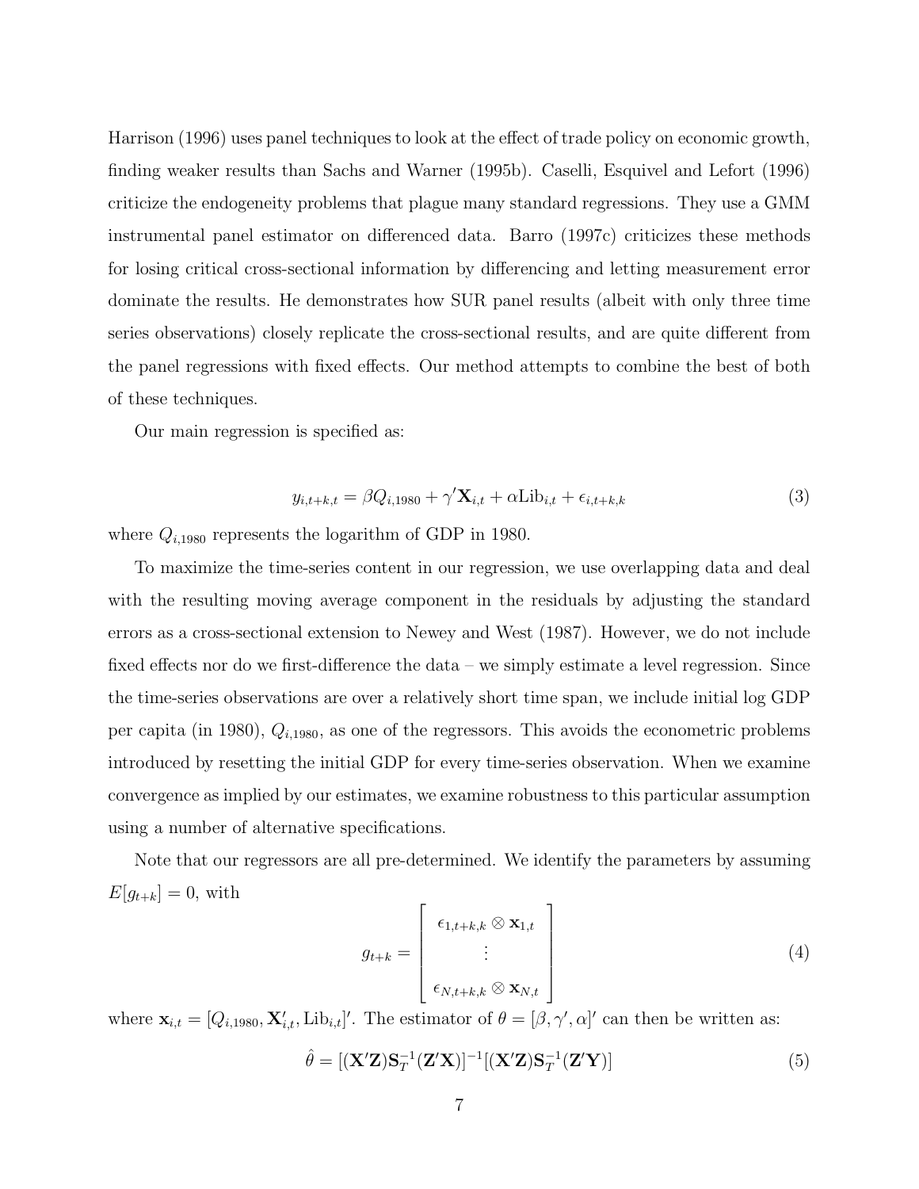Harrison (1996) uses panel techniques to look at the effect of trade policy on economic growth, finding weaker results than Sachs and Warner (1995b). Caselli, Esquivel and Lefort (1996) criticize the endogeneity problems that plague many standard regressions. They use a GMM instrumental panel estimator on differenced data. Barro (1997c) criticizes these methods for losing critical cross-sectional information by differencing and letting measurement error dominate the results. He demonstrates how SUR panel results (albeit with only three time series observations) closely replicate the cross-sectional results, and are quite different from the panel regressions with fixed effects. Our method attempts to combine the best of both of these techniques.

Our main regression is specified as:

$$y_{i,t+k,t} = \beta Q_{i,1980} + \gamma' \mathbf{X}_{i,t} + \alpha \text{Lib}_{i,t} + \epsilon_{i,t+k,k} \tag{3}$$

where $Q_{i,1980}$ represents the logarithm of GDP in 1980.

To maximize the time-series content in our regression, we use overlapping data and deal with the resulting moving average component in the residuals by adjusting the standard errors as a cross-sectional extension to Newey and West (1987). However, we do not include fixed effects nor do we first-difference the data – we simply estimate a level regression. Since the time-series observations are over a relatively short time span, we include initial log GDP per capita (in 1980), $Q_{i,1980}$, as one of the regressors. This avoids the econometric problems introduced by resetting the initial GDP for every time-series observation. When we examine convergence as implied by our estimates, we examine robustness to this particular assumption using a number of alternative specifications.

Note that our regressors are all pre-determined. We identify the parameters by assuming $E[g_{t+k}] = 0$, with

$$g_{t+k} = \begin{bmatrix} \epsilon_{1,t+k,k} \otimes \mathbf{x}_{1,t} \\ \vdots \\ \epsilon_{N,t+k,k} \otimes \mathbf{x}_{N,t} \end{bmatrix} \tag{4}$$

where $\mathbf{x}_{i,t} = [Q_{i,1980}, \mathbf{X}'_{i,t}, \text{Lib}_{i,t}]'$. The estimator of $\theta = [\beta, \gamma', \alpha]'$ can then be written as:

$$\hat{\theta} = [(\mathbf{X}'\mathbf{Z})\mathbf{S}_T^{-1}(\mathbf{Z}'\mathbf{X})]^{-1}[(\mathbf{X}'\mathbf{Z})\mathbf{S}_T^{-1}(\mathbf{Z}'\mathbf{Y})] \tag{5}$$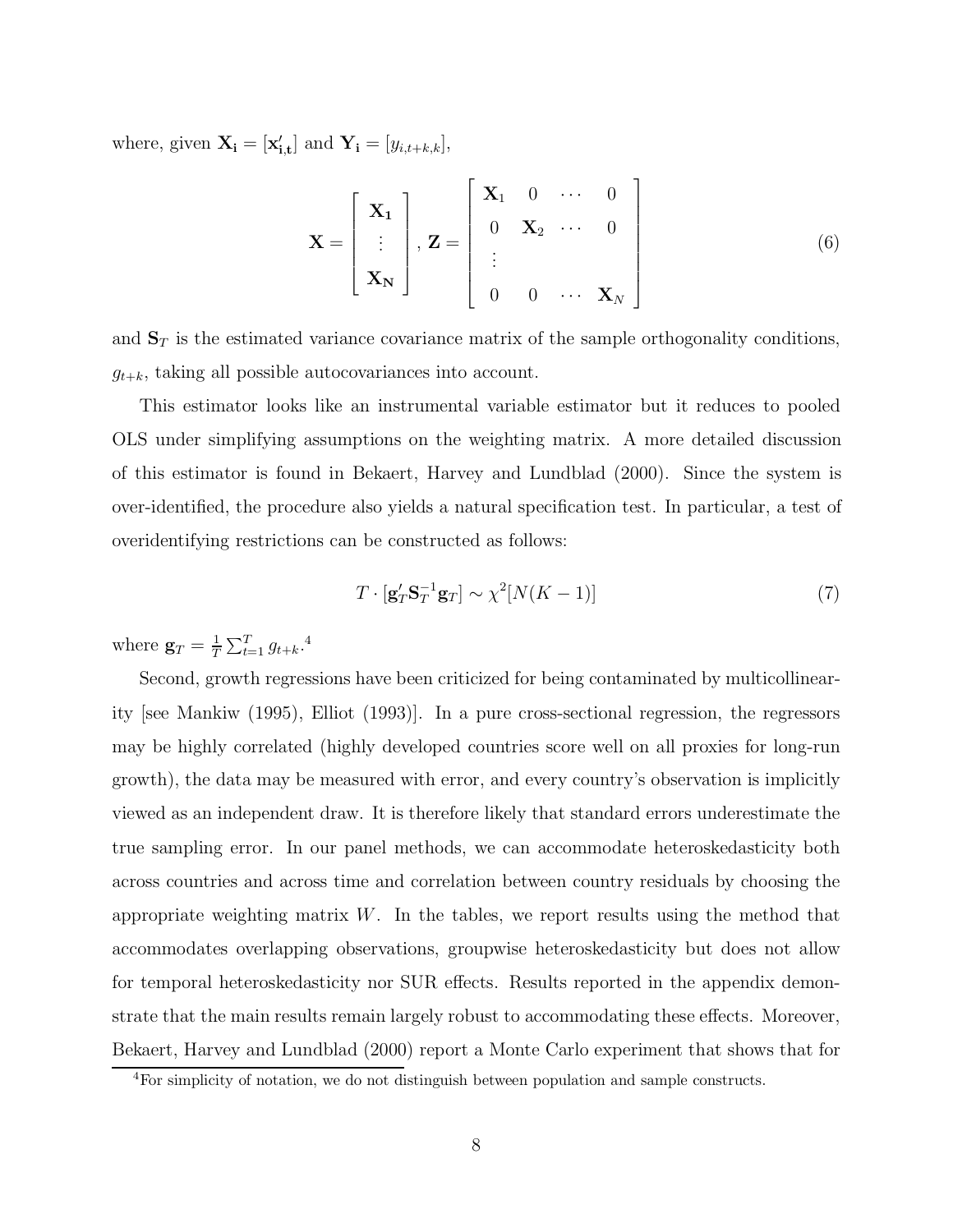where, given $\mathbf{X_i} = [\mathbf{x'_{i,t}}]$ and $\mathbf{Y_i} = [y_{i,t+k,k}]$,

$$
\mathbf{X} = \begin{bmatrix} \mathbf{X_1} \\ \vdots \\ \mathbf{X_N} \end{bmatrix}, \mathbf{Z} = \begin{bmatrix} \mathbf{X}_1 & 0 & \cdots & 0 \\ 0 & \mathbf{X}_2 & \cdots & 0 \\ \vdots & & & \\ 0 & 0 & \cdots & \mathbf{X}_N \end{bmatrix} \tag{6}
$$

and $\mathbf{S}_T$ is the estimated variance covariance matrix of the sample orthogonality conditions, $g_{t+k}$, taking all possible autocovariances into account.

This estimator looks like an instrumental variable estimator but it reduces to pooled OLS under simplifying assumptions on the weighting matrix. A more detailed discussion of this estimator is found in Bekaert, Harvey and Lundblad (2000). Since the system is over-identified, the procedure also yields a natural specification test. In particular, a test of overidentifying restrictions can be constructed as follows:

$$
T \cdot [\mathbf{g}'_T \mathbf{S}_T^{-1} \mathbf{g}_T] \sim \chi^2[N(K-1)] \tag{7}
$$

where $\mathbf{g}_T = \frac{1}{T}\sum_{t=1}^{T} g_{t+k}$.[4]

Second, growth regressions have been criticized for being contaminated by multicollinearity [see Mankiw (1995), Elliot (1993)]. In a pure cross-sectional regression, the regressors may be highly correlated (highly developed countries score well on all proxies for long-run growth), the data may be measured with error, and every country's observation is implicitly viewed as an independent draw. It is therefore likely that standard errors underestimate the true sampling error. In our panel methods, we can accommodate heteroskedasticity both across countries and across time and correlation between country residuals by choosing the appropriate weighting matrix $W$. In the tables, we report results using the method that accommodates overlapping observations, groupwise heteroskedasticity but does not allow for temporal heteroskedasticity nor SUR effects. Results reported in the appendix demonstrate that the main results remain largely robust to accommodating these effects. Moreover, Bekaert, Harvey and Lundblad (2000) report a Monte Carlo experiment that shows that for

[4]For simplicity of notation, we do not distinguish between population and sample constructs.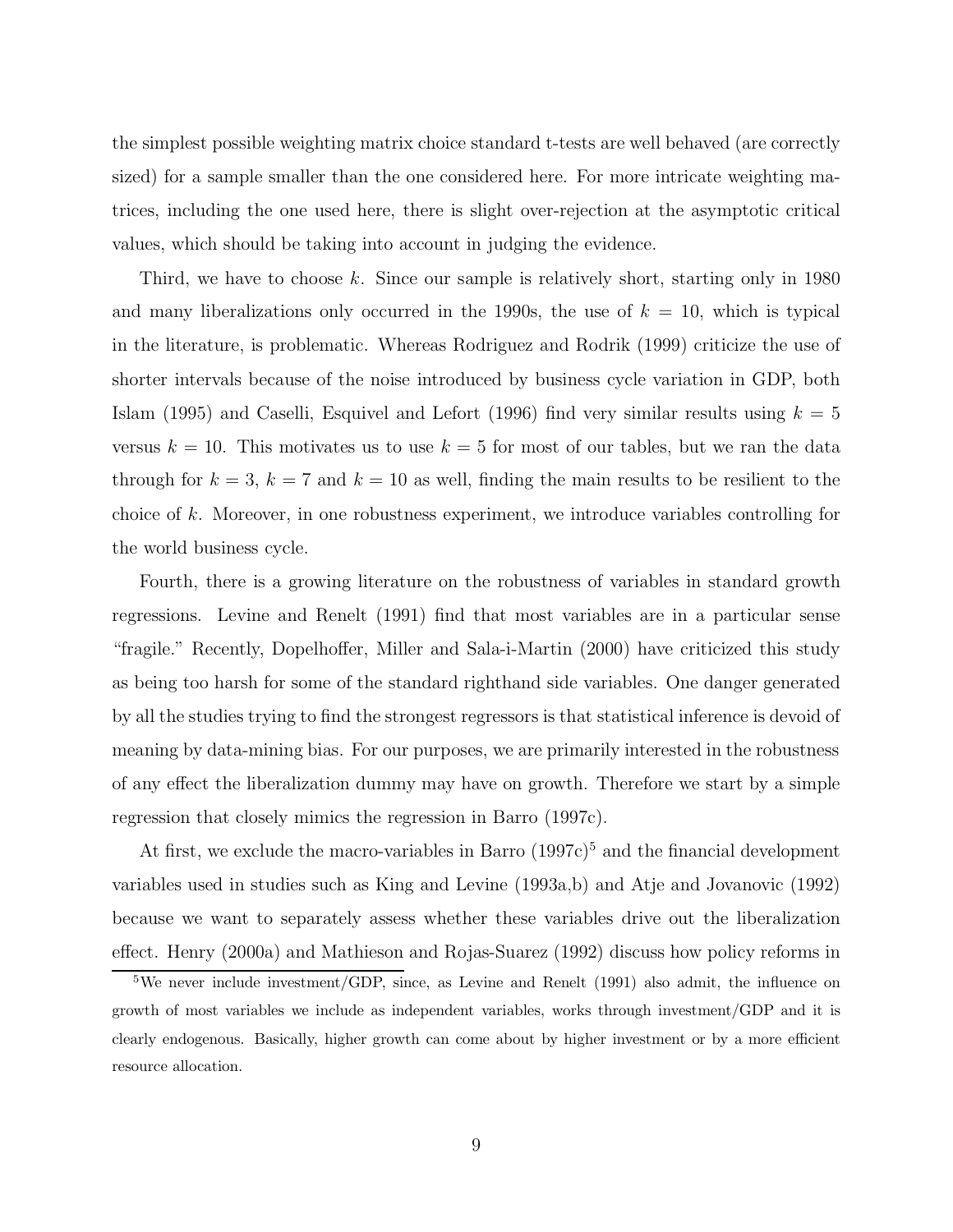the simplest possible weighting matrix choice standard t-tests are well behaved (are correctly sized) for a sample smaller than the one considered here. For more intricate weighting matrices, including the one used here, there is slight over-rejection at the asymptotic critical values, which should be taking into account in judging the evidence.

Third, we have to choose $k$. Since our sample is relatively short, starting only in 1980 and many liberalizations only occurred in the 1990s, the use of $k = 10$, which is typical in the literature, is problematic. Whereas Rodriguez and Rodrik (1999) criticize the use of shorter intervals because of the noise introduced by business cycle variation in GDP, both Islam (1995) and Caselli, Esquivel and Lefort (1996) find very similar results using $k = 5$ versus $k = 10$. This motivates us to use $k = 5$ for most of our tables, but we ran the data through for $k = 3$, $k = 7$ and $k = 10$ as well, finding the main results to be resilient to the choice of $k$. Moreover, in one robustness experiment, we introduce variables controlling for the world business cycle.

Fourth, there is a growing literature on the robustness of variables in standard growth regressions. Levine and Renelt (1991) find that most variables are in a particular sense "fragile." Recently, Dopelhoffer, Miller and Sala-i-Martin (2000) have criticized this study as being too harsh for some of the standard righthand side variables. One danger generated by all the studies trying to find the strongest regressors is that statistical inference is devoid of meaning by data-mining bias. For our purposes, we are primarily interested in the robustness of any effect the liberalization dummy may have on growth. Therefore we start by a simple regression that closely mimics the regression in Barro (1997c).

At first, we exclude the macro-variables in Barro (1997c)[5] and the financial development variables used in studies such as King and Levine (1993a,b) and Atje and Jovanovic (1992) because we want to separately assess whether these variables drive out the liberalization effect. Henry (2000a) and Mathieson and Rojas-Suarez (1992) discuss how policy reforms in

[5]We never include investment/GDP, since, as Levine and Renelt (1991) also admit, the influence on growth of most variables we include as independent variables, works through investment/GDP and it is clearly endogenous. Basically, higher growth can come about by higher investment or by a more efficient resource allocation.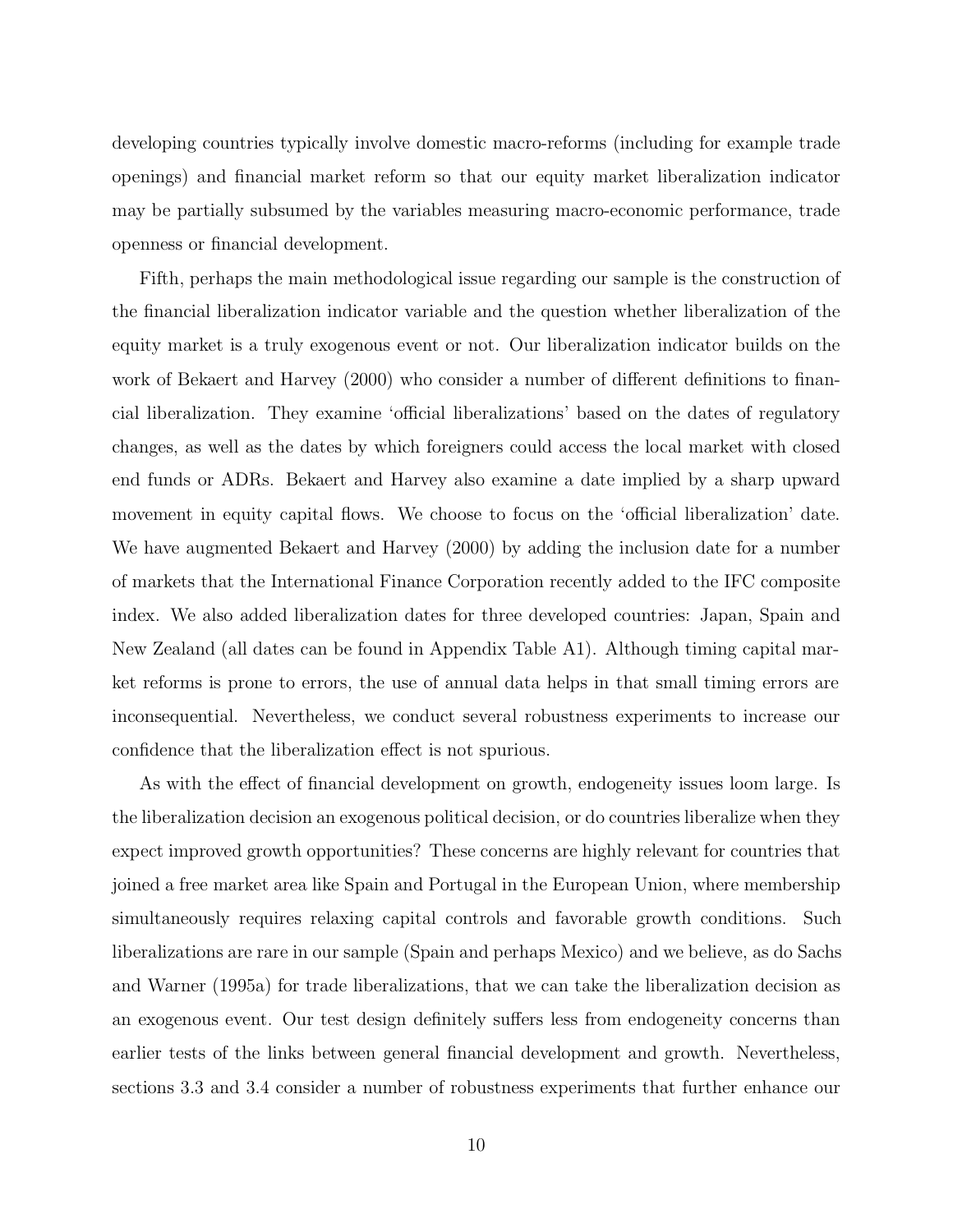developing countries typically involve domestic macro-reforms (including for example trade openings) and financial market reform so that our equity market liberalization indicator may be partially subsumed by the variables measuring macro-economic performance, trade openness or financial development.

Fifth, perhaps the main methodological issue regarding our sample is the construction of the financial liberalization indicator variable and the question whether liberalization of the equity market is a truly exogenous event or not. Our liberalization indicator builds on the work of Bekaert and Harvey (2000) who consider a number of different definitions to financial liberalization. They examine 'official liberalizations' based on the dates of regulatory changes, as well as the dates by which foreigners could access the local market with closed end funds or ADRs. Bekaert and Harvey also examine a date implied by a sharp upward movement in equity capital flows. We choose to focus on the 'official liberalization' date. We have augmented Bekaert and Harvey (2000) by adding the inclusion date for a number of markets that the International Finance Corporation recently added to the IFC composite index. We also added liberalization dates for three developed countries: Japan, Spain and New Zealand (all dates can be found in Appendix Table A1). Although timing capital market reforms is prone to errors, the use of annual data helps in that small timing errors are inconsequential. Nevertheless, we conduct several robustness experiments to increase our confidence that the liberalization effect is not spurious.

As with the effect of financial development on growth, endogeneity issues loom large. Is the liberalization decision an exogenous political decision, or do countries liberalize when they expect improved growth opportunities? These concerns are highly relevant for countries that joined a free market area like Spain and Portugal in the European Union, where membership simultaneously requires relaxing capital controls and favorable growth conditions. Such liberalizations are rare in our sample (Spain and perhaps Mexico) and we believe, as do Sachs and Warner (1995a) for trade liberalizations, that we can take the liberalization decision as an exogenous event. Our test design definitely suffers less from endogeneity concerns than earlier tests of the links between general financial development and growth. Nevertheless, sections 3.3 and 3.4 consider a number of robustness experiments that further enhance our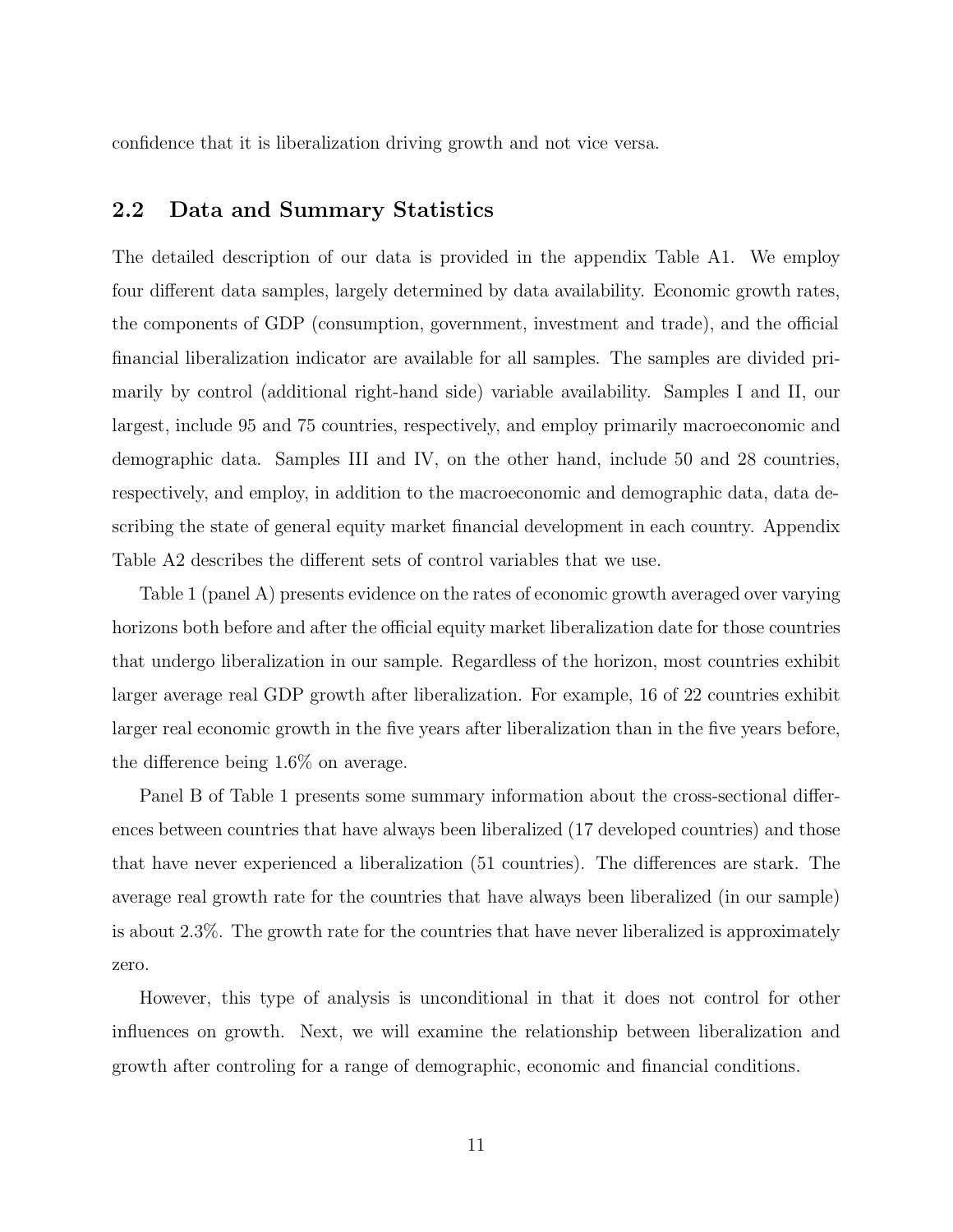confidence that it is liberalization driving growth and not vice versa.

## 2.2 Data and Summary Statistics

The detailed description of our data is provided in the appendix Table A1. We employ four different data samples, largely determined by data availability. Economic growth rates, the components of GDP (consumption, government, investment and trade), and the official financial liberalization indicator are available for all samples. The samples are divided primarily by control (additional right-hand side) variable availability. Samples I and II, our largest, include 95 and 75 countries, respectively, and employ primarily macroeconomic and demographic data. Samples III and IV, on the other hand, include 50 and 28 countries, respectively, and employ, in addition to the macroeconomic and demographic data, data describing the state of general equity market financial development in each country. Appendix Table A2 describes the different sets of control variables that we use.

Table 1 (panel A) presents evidence on the rates of economic growth averaged over varying horizons both before and after the official equity market liberalization date for those countries that undergo liberalization in our sample. Regardless of the horizon, most countries exhibit larger average real GDP growth after liberalization. For example, 16 of 22 countries exhibit larger real economic growth in the five years after liberalization than in the five years before, the difference being 1.6% on average.

Panel B of Table 1 presents some summary information about the cross-sectional differences between countries that have always been liberalized (17 developed countries) and those that have never experienced a liberalization (51 countries). The differences are stark. The average real growth rate for the countries that have always been liberalized (in our sample) is about 2.3%. The growth rate for the countries that have never liberalized is approximately zero.

However, this type of analysis is unconditional in that it does not control for other influences on growth. Next, we will examine the relationship between liberalization and growth after controling for a range of demographic, economic and financial conditions.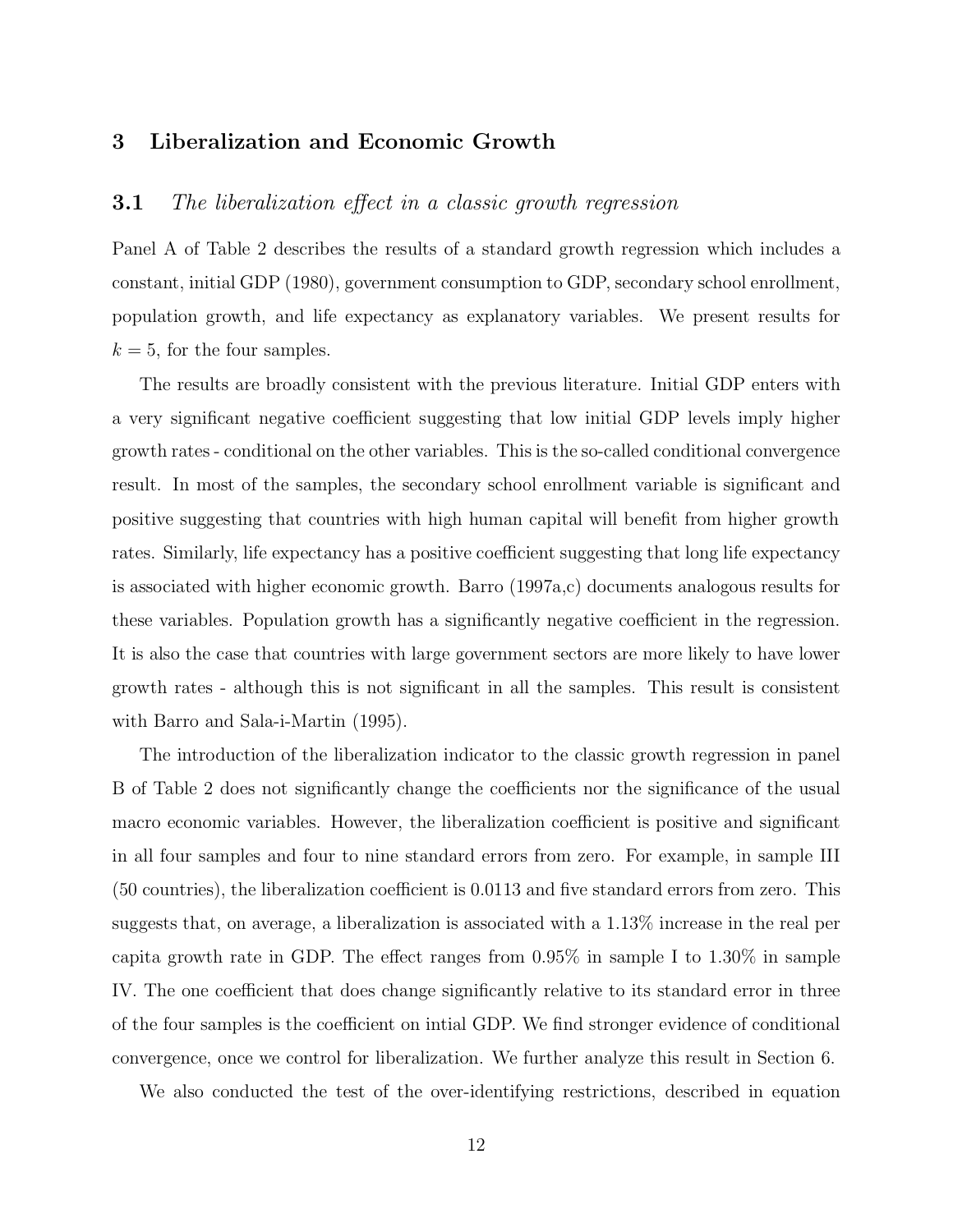# 3 Liberalization and Economic Growth

## 3.1 *The liberalization effect in a classic growth regression*

Panel A of Table 2 describes the results of a standard growth regression which includes a constant, initial GDP (1980), government consumption to GDP, secondary school enrollment, population growth, and life expectancy as explanatory variables. We present results for $k = 5$, for the four samples.

The results are broadly consistent with the previous literature. Initial GDP enters with a very significant negative coefficient suggesting that low initial GDP levels imply higher growth rates - conditional on the other variables. This is the so-called conditional convergence result. In most of the samples, the secondary school enrollment variable is significant and positive suggesting that countries with high human capital will benefit from higher growth rates. Similarly, life expectancy has a positive coefficient suggesting that long life expectancy is associated with higher economic growth. Barro (1997a,c) documents analogous results for these variables. Population growth has a significantly negative coefficient in the regression. It is also the case that countries with large government sectors are more likely to have lower growth rates - although this is not significant in all the samples. This result is consistent with Barro and Sala-i-Martin (1995).

The introduction of the liberalization indicator to the classic growth regression in panel B of Table 2 does not significantly change the coefficients nor the significance of the usual macro economic variables. However, the liberalization coefficient is positive and significant in all four samples and four to nine standard errors from zero. For example, in sample III (50 countries), the liberalization coefficient is 0.0113 and five standard errors from zero. This suggests that, on average, a liberalization is associated with a 1.13% increase in the real per capita growth rate in GDP. The effect ranges from 0.95% in sample I to 1.30% in sample IV. The one coefficient that does change significantly relative to its standard error in three of the four samples is the coefficient on intial GDP. We find stronger evidence of conditional convergence, once we control for liberalization. We further analyze this result in Section 6.

We also conducted the test of the over-identifying restrictions, described in equation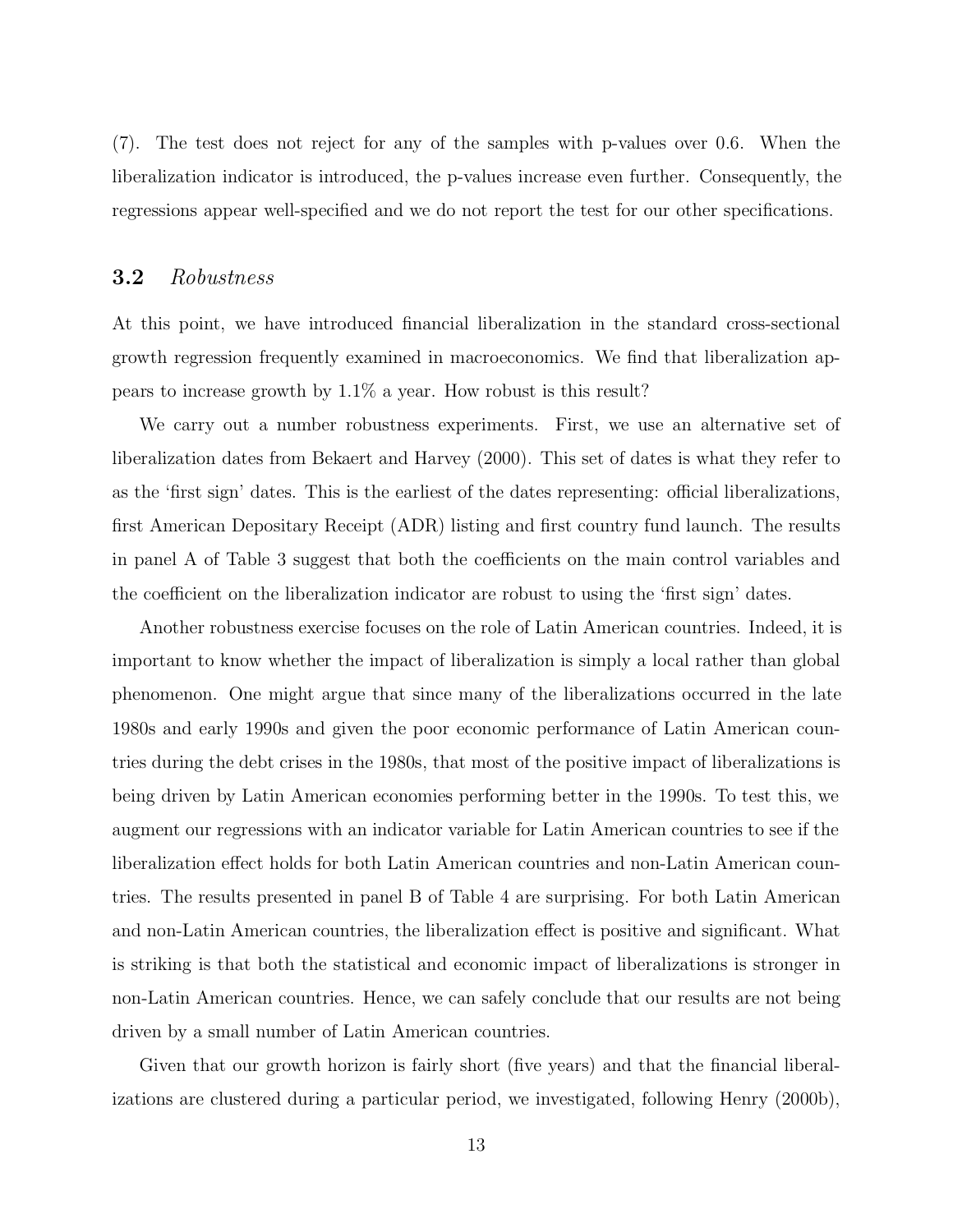(7). The test does not reject for any of the samples with p-values over 0.6. When the liberalization indicator is introduced, the p-values increase even further. Consequently, the regressions appear well-specified and we do not report the test for our other specifications.

## 3.2 *Robustness*

At this point, we have introduced financial liberalization in the standard cross-sectional growth regression frequently examined in macroeconomics. We find that liberalization appears to increase growth by 1.1% a year. How robust is this result?

We carry out a number robustness experiments. First, we use an alternative set of liberalization dates from Bekaert and Harvey (2000). This set of dates is what they refer to as the 'first sign' dates. This is the earliest of the dates representing: official liberalizations, first American Depositary Receipt (ADR) listing and first country fund launch. The results in panel A of Table 3 suggest that both the coefficients on the main control variables and the coefficient on the liberalization indicator are robust to using the 'first sign' dates.

Another robustness exercise focuses on the role of Latin American countries. Indeed, it is important to know whether the impact of liberalization is simply a local rather than global phenomenon. One might argue that since many of the liberalizations occurred in the late 1980s and early 1990s and given the poor economic performance of Latin American countries during the debt crises in the 1980s, that most of the positive impact of liberalizations is being driven by Latin American economies performing better in the 1990s. To test this, we augment our regressions with an indicator variable for Latin American countries to see if the liberalization effect holds for both Latin American countries and non-Latin American countries. The results presented in panel B of Table 4 are surprising. For both Latin American and non-Latin American countries, the liberalization effect is positive and significant. What is striking is that both the statistical and economic impact of liberalizations is stronger in non-Latin American countries. Hence, we can safely conclude that our results are not being driven by a small number of Latin American countries.

Given that our growth horizon is fairly short (five years) and that the financial liberalizations are clustered during a particular period, we investigated, following Henry (2000b),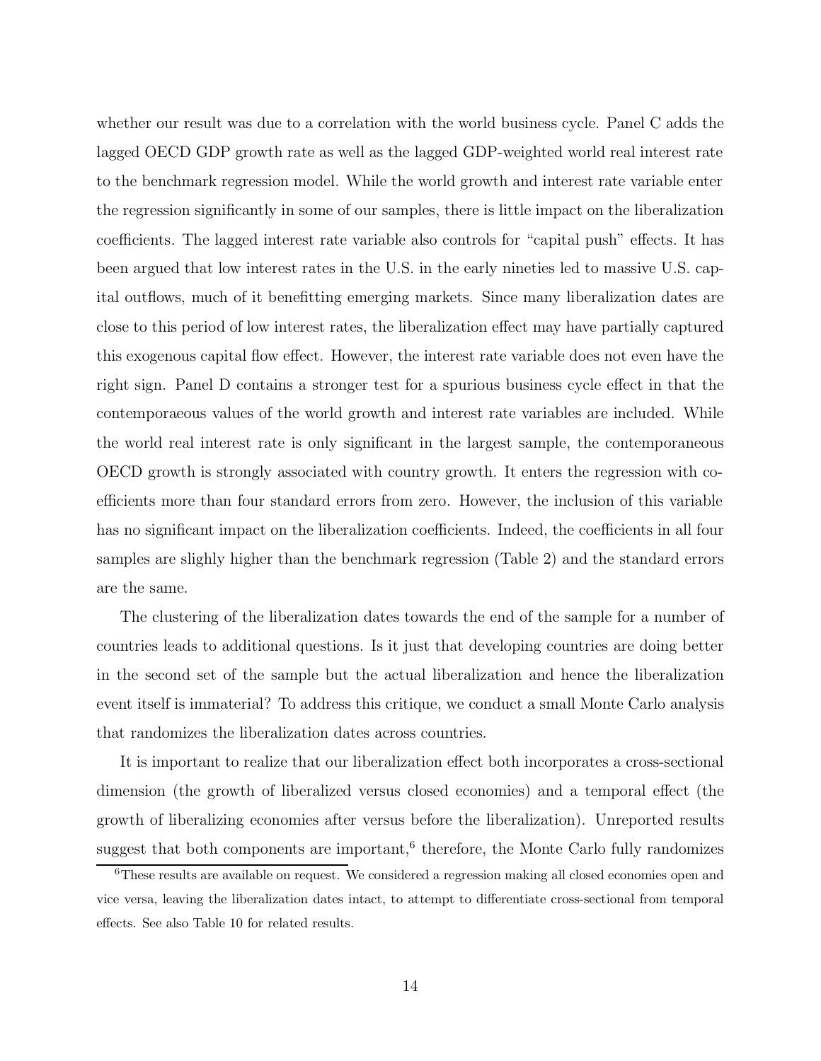whether our result was due to a correlation with the world business cycle. Panel C adds the lagged OECD GDP growth rate as well as the lagged GDP-weighted world real interest rate to the benchmark regression model. While the world growth and interest rate variable enter the regression significantly in some of our samples, there is little impact on the liberalization coefficients. The lagged interest rate variable also controls for "capital push" effects. It has been argued that low interest rates in the U.S. in the early nineties led to massive U.S. capital outflows, much of it benefitting emerging markets. Since many liberalization dates are close to this period of low interest rates, the liberalization effect may have partially captured this exogenous capital flow effect. However, the interest rate variable does not even have the right sign. Panel D contains a stronger test for a spurious business cycle effect in that the contemporaeous values of the world growth and interest rate variables are included. While the world real interest rate is only significant in the largest sample, the contemporaneous OECD growth is strongly associated with country growth. It enters the regression with coefficients more than four standard errors from zero. However, the inclusion of this variable has no significant impact on the liberalization coefficients. Indeed, the coefficients in all four samples are slighly higher than the benchmark regression (Table 2) and the standard errors are the same.

The clustering of the liberalization dates towards the end of the sample for a number of countries leads to additional questions. Is it just that developing countries are doing better in the second set of the sample but the actual liberalization and hence the liberalization event itself is immaterial? To address this critique, we conduct a small Monte Carlo analysis that randomizes the liberalization dates across countries.

It is important to realize that our liberalization effect both incorporates a cross-sectional dimension (the growth of liberalized versus closed economies) and a temporal effect (the growth of liberalizing economies after versus before the liberalization). Unreported results suggest that both components are important,[6] therefore, the Monte Carlo fully randomizes

[6] These results are available on request. We considered a regression making all closed economies open and vice versa, leaving the liberalization dates intact, to attempt to differentiate cross-sectional from temporal effects. See also Table 10 for related results.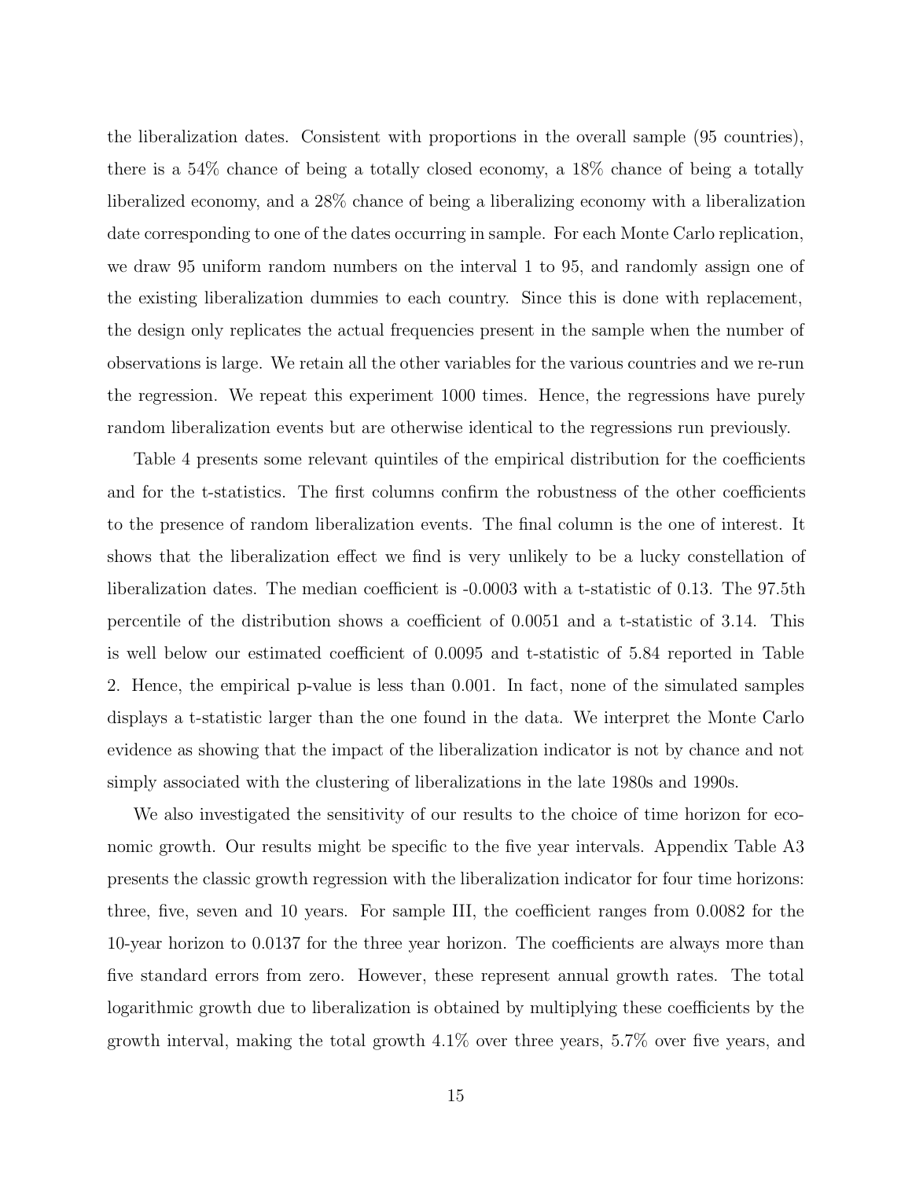the liberalization dates. Consistent with proportions in the overall sample (95 countries), there is a 54% chance of being a totally closed economy, a 18% chance of being a totally liberalized economy, and a 28% chance of being a liberalizing economy with a liberalization date corresponding to one of the dates occurring in sample. For each Monte Carlo replication, we draw 95 uniform random numbers on the interval 1 to 95, and randomly assign one of the existing liberalization dummies to each country. Since this is done with replacement, the design only replicates the actual frequencies present in the sample when the number of observations is large. We retain all the other variables for the various countries and we re-run the regression. We repeat this experiment 1000 times. Hence, the regressions have purely random liberalization events but are otherwise identical to the regressions run previously.

Table 4 presents some relevant quintiles of the empirical distribution for the coefficients and for the t-statistics. The first columns confirm the robustness of the other coefficients to the presence of random liberalization events. The final column is the one of interest. It shows that the liberalization effect we find is very unlikely to be a lucky constellation of liberalization dates. The median coefficient is -0.0003 with a t-statistic of 0.13. The 97.5th percentile of the distribution shows a coefficient of 0.0051 and a t-statistic of 3.14. This is well below our estimated coefficient of 0.0095 and t-statistic of 5.84 reported in Table 2. Hence, the empirical p-value is less than 0.001. In fact, none of the simulated samples displays a t-statistic larger than the one found in the data. We interpret the Monte Carlo evidence as showing that the impact of the liberalization indicator is not by chance and not simply associated with the clustering of liberalizations in the late 1980s and 1990s.

We also investigated the sensitivity of our results to the choice of time horizon for economic growth. Our results might be specific to the five year intervals. Appendix Table A3 presents the classic growth regression with the liberalization indicator for four time horizons: three, five, seven and 10 years. For sample III, the coefficient ranges from 0.0082 for the 10-year horizon to 0.0137 for the three year horizon. The coefficients are always more than five standard errors from zero. However, these represent annual growth rates. The total logarithmic growth due to liberalization is obtained by multiplying these coefficients by the growth interval, making the total growth 4.1% over three years, 5.7% over five years, and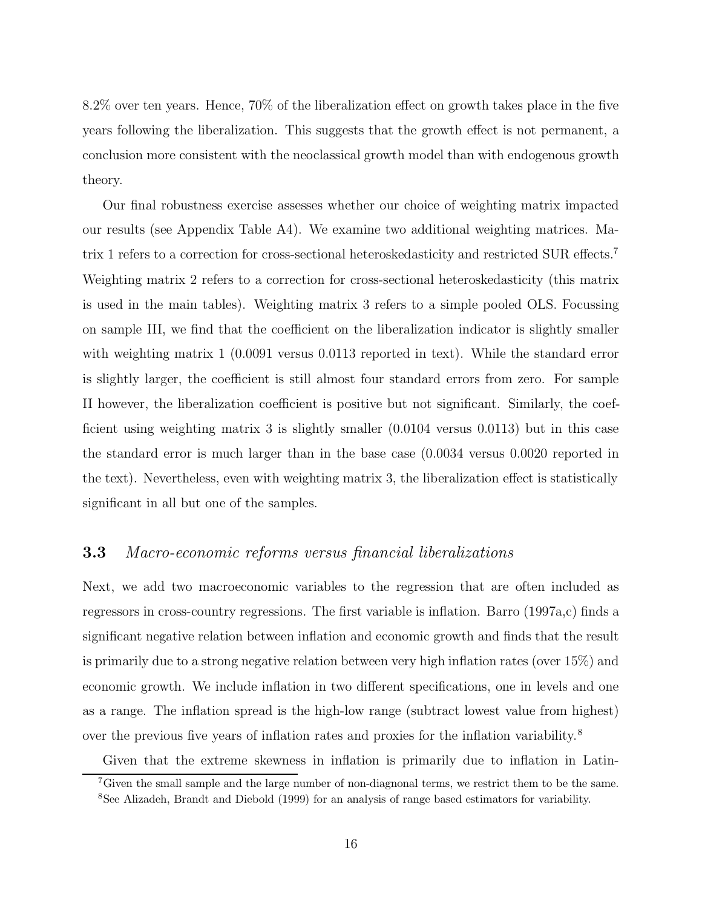8.2% over ten years. Hence, 70% of the liberalization effect on growth takes place in the five years following the liberalization. This suggests that the growth effect is not permanent, a conclusion more consistent with the neoclassical growth model than with endogenous growth theory.

Our final robustness exercise assesses whether our choice of weighting matrix impacted our results (see Appendix Table A4). We examine two additional weighting matrices. Matrix 1 refers to a correction for cross-sectional heteroskedasticity and restricted SUR effects.[7] Weighting matrix 2 refers to a correction for cross-sectional heteroskedasticity (this matrix is used in the main tables). Weighting matrix 3 refers to a simple pooled OLS. Focussing on sample III, we find that the coefficient on the liberalization indicator is slightly smaller with weighting matrix 1 (0.0091 versus 0.0113 reported in text). While the standard error is slightly larger, the coefficient is still almost four standard errors from zero. For sample II however, the liberalization coefficient is positive but not significant. Similarly, the coefficient using weighting matrix 3 is slightly smaller (0.0104 versus 0.0113) but in this case the standard error is much larger than in the base case (0.0034 versus 0.0020 reported in the text). Nevertheless, even with weighting matrix 3, the liberalization effect is statistically significant in all but one of the samples.

### 3.3 *Macro-economic reforms versus financial liberalizations*

Next, we add two macroeconomic variables to the regression that are often included as regressors in cross-country regressions. The first variable is inflation. Barro (1997a,c) finds a significant negative relation between inflation and economic growth and finds that the result is primarily due to a strong negative relation between very high inflation rates (over 15%) and economic growth. We include inflation in two different specifications, one in levels and one as a range. The inflation spread is the high-low range (subtract lowest value from highest) over the previous five years of inflation rates and proxies for the inflation variability.[8]

Given that the extreme skewness in inflation is primarily due to inflation in Latin-

[7] Given the small sample and the large number of non-diagnonal terms, we restrict them to be the same.

[8] See Alizadeh, Brandt and Diebold (1999) for an analysis of range based estimators for variability.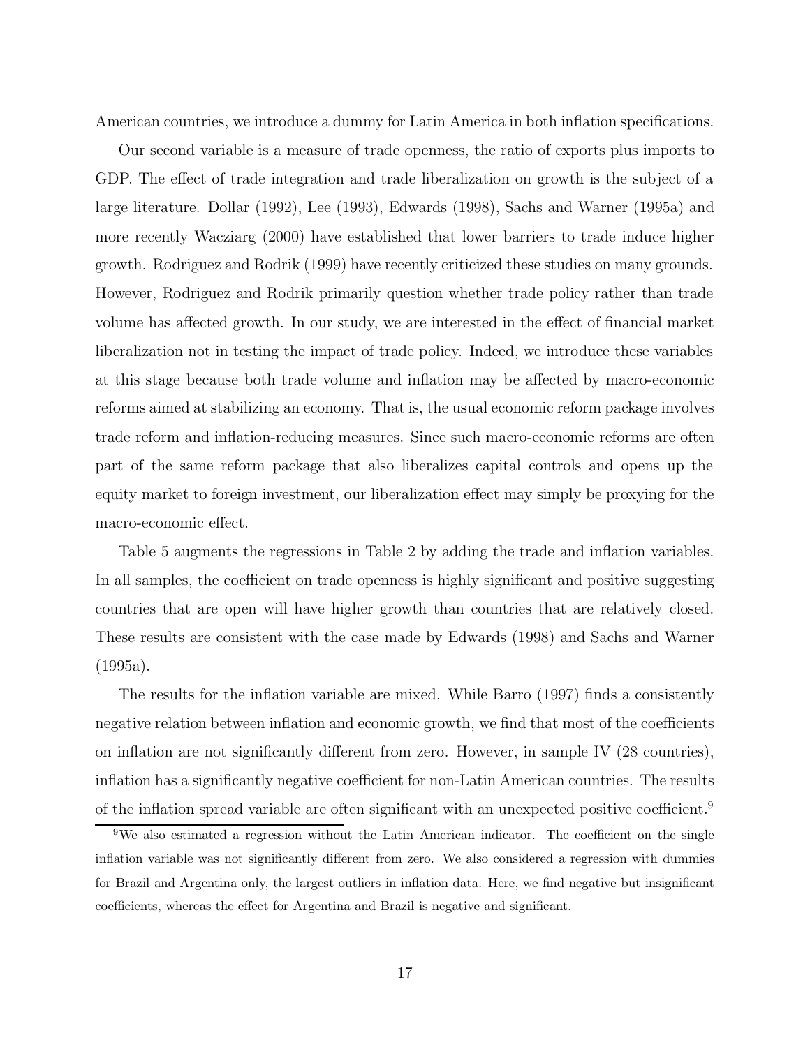American countries, we introduce a dummy for Latin America in both inflation specifications.

Our second variable is a measure of trade openness, the ratio of exports plus imports to GDP. The effect of trade integration and trade liberalization on growth is the subject of a large literature. Dollar (1992), Lee (1993), Edwards (1998), Sachs and Warner (1995a) and more recently Wacziarg (2000) have established that lower barriers to trade induce higher growth. Rodriguez and Rodrik (1999) have recently criticized these studies on many grounds. However, Rodriguez and Rodrik primarily question whether trade policy rather than trade volume has affected growth. In our study, we are interested in the effect of financial market liberalization not in testing the impact of trade policy. Indeed, we introduce these variables at this stage because both trade volume and inflation may be affected by macro-economic reforms aimed at stabilizing an economy. That is, the usual economic reform package involves trade reform and inflation-reducing measures. Since such macro-economic reforms are often part of the same reform package that also liberalizes capital controls and opens up the equity market to foreign investment, our liberalization effect may simply be proxying for the macro-economic effect.

Table 5 augments the regressions in Table 2 by adding the trade and inflation variables. In all samples, the coefficient on trade openness is highly significant and positive suggesting countries that are open will have higher growth than countries that are relatively closed. These results are consistent with the case made by Edwards (1998) and Sachs and Warner (1995a).

The results for the inflation variable are mixed. While Barro (1997) finds a consistently negative relation between inflation and economic growth, we find that most of the coefficients on inflation are not significantly different from zero. However, in sample IV (28 countries), inflation has a significantly negative coefficient for non-Latin American countries. The results of the inflation spread variable are often significant with an unexpected positive coefficient.[9]

[9] We also estimated a regression without the Latin American indicator. The coefficient on the single inflation variable was not significantly different from zero. We also considered a regression with dummies for Brazil and Argentina only, the largest outliers in inflation data. Here, we find negative but insignificant coefficients, whereas the effect for Argentina and Brazil is negative and significant.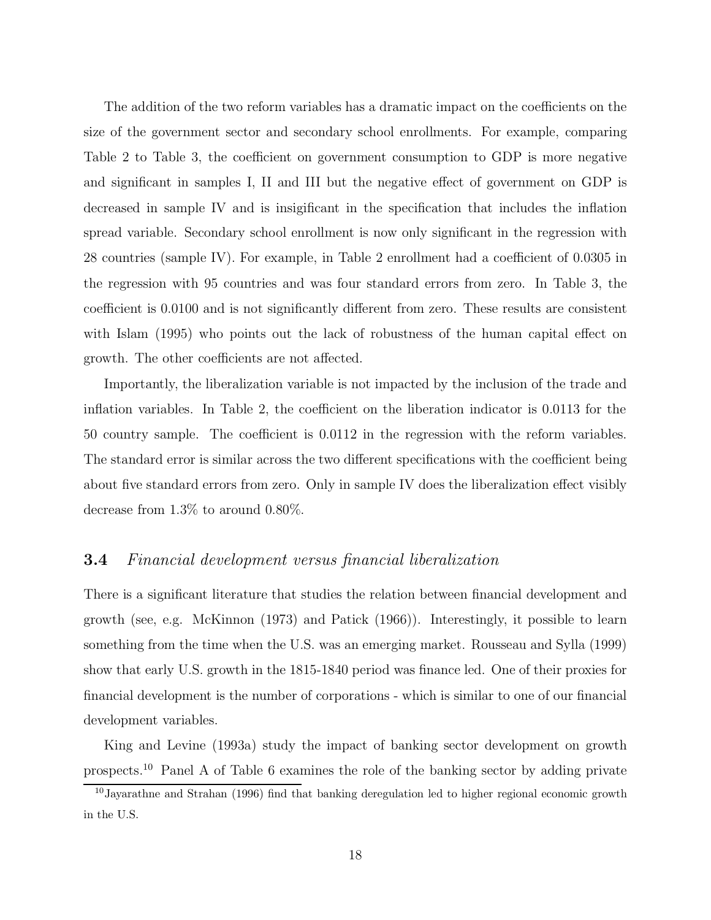The addition of the two reform variables has a dramatic impact on the coefficients on the size of the government sector and secondary school enrollments. For example, comparing Table 2 to Table 3, the coefficient on government consumption to GDP is more negative and significant in samples I, II and III but the negative effect of government on GDP is decreased in sample IV and is insigificant in the specification that includes the inflation spread variable. Secondary school enrollment is now only significant in the regression with 28 countries (sample IV). For example, in Table 2 enrollment had a coefficient of 0.0305 in the regression with 95 countries and was four standard errors from zero. In Table 3, the coefficient is 0.0100 and is not significantly different from zero. These results are consistent with Islam (1995) who points out the lack of robustness of the human capital effect on growth. The other coefficients are not affected.

Importantly, the liberalization variable is not impacted by the inclusion of the trade and inflation variables. In Table 2, the coefficient on the liberation indicator is 0.0113 for the 50 country sample. The coefficient is 0.0112 in the regression with the reform variables. The standard error is similar across the two different specifications with the coefficient being about five standard errors from zero. Only in sample IV does the liberalization effect visibly decrease from 1.3% to around 0.80%.

### 3.4 *Financial development versus financial liberalization*

There is a significant literature that studies the relation between financial development and growth (see, e.g. McKinnon (1973) and Patick (1966)). Interestingly, it possible to learn something from the time when the U.S. was an emerging market. Rousseau and Sylla (1999) show that early U.S. growth in the 1815-1840 period was finance led. One of their proxies for financial development is the number of corporations - which is similar to one of our financial development variables.

King and Levine (1993a) study the impact of banking sector development on growth prospects.[10] Panel A of Table 6 examines the role of the banking sector by adding private

[10] Jayarathne and Strahan (1996) find that banking deregulation led to higher regional economic growth in the U.S.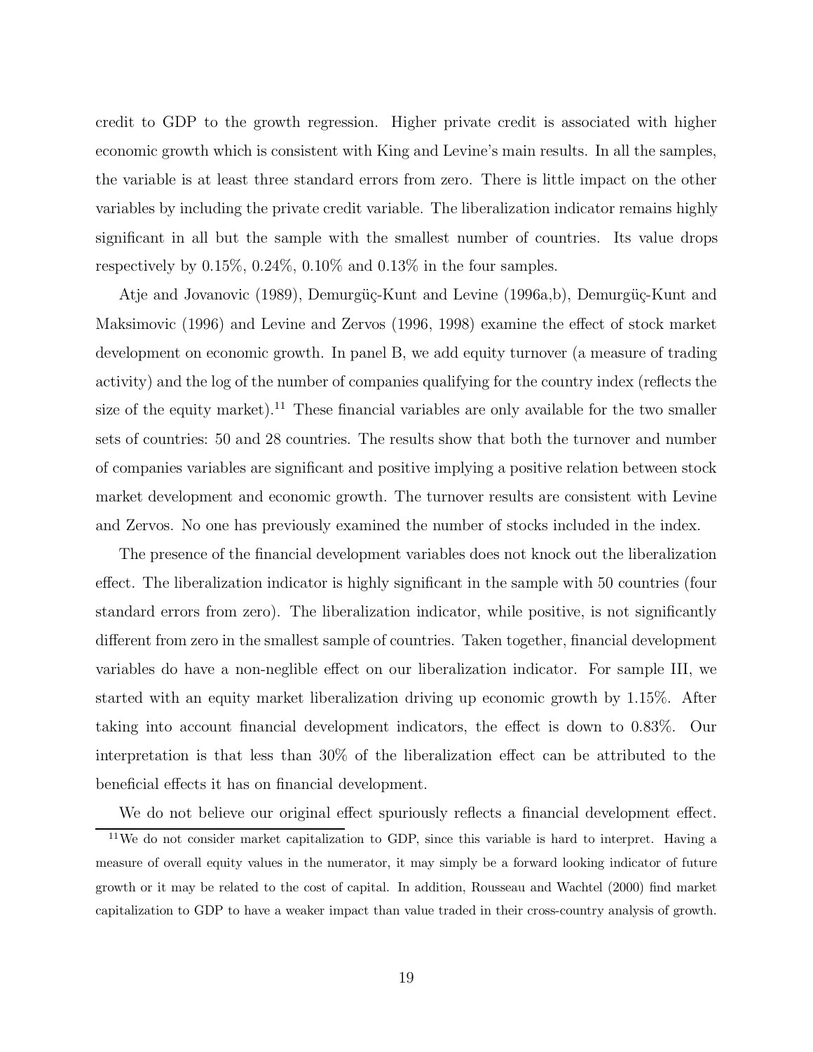credit to GDP to the growth regression. Higher private credit is associated with higher economic growth which is consistent with King and Levine's main results. In all the samples, the variable is at least three standard errors from zero. There is little impact on the other variables by including the private credit variable. The liberalization indicator remains highly significant in all but the sample with the smallest number of countries. Its value drops respectively by 0.15%, 0.24%, 0.10% and 0.13% in the four samples.

Atje and Jovanovic (1989), Demurgüç-Kunt and Levine (1996a,b), Demurgüç-Kunt and Maksimovic (1996) and Levine and Zervos (1996, 1998) examine the effect of stock market development on economic growth. In panel B, we add equity turnover (a measure of trading activity) and the log of the number of companies qualifying for the country index (reflects the size of the equity market).[11] These financial variables are only available for the two smaller sets of countries: 50 and 28 countries. The results show that both the turnover and number of companies variables are significant and positive implying a positive relation between stock market development and economic growth. The turnover results are consistent with Levine and Zervos. No one has previously examined the number of stocks included in the index.

The presence of the financial development variables does not knock out the liberalization effect. The liberalization indicator is highly significant in the sample with 50 countries (four standard errors from zero). The liberalization indicator, while positive, is not significantly different from zero in the smallest sample of countries. Taken together, financial development variables do have a non-neglible effect on our liberalization indicator. For sample III, we started with an equity market liberalization driving up economic growth by 1.15%. After taking into account financial development indicators, the effect is down to 0.83%. Our interpretation is that less than 30% of the liberalization effect can be attributed to the beneficial effects it has on financial development.

We do not believe our original effect spuriously reflects a financial development effect.

[11] We do not consider market capitalization to GDP, since this variable is hard to interpret. Having a measure of overall equity values in the numerator, it may simply be a forward looking indicator of future growth or it may be related to the cost of capital. In addition, Rousseau and Wachtel (2000) find market capitalization to GDP to have a weaker impact than value traded in their cross-country analysis of growth.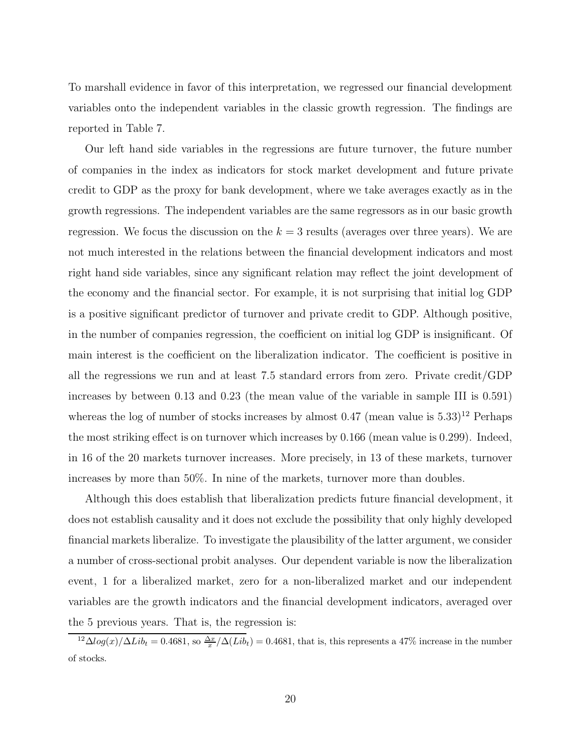To marshall evidence in favor of this interpretation, we regressed our financial development variables onto the independent variables in the classic growth regression. The findings are reported in Table 7.

Our left hand side variables in the regressions are future turnover, the future number of companies in the index as indicators for stock market development and future private credit to GDP as the proxy for bank development, where we take averages exactly as in the growth regressions. The independent variables are the same regressors as in our basic growth regression. We focus the discussion on the $k = 3$ results (averages over three years). We are not much interested in the relations between the financial development indicators and most right hand side variables, since any significant relation may reflect the joint development of the economy and the financial sector. For example, it is not surprising that initial log GDP is a positive significant predictor of turnover and private credit to GDP. Although positive, in the number of companies regression, the coefficient on initial log GDP is insignificant. Of main interest is the coefficient on the liberalization indicator. The coefficient is positive in all the regressions we run and at least 7.5 standard errors from zero. Private credit/GDP increases by between 0.13 and 0.23 (the mean value of the variable in sample III is 0.591) whereas the log of number of stocks increases by almost 0.47 (mean value is 5.33)[12] Perhaps the most striking effect is on turnover which increases by 0.166 (mean value is 0.299). Indeed, in 16 of the 20 markets turnover increases. More precisely, in 13 of these markets, turnover increases by more than 50%. In nine of the markets, turnover more than doubles.

Although this does establish that liberalization predicts future financial development, it does not establish causality and it does not exclude the possibility that only highly developed financial markets liberalize. To investigate the plausibility of the latter argument, we consider a number of cross-sectional probit analyses. Our dependent variable is now the liberalization event, 1 for a liberalized market, zero for a non-liberalized market and our independent variables are the growth indicators and the financial development indicators, averaged over the 5 previous years. That is, the regression is:

[12] $\Delta log(x)/\Delta Lib_t = 0.4681$, so $\frac{\Delta x}{x}/\Delta(Lib_t) = 0.4681$, that is, this represents a 47% increase in the number of stocks.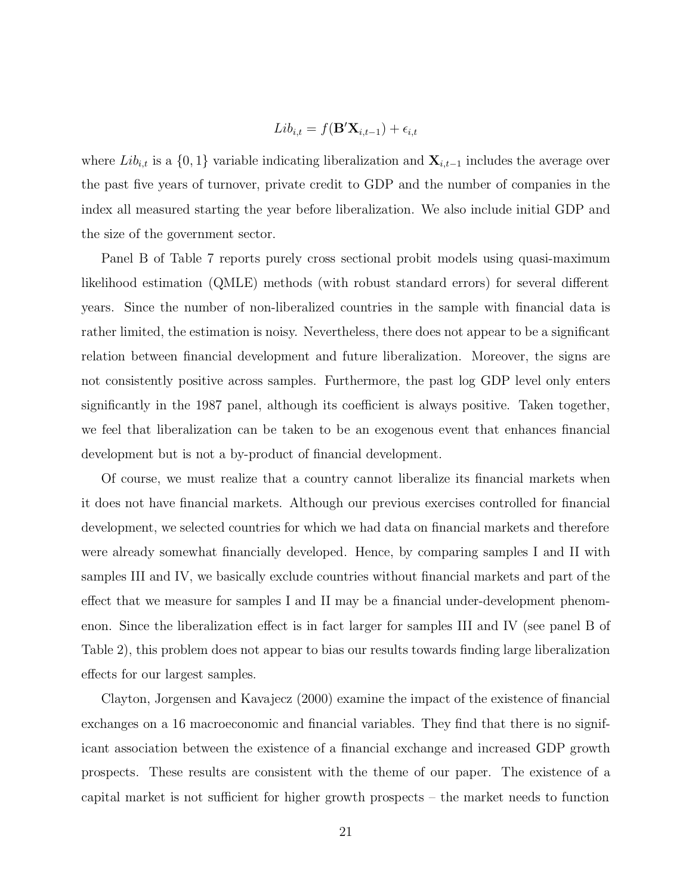$$Lib_{i,t} = f(\mathbf{B}'\mathbf{X}_{i,t-1}) + \epsilon_{i,t}$$

where $Lib_{i,t}$ is a $\{0, 1\}$ variable indicating liberalization and $\mathbf{X}_{i,t-1}$ includes the average over the past five years of turnover, private credit to GDP and the number of companies in the index all measured starting the year before liberalization. We also include initial GDP and the size of the government sector.

Panel B of Table 7 reports purely cross sectional probit models using quasi-maximum likelihood estimation (QMLE) methods (with robust standard errors) for several different years. Since the number of non-liberalized countries in the sample with financial data is rather limited, the estimation is noisy. Nevertheless, there does not appear to be a significant relation between financial development and future liberalization. Moreover, the signs are not consistently positive across samples. Furthermore, the past log GDP level only enters significantly in the 1987 panel, although its coefficient is always positive. Taken together, we feel that liberalization can be taken to be an exogenous event that enhances financial development but is not a by-product of financial development.

Of course, we must realize that a country cannot liberalize its financial markets when it does not have financial markets. Although our previous exercises controlled for financial development, we selected countries for which we had data on financial markets and therefore were already somewhat financially developed. Hence, by comparing samples I and II with samples III and IV, we basically exclude countries without financial markets and part of the effect that we measure for samples I and II may be a financial under-development phenomenon. Since the liberalization effect is in fact larger for samples III and IV (see panel B of Table 2), this problem does not appear to bias our results towards finding large liberalization effects for our largest samples.

Clayton, Jorgensen and Kavajecz (2000) examine the impact of the existence of financial exchanges on a 16 macroeconomic and financial variables. They find that there is no significant association between the existence of a financial exchange and increased GDP growth prospects. These results are consistent with the theme of our paper. The existence of a capital market is not sufficient for higher growth prospects – the market needs to function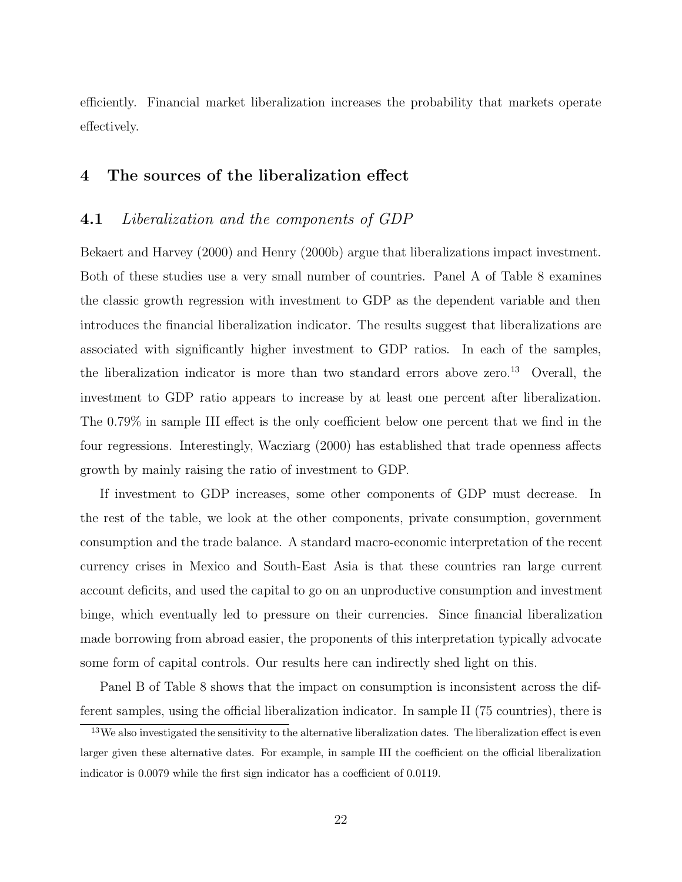efficiently. Financial market liberalization increases the probability that markets operate effectively.

## 4 The sources of the liberalization effect

### 4.1 *Liberalization and the components of GDP*

Bekaert and Harvey (2000) and Henry (2000b) argue that liberalizations impact investment. Both of these studies use a very small number of countries. Panel A of Table 8 examines the classic growth regression with investment to GDP as the dependent variable and then introduces the financial liberalization indicator. The results suggest that liberalizations are associated with significantly higher investment to GDP ratios. In each of the samples, the liberalization indicator is more than two standard errors above zero.[13] Overall, the investment to GDP ratio appears to increase by at least one percent after liberalization. The 0.79% in sample III effect is the only coefficient below one percent that we find in the four regressions. Interestingly, Wacziarg (2000) has established that trade openness affects growth by mainly raising the ratio of investment to GDP.

If investment to GDP increases, some other components of GDP must decrease. In the rest of the table, we look at the other components, private consumption, government consumption and the trade balance. A standard macro-economic interpretation of the recent currency crises in Mexico and South-East Asia is that these countries ran large current account deficits, and used the capital to go on an unproductive consumption and investment binge, which eventually led to pressure on their currencies. Since financial liberalization made borrowing from abroad easier, the proponents of this interpretation typically advocate some form of capital controls. Our results here can indirectly shed light on this.

Panel B of Table 8 shows that the impact on consumption is inconsistent across the different samples, using the official liberalization indicator. In sample II (75 countries), there is

[13] We also investigated the sensitivity to the alternative liberalization dates. The liberalization effect is even larger given these alternative dates. For example, in sample III the coefficient on the official liberalization indicator is 0.0079 while the first sign indicator has a coefficient of 0.0119.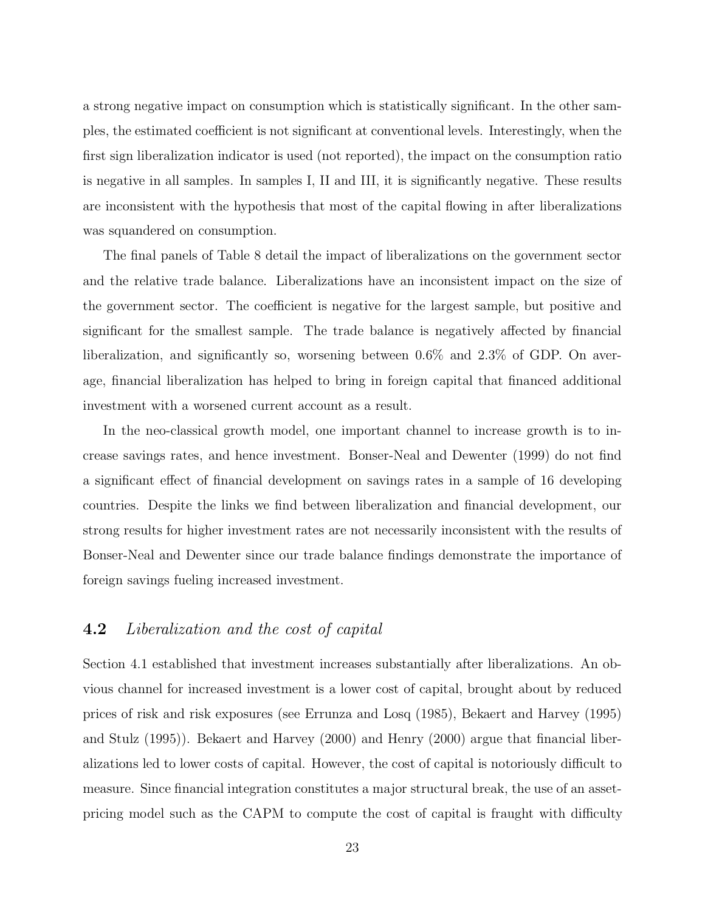a strong negative impact on consumption which is statistically significant. In the other samples, the estimated coefficient is not significant at conventional levels. Interestingly, when the first sign liberalization indicator is used (not reported), the impact on the consumption ratio is negative in all samples. In samples I, II and III, it is significantly negative. These results are inconsistent with the hypothesis that most of the capital flowing in after liberalizations was squandered on consumption.

The final panels of Table 8 detail the impact of liberalizations on the government sector and the relative trade balance. Liberalizations have an inconsistent impact on the size of the government sector. The coefficient is negative for the largest sample, but positive and significant for the smallest sample. The trade balance is negatively affected by financial liberalization, and significantly so, worsening between 0.6% and 2.3% of GDP. On average, financial liberalization has helped to bring in foreign capital that financed additional investment with a worsened current account as a result.

In the neo-classical growth model, one important channel to increase growth is to increase savings rates, and hence investment. Bonser-Neal and Dewenter (1999) do not find a significant effect of financial development on savings rates in a sample of 16 developing countries. Despite the links we find between liberalization and financial development, our strong results for higher investment rates are not necessarily inconsistent with the results of Bonser-Neal and Dewenter since our trade balance findings demonstrate the importance of foreign savings fueling increased investment.

## 4.2 *Liberalization and the cost of capital*

Section 4.1 established that investment increases substantially after liberalizations. An obvious channel for increased investment is a lower cost of capital, brought about by reduced prices of risk and risk exposures (see Errunza and Losq (1985), Bekaert and Harvey (1995) and Stulz (1995)). Bekaert and Harvey (2000) and Henry (2000) argue that financial liberalizations led to lower costs of capital. However, the cost of capital is notoriously difficult to measure. Since financial integration constitutes a major structural break, the use of an asset-pricing model such as the CAPM to compute the cost of capital is fraught with difficulty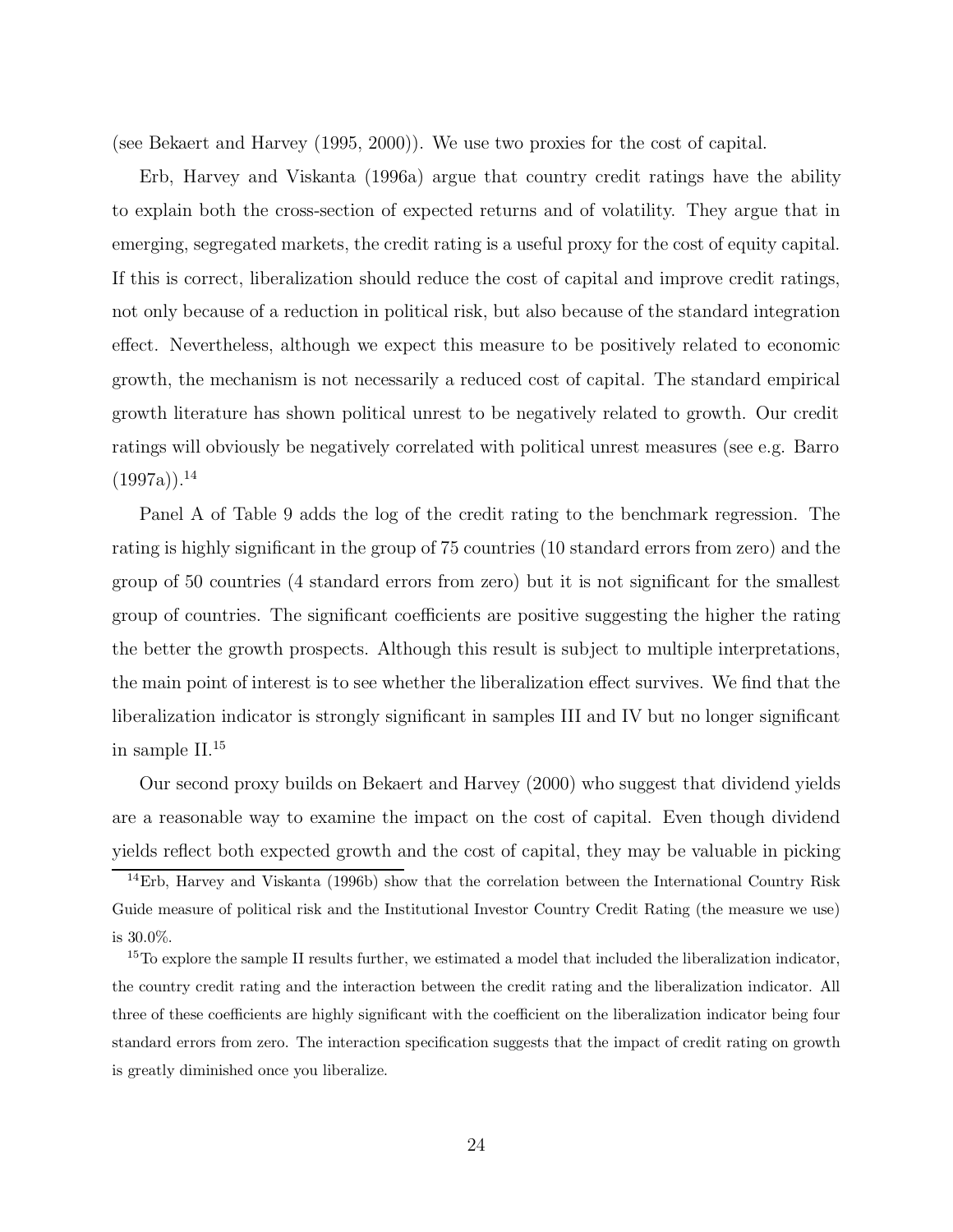(see Bekaert and Harvey (1995, 2000)). We use two proxies for the cost of capital.

Erb, Harvey and Viskanta (1996a) argue that country credit ratings have the ability to explain both the cross-section of expected returns and of volatility. They argue that in emerging, segregated markets, the credit rating is a useful proxy for the cost of equity capital. If this is correct, liberalization should reduce the cost of capital and improve credit ratings, not only because of a reduction in political risk, but also because of the standard integration effect. Nevertheless, although we expect this measure to be positively related to economic growth, the mechanism is not necessarily a reduced cost of capital. The standard empirical growth literature has shown political unrest to be negatively related to growth. Our credit ratings will obviously be negatively correlated with political unrest measures (see e.g. Barro (1997a)).[14]

Panel A of Table 9 adds the log of the credit rating to the benchmark regression. The rating is highly significant in the group of 75 countries (10 standard errors from zero) and the group of 50 countries (4 standard errors from zero) but it is not significant for the smallest group of countries. The significant coefficients are positive suggesting the higher the rating the better the growth prospects. Although this result is subject to multiple interpretations, the main point of interest is to see whether the liberalization effect survives. We find that the liberalization indicator is strongly significant in samples III and IV but no longer significant in sample II.[15]

Our second proxy builds on Bekaert and Harvey (2000) who suggest that dividend yields are a reasonable way to examine the impact on the cost of capital. Even though dividend yields reflect both expected growth and the cost of capital, they may be valuable in picking

[14] Erb, Harvey and Viskanta (1996b) show that the correlation between the International Country Risk Guide measure of political risk and the Institutional Investor Country Credit Rating (the measure we use) is 30.0%.

[15] To explore the sample II results further, we estimated a model that included the liberalization indicator, the country credit rating and the interaction between the credit rating and the liberalization indicator. All three of these coefficients are highly significant with the coefficient on the liberalization indicator being four standard errors from zero. The interaction specification suggests that the impact of credit rating on growth is greatly diminished once you liberalize.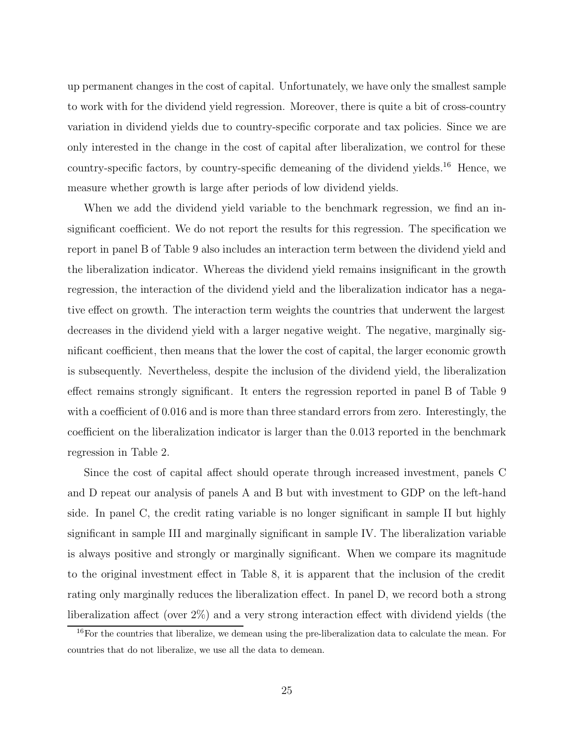up permanent changes in the cost of capital. Unfortunately, we have only the smallest sample to work with for the dividend yield regression. Moreover, there is quite a bit of cross-country variation in dividend yields due to country-specific corporate and tax policies. Since we are only interested in the change in the cost of capital after liberalization, we control for these country-specific factors, by country-specific demeaning of the dividend yields.[16] Hence, we measure whether growth is large after periods of low dividend yields.

When we add the dividend yield variable to the benchmark regression, we find an insignificant coefficient. We do not report the results for this regression. The specification we report in panel B of Table 9 also includes an interaction term between the dividend yield and the liberalization indicator. Whereas the dividend yield remains insignificant in the growth regression, the interaction of the dividend yield and the liberalization indicator has a negative effect on growth. The interaction term weights the countries that underwent the largest decreases in the dividend yield with a larger negative weight. The negative, marginally significant coefficient, then means that the lower the cost of capital, the larger economic growth is subsequently. Nevertheless, despite the inclusion of the dividend yield, the liberalization effect remains strongly significant. It enters the regression reported in panel B of Table 9 with a coefficient of 0.016 and is more than three standard errors from zero. Interestingly, the coefficient on the liberalization indicator is larger than the 0.013 reported in the benchmark regression in Table 2.

Since the cost of capital affect should operate through increased investment, panels C and D repeat our analysis of panels A and B but with investment to GDP on the left-hand side. In panel C, the credit rating variable is no longer significant in sample II but highly significant in sample III and marginally significant in sample IV. The liberalization variable is always positive and strongly or marginally significant. When we compare its magnitude to the original investment effect in Table 8, it is apparent that the inclusion of the credit rating only marginally reduces the liberalization effect. In panel D, we record both a strong liberalization affect (over 2%) and a very strong interaction effect with dividend yields (the

[16] For the countries that liberalize, we demean using the pre-liberalization data to calculate the mean. For countries that do not liberalize, we use all the data to demean.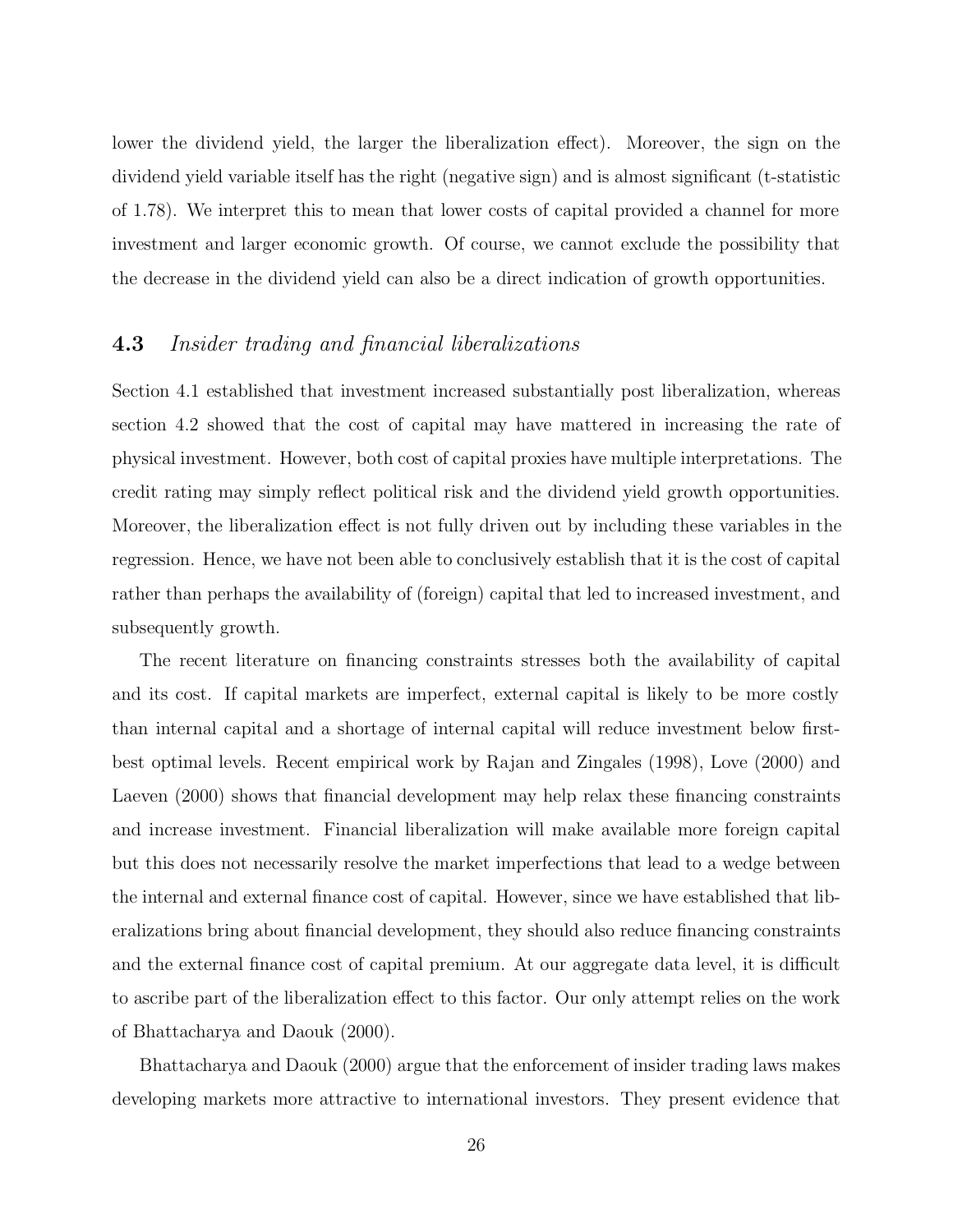lower the dividend yield, the larger the liberalization effect). Moreover, the sign on the dividend yield variable itself has the right (negative sign) and is almost significant (t-statistic of 1.78). We interpret this to mean that lower costs of capital provided a channel for more investment and larger economic growth. Of course, we cannot exclude the possibility that the decrease in the dividend yield can also be a direct indication of growth opportunities.

### 4.3 *Insider trading and financial liberalizations*

Section 4.1 established that investment increased substantially post liberalization, whereas section 4.2 showed that the cost of capital may have mattered in increasing the rate of physical investment. However, both cost of capital proxies have multiple interpretations. The credit rating may simply reflect political risk and the dividend yield growth opportunities. Moreover, the liberalization effect is not fully driven out by including these variables in the regression. Hence, we have not been able to conclusively establish that it is the cost of capital rather than perhaps the availability of (foreign) capital that led to increased investment, and subsequently growth.

The recent literature on financing constraints stresses both the availability of capital and its cost. If capital markets are imperfect, external capital is likely to be more costly than internal capital and a shortage of internal capital will reduce investment below first-best optimal levels. Recent empirical work by Rajan and Zingales (1998), Love (2000) and Laeven (2000) shows that financial development may help relax these financing constraints and increase investment. Financial liberalization will make available more foreign capital but this does not necessarily resolve the market imperfections that lead to a wedge between the internal and external finance cost of capital. However, since we have established that liberalizations bring about financial development, they should also reduce financing constraints and the external finance cost of capital premium. At our aggregate data level, it is difficult to ascribe part of the liberalization effect to this factor. Our only attempt relies on the work of Bhattacharya and Daouk (2000).

Bhattacharya and Daouk (2000) argue that the enforcement of insider trading laws makes developing markets more attractive to international investors. They present evidence that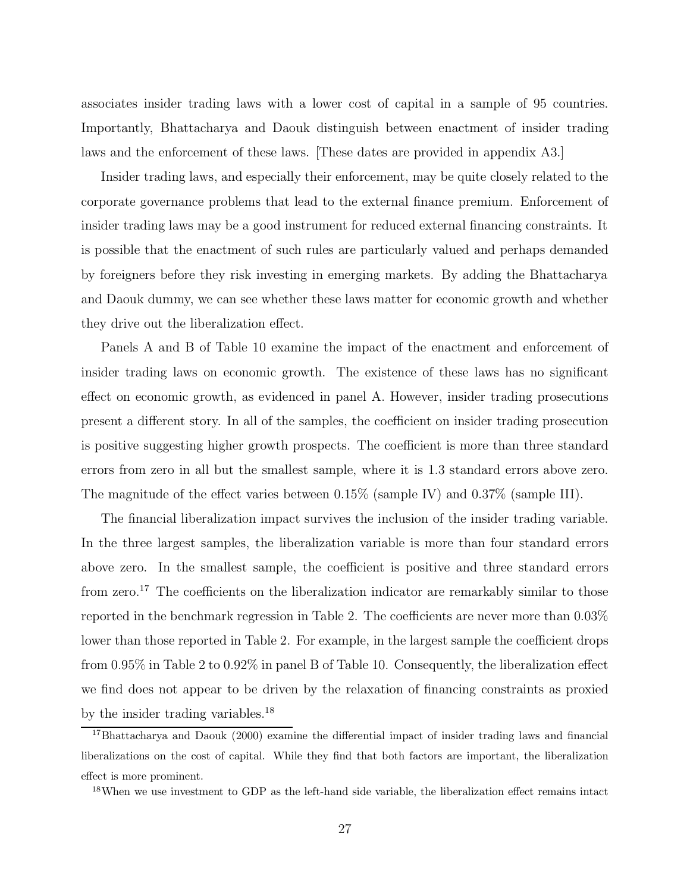associates insider trading laws with a lower cost of capital in a sample of 95 countries. Importantly, Bhattacharya and Daouk distinguish between enactment of insider trading laws and the enforcement of these laws. [These dates are provided in appendix A3.]

Insider trading laws, and especially their enforcement, may be quite closely related to the corporate governance problems that lead to the external finance premium. Enforcement of insider trading laws may be a good instrument for reduced external financing constraints. It is possible that the enactment of such rules are particularly valued and perhaps demanded by foreigners before they risk investing in emerging markets. By adding the Bhattacharya and Daouk dummy, we can see whether these laws matter for economic growth and whether they drive out the liberalization effect.

Panels A and B of Table 10 examine the impact of the enactment and enforcement of insider trading laws on economic growth. The existence of these laws has no significant effect on economic growth, as evidenced in panel A. However, insider trading prosecutions present a different story. In all of the samples, the coefficient on insider trading prosecution is positive suggesting higher growth prospects. The coefficient is more than three standard errors from zero in all but the smallest sample, where it is 1.3 standard errors above zero. The magnitude of the effect varies between 0.15% (sample IV) and 0.37% (sample III).

The financial liberalization impact survives the inclusion of the insider trading variable. In the three largest samples, the liberalization variable is more than four standard errors above zero. In the smallest sample, the coefficient is positive and three standard errors from zero.[17] The coefficients on the liberalization indicator are remarkably similar to those reported in the benchmark regression in Table 2. The coefficients are never more than 0.03% lower than those reported in Table 2. For example, in the largest sample the coefficient drops from 0.95% in Table 2 to 0.92% in panel B of Table 10. Consequently, the liberalization effect we find does not appear to be driven by the relaxation of financing constraints as proxied by the insider trading variables.[18]

[17] Bhattacharya and Daouk (2000) examine the differential impact of insider trading laws and financial liberalizations on the cost of capital. While they find that both factors are important, the liberalization effect is more prominent.

[18] When we use investment to GDP as the left-hand side variable, the liberalization effect remains intact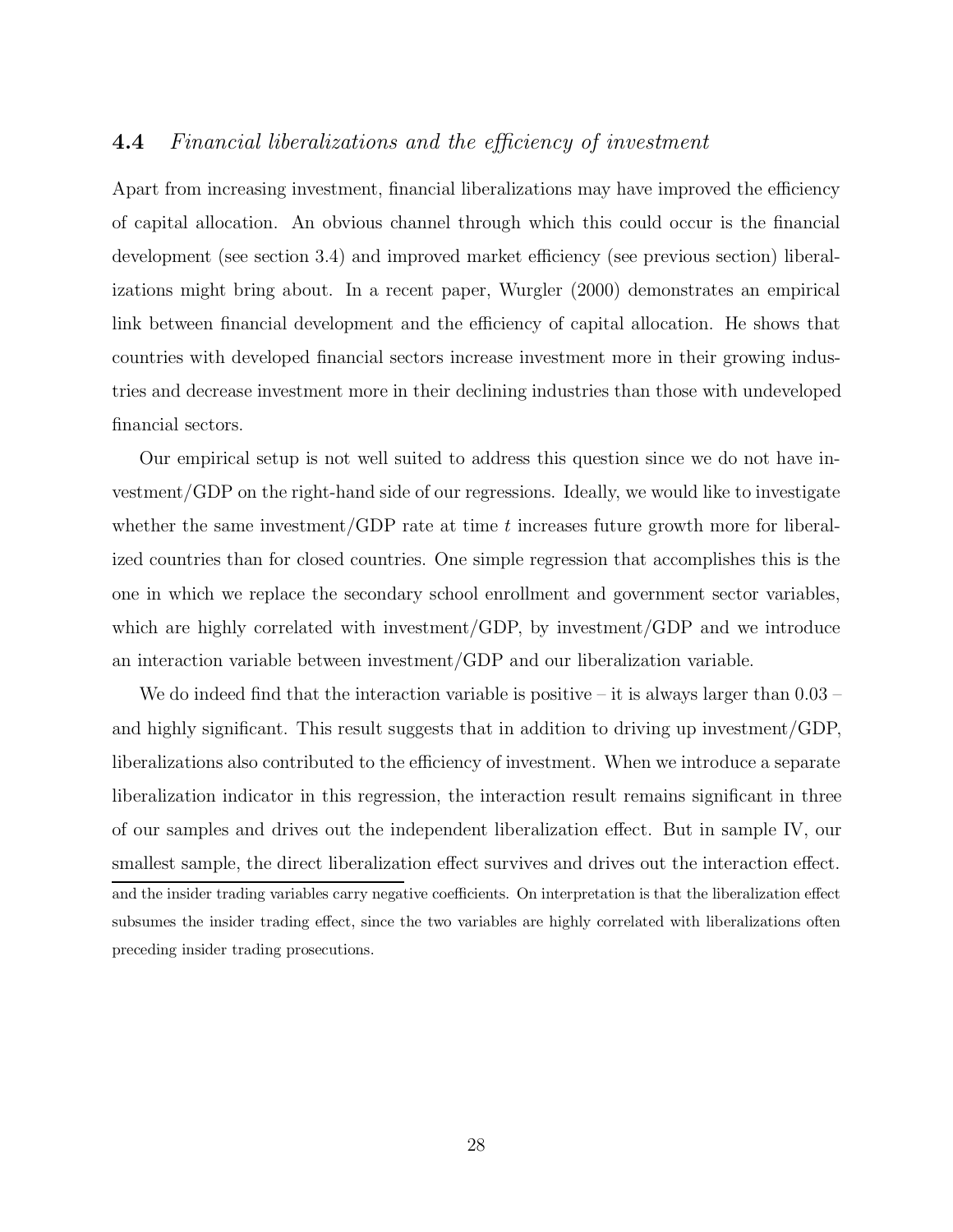### 4.4 *Financial liberalizations and the efficiency of investment*

Apart from increasing investment, financial liberalizations may have improved the efficiency of capital allocation. An obvious channel through which this could occur is the financial development (see section 3.4) and improved market efficiency (see previous section) liberalizations might bring about. In a recent paper, Wurgler (2000) demonstrates an empirical link between financial development and the efficiency of capital allocation. He shows that countries with developed financial sectors increase investment more in their growing industries and decrease investment more in their declining industries than those with undeveloped financial sectors.

Our empirical setup is not well suited to address this question since we do not have investment/GDP on the right-hand side of our regressions. Ideally, we would like to investigate whether the same investment/GDP rate at time $t$ increases future growth more for liberalized countries than for closed countries. One simple regression that accomplishes this is the one in which we replace the secondary school enrollment and government sector variables, which are highly correlated with investment/GDP, by investment/GDP and we introduce an interaction variable between investment/GDP and our liberalization variable.

We do indeed find that the interaction variable is positive – it is always larger than 0.03 – and highly significant. This result suggests that in addition to driving up investment/GDP, liberalizations also contributed to the efficiency of investment. When we introduce a separate liberalization indicator in this regression, the interaction result remains significant in three of our samples and drives out the independent liberalization effect. But in sample IV, our smallest sample, the direct liberalization effect survives and drives out the interaction effect.

---

and the insider trading variables carry negative coefficients. On interpretation is that the liberalization effect subsumes the insider trading effect, since the two variables are highly correlated with liberalizations often preceding insider trading prosecutions.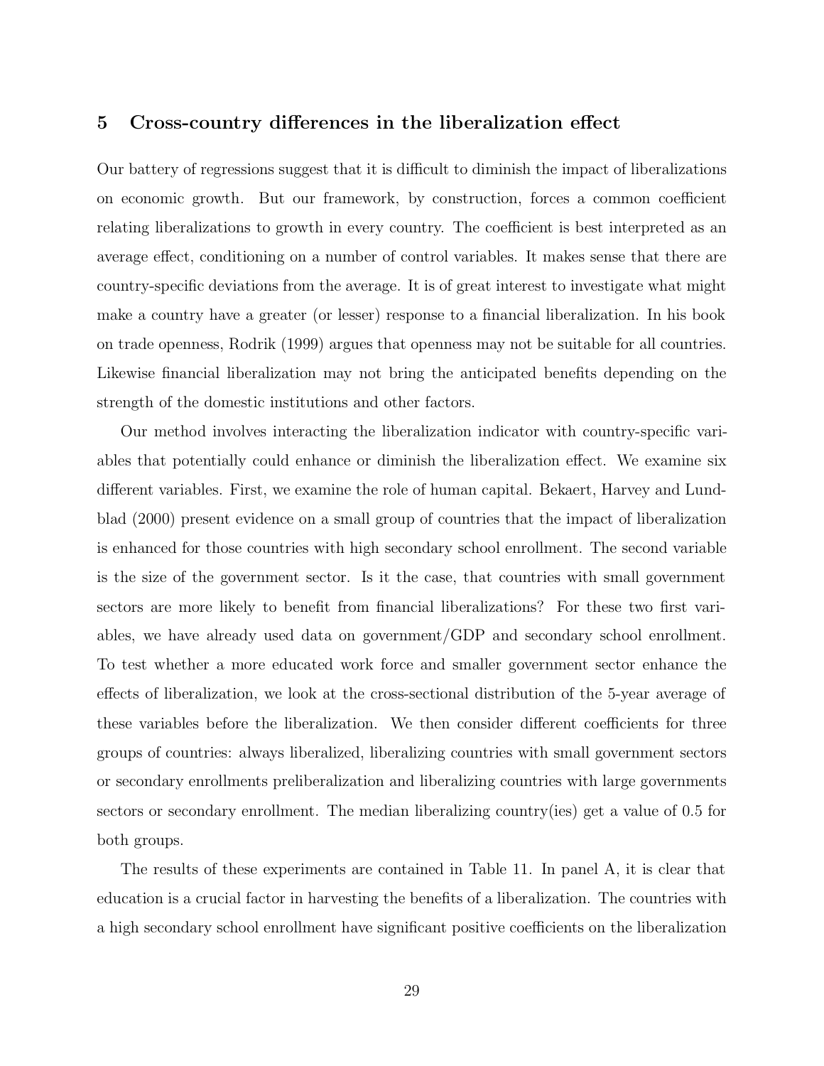## 5 Cross-country differences in the liberalization effect

Our battery of regressions suggest that it is difficult to diminish the impact of liberalizations on economic growth. But our framework, by construction, forces a common coefficient relating liberalizations to growth in every country. The coefficient is best interpreted as an average effect, conditioning on a number of control variables. It makes sense that there are country-specific deviations from the average. It is of great interest to investigate what might make a country have a greater (or lesser) response to a financial liberalization. In his book on trade openness, Rodrik (1999) argues that openness may not be suitable for all countries. Likewise financial liberalization may not bring the anticipated benefits depending on the strength of the domestic institutions and other factors.

Our method involves interacting the liberalization indicator with country-specific variables that potentially could enhance or diminish the liberalization effect. We examine six different variables. First, we examine the role of human capital. Bekaert, Harvey and Lundblad (2000) present evidence on a small group of countries that the impact of liberalization is enhanced for those countries with high secondary school enrollment. The second variable is the size of the government sector. Is it the case, that countries with small government sectors are more likely to benefit from financial liberalizations? For these two first variables, we have already used data on government/GDP and secondary school enrollment. To test whether a more educated work force and smaller government sector enhance the effects of liberalization, we look at the cross-sectional distribution of the 5-year average of these variables before the liberalization. We then consider different coefficients for three groups of countries: always liberalized, liberalizing countries with small government sectors or secondary enrollments preliberalization and liberalizing countries with large governments sectors or secondary enrollment. The median liberalizing country(ies) get a value of 0.5 for both groups.

The results of these experiments are contained in Table 11. In panel A, it is clear that education is a crucial factor in harvesting the benefits of a liberalization. The countries with a high secondary school enrollment have significant positive coefficients on the liberalization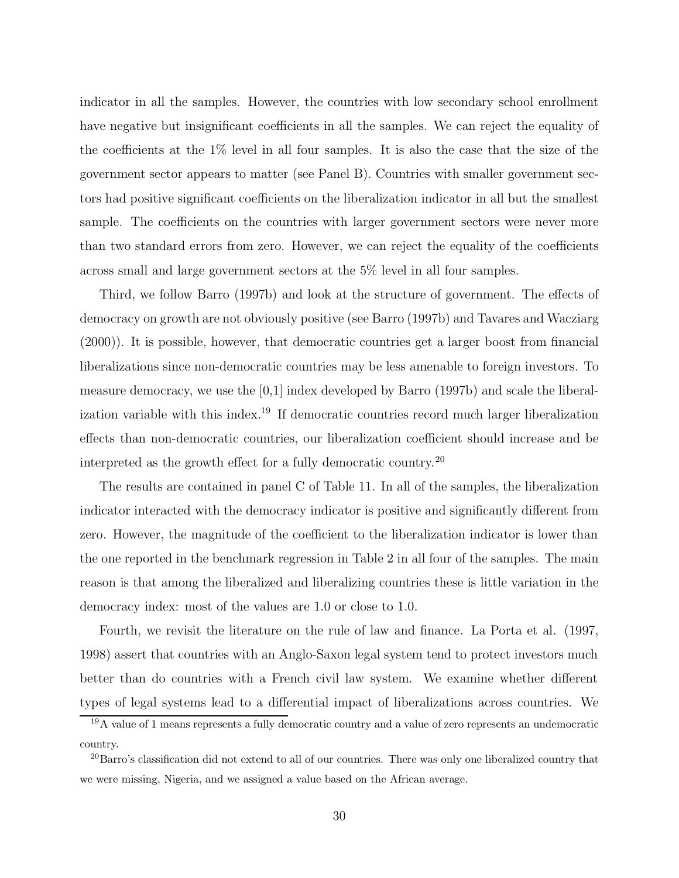indicator in all the samples. However, the countries with low secondary school enrollment have negative but insignificant coefficients in all the samples. We can reject the equality of the coefficients at the 1% level in all four samples. It is also the case that the size of the government sector appears to matter (see Panel B). Countries with smaller government sectors had positive significant coefficients on the liberalization indicator in all but the smallest sample. The coefficients on the countries with larger government sectors were never more than two standard errors from zero. However, we can reject the equality of the coefficients across small and large government sectors at the 5% level in all four samples.

Third, we follow Barro (1997b) and look at the structure of government. The effects of democracy on growth are not obviously positive (see Barro (1997b) and Tavares and Wacziarg (2000)). It is possible, however, that democratic countries get a larger boost from financial liberalizations since non-democratic countries may be less amenable to foreign investors. To measure democracy, we use the [0,1] index developed by Barro (1997b) and scale the liberalization variable with this index.[19] If democratic countries record much larger liberalization effects than non-democratic countries, our liberalization coefficient should increase and be interpreted as the growth effect for a fully democratic country.[20]

The results are contained in panel C of Table 11. In all of the samples, the liberalization indicator interacted with the democracy indicator is positive and significantly different from zero. However, the magnitude of the coefficient to the liberalization indicator is lower than the one reported in the benchmark regression in Table 2 in all four of the samples. The main reason is that among the liberalized and liberalizing countries these is little variation in the democracy index: most of the values are 1.0 or close to 1.0.

Fourth, we revisit the literature on the rule of law and finance. La Porta et al. (1997, 1998) assert that countries with an Anglo-Saxon legal system tend to protect investors much better than do countries with a French civil law system. We examine whether different types of legal systems lead to a differential impact of liberalizations across countries. We

[19] A value of 1 means represents a fully democratic country and a value of zero represents an undemocratic country.

[20] Barro's classification did not extend to all of our countries. There was only one liberalized country that we were missing, Nigeria, and we assigned a value based on the African average.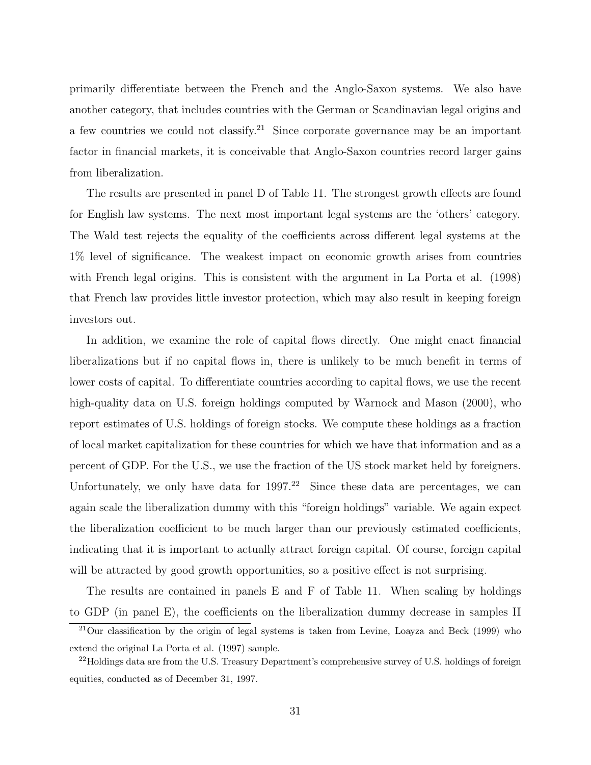primarily differentiate between the French and the Anglo-Saxon systems. We also have another category, that includes countries with the German or Scandinavian legal origins and a few countries we could not classify.[21] Since corporate governance may be an important factor in financial markets, it is conceivable that Anglo-Saxon countries record larger gains from liberalization.

The results are presented in panel D of Table 11. The strongest growth effects are found for English law systems. The next most important legal systems are the 'others' category. The Wald test rejects the equality of the coefficients across different legal systems at the 1% level of significance. The weakest impact on economic growth arises from countries with French legal origins. This is consistent with the argument in La Porta et al. (1998) that French law provides little investor protection, which may also result in keeping foreign investors out.

In addition, we examine the role of capital flows directly. One might enact financial liberalizations but if no capital flows in, there is unlikely to be much benefit in terms of lower costs of capital. To differentiate countries according to capital flows, we use the recent high-quality data on U.S. foreign holdings computed by Warnock and Mason (2000), who report estimates of U.S. holdings of foreign stocks. We compute these holdings as a fraction of local market capitalization for these countries for which we have that information and as a percent of GDP. For the U.S., we use the fraction of the US stock market held by foreigners. Unfortunately, we only have data for 1997.[22] Since these data are percentages, we can again scale the liberalization dummy with this "foreign holdings" variable. We again expect the liberalization coefficient to be much larger than our previously estimated coefficients, indicating that it is important to actually attract foreign capital. Of course, foreign capital will be attracted by good growth opportunities, so a positive effect is not surprising.

The results are contained in panels E and F of Table 11. When scaling by holdings to GDP (in panel E), the coefficients on the liberalization dummy decrease in samples II

[21] Our classification by the origin of legal systems is taken from Levine, Loayza and Beck (1999) who extend the original La Porta et al. (1997) sample.

[22] Holdings data are from the U.S. Treasury Department's comprehensive survey of U.S. holdings of foreign equities, conducted as of December 31, 1997.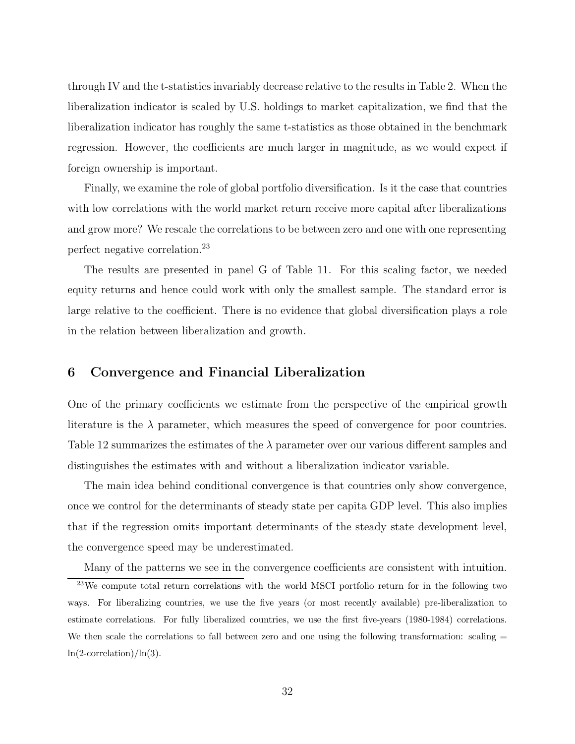through IV and the t-statistics invariably decrease relative to the results in Table 2. When the liberalization indicator is scaled by U.S. holdings to market capitalization, we find that the liberalization indicator has roughly the same t-statistics as those obtained in the benchmark regression. However, the coefficients are much larger in magnitude, as we would expect if foreign ownership is important.

Finally, we examine the role of global portfolio diversification. Is it the case that countries with low correlations with the world market return receive more capital after liberalizations and grow more? We rescale the correlations to be between zero and one with one representing perfect negative correlation.[23]

The results are presented in panel G of Table 11. For this scaling factor, we needed equity returns and hence could work with only the smallest sample. The standard error is large relative to the coefficient. There is no evidence that global diversification plays a role in the relation between liberalization and growth.

## 6 Convergence and Financial Liberalization

One of the primary coefficients we estimate from the perspective of the empirical growth literature is the $\lambda$ parameter, which measures the speed of convergence for poor countries. Table 12 summarizes the estimates of the $\lambda$ parameter over our various different samples and distinguishes the estimates with and without a liberalization indicator variable.

The main idea behind conditional convergence is that countries only show convergence, once we control for the determinants of steady state per capita GDP level. This also implies that if the regression omits important determinants of the steady state development level, the convergence speed may be underestimated.

Many of the patterns we see in the convergence coefficients are consistent with intuition.

[23]We compute total return correlations with the world MSCI portfolio return for in the following two ways. For liberalizing countries, we use the five years (or most recently available) pre-liberalization to estimate correlations. For fully liberalized countries, we use the first five-years (1980-1984) correlations. We then scale the correlations to fall between zero and one using the following transformation: scaling = ln(2-correlation)/ln(3).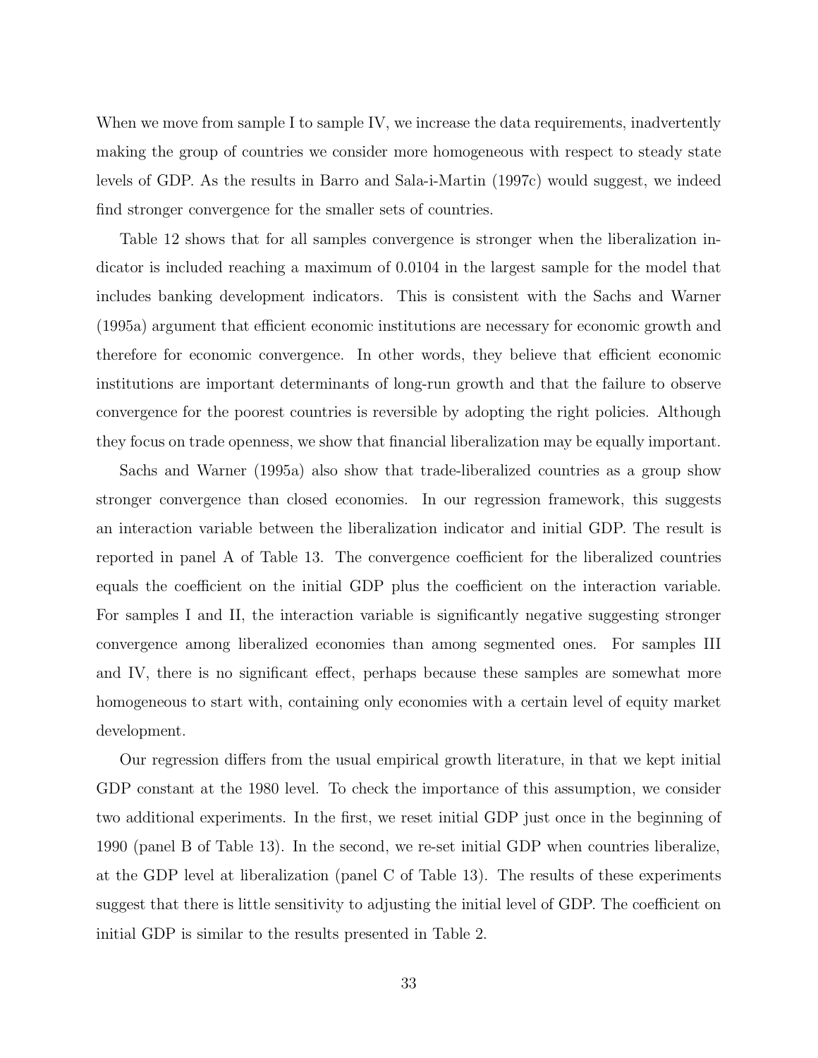When we move from sample I to sample IV, we increase the data requirements, inadvertently making the group of countries we consider more homogeneous with respect to steady state levels of GDP. As the results in Barro and Sala-i-Martin (1997c) would suggest, we indeed find stronger convergence for the smaller sets of countries.

Table 12 shows that for all samples convergence is stronger when the liberalization indicator is included reaching a maximum of 0.0104 in the largest sample for the model that includes banking development indicators. This is consistent with the Sachs and Warner (1995a) argument that efficient economic institutions are necessary for economic growth and therefore for economic convergence. In other words, they believe that efficient economic institutions are important determinants of long-run growth and that the failure to observe convergence for the poorest countries is reversible by adopting the right policies. Although they focus on trade openness, we show that financial liberalization may be equally important.

Sachs and Warner (1995a) also show that trade-liberalized countries as a group show stronger convergence than closed economies. In our regression framework, this suggests an interaction variable between the liberalization indicator and initial GDP. The result is reported in panel A of Table 13. The convergence coefficient for the liberalized countries equals the coefficient on the initial GDP plus the coefficient on the interaction variable. For samples I and II, the interaction variable is significantly negative suggesting stronger convergence among liberalized economies than among segmented ones. For samples III and IV, there is no significant effect, perhaps because these samples are somewhat more homogeneous to start with, containing only economies with a certain level of equity market development.

Our regression differs from the usual empirical growth literature, in that we kept initial GDP constant at the 1980 level. To check the importance of this assumption, we consider two additional experiments. In the first, we reset initial GDP just once in the beginning of 1990 (panel B of Table 13). In the second, we re-set initial GDP when countries liberalize, at the GDP level at liberalization (panel C of Table 13). The results of these experiments suggest that there is little sensitivity to adjusting the initial level of GDP. The coefficient on initial GDP is similar to the results presented in Table 2.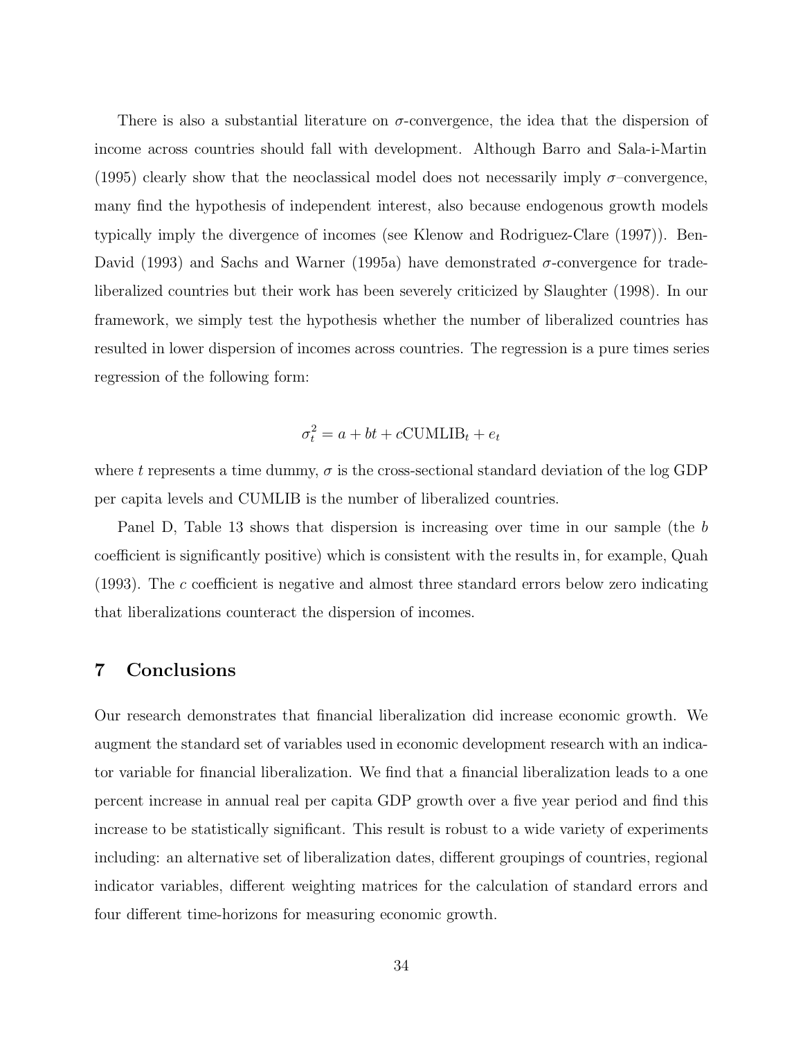There is also a substantial literature on $\sigma$-convergence, the idea that the dispersion of income across countries should fall with development. Although Barro and Sala-i-Martin (1995) clearly show that the neoclassical model does not necessarily imply $\sigma$–convergence, many find the hypothesis of independent interest, also because endogenous growth models typically imply the divergence of incomes (see Klenow and Rodriguez-Clare (1997)). Ben-David (1993) and Sachs and Warner (1995a) have demonstrated $\sigma$-convergence for trade-liberalized countries but their work has been severely criticized by Slaughter (1998). In our framework, we simply test the hypothesis whether the number of liberalized countries has resulted in lower dispersion of incomes across countries. The regression is a pure times series regression of the following form:

$$\sigma_t^2 = a + bt + c\text{CUMLIB}_t + e_t$$

where $t$ represents a time dummy, $\sigma$ is the cross-sectional standard deviation of the log GDP per capita levels and CUMLIB is the number of liberalized countries.

Panel D, Table 13 shows that dispersion is increasing over time in our sample (the $b$ coefficient is significantly positive) which is consistent with the results in, for example, Quah (1993). The $c$ coefficient is negative and almost three standard errors below zero indicating that liberalizations counteract the dispersion of incomes.

# 7 Conclusions

Our research demonstrates that financial liberalization did increase economic growth. We augment the standard set of variables used in economic development research with an indicator variable for financial liberalization. We find that a financial liberalization leads to a one percent increase in annual real per capita GDP growth over a five year period and find this increase to be statistically significant. This result is robust to a wide variety of experiments including: an alternative set of liberalization dates, different groupings of countries, regional indicator variables, different weighting matrices for the calculation of standard errors and four different time-horizons for measuring economic growth.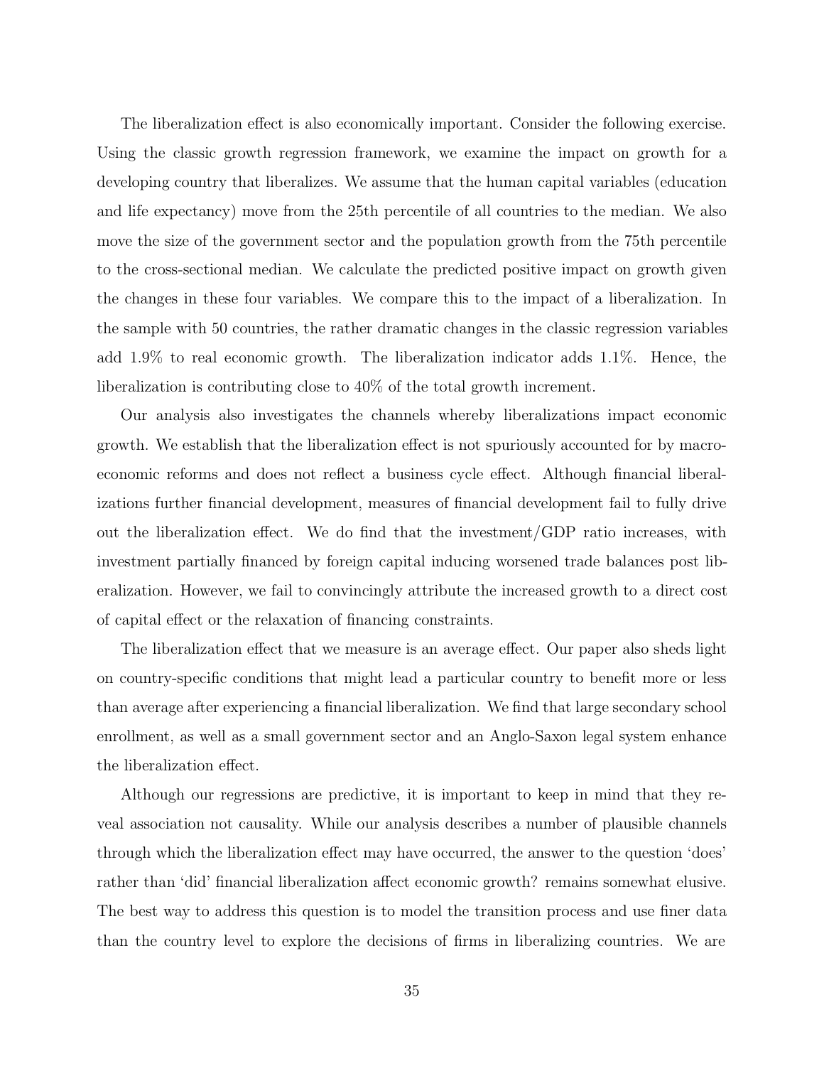The liberalization effect is also economically important. Consider the following exercise. Using the classic growth regression framework, we examine the impact on growth for a developing country that liberalizes. We assume that the human capital variables (education and life expectancy) move from the 25th percentile of all countries to the median. We also move the size of the government sector and the population growth from the 75th percentile to the cross-sectional median. We calculate the predicted positive impact on growth given the changes in these four variables. We compare this to the impact of a liberalization. In the sample with 50 countries, the rather dramatic changes in the classic regression variables add 1.9% to real economic growth. The liberalization indicator adds 1.1%. Hence, the liberalization is contributing close to 40% of the total growth increment.

Our analysis also investigates the channels whereby liberalizations impact economic growth. We establish that the liberalization effect is not spuriously accounted for by macroeconomic reforms and does not reflect a business cycle effect. Although financial liberalizations further financial development, measures of financial development fail to fully drive out the liberalization effect. We do find that the investment/GDP ratio increases, with investment partially financed by foreign capital inducing worsened trade balances post liberalization. However, we fail to convincingly attribute the increased growth to a direct cost of capital effect or the relaxation of financing constraints.

The liberalization effect that we measure is an average effect. Our paper also sheds light on country-specific conditions that might lead a particular country to benefit more or less than average after experiencing a financial liberalization. We find that large secondary school enrollment, as well as a small government sector and an Anglo-Saxon legal system enhance the liberalization effect.

Although our regressions are predictive, it is important to keep in mind that they reveal association not causality. While our analysis describes a number of plausible channels through which the liberalization effect may have occurred, the answer to the question 'does' rather than 'did' financial liberalization affect economic growth? remains somewhat elusive. The best way to address this question is to model the transition process and use finer data than the country level to explore the decisions of firms in liberalizing countries. We are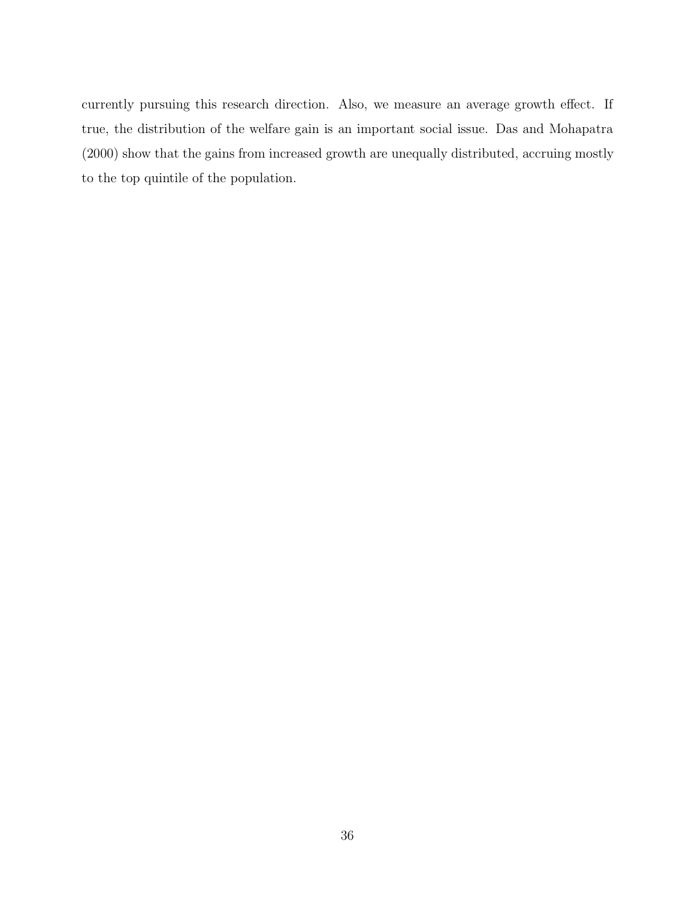currently pursuing this research direction. Also, we measure an average growth effect. If true, the distribution of the welfare gain is an important social issue. Das and Mohapatra (2000) show that the gains from increased growth are unequally distributed, accruing mostly to the top quintile of the population.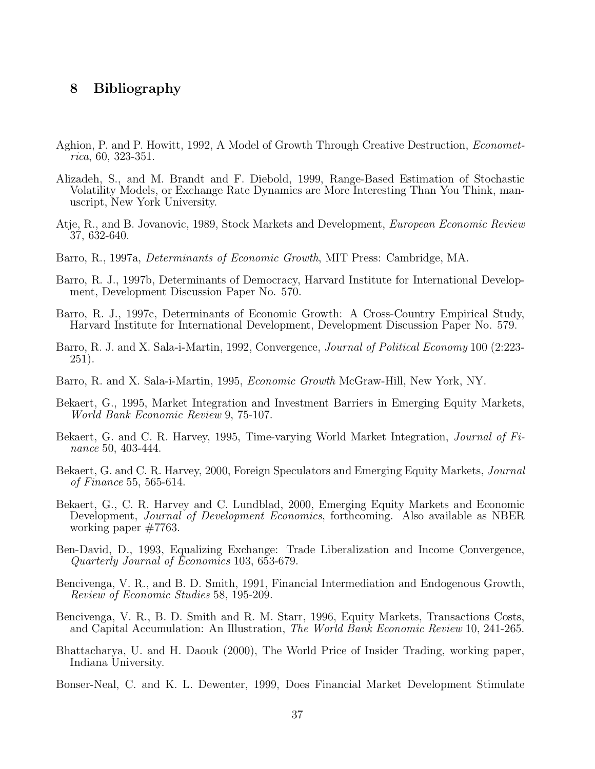## 8 Bibliography

Aghion, P. and P. Howitt, 1992, A Model of Growth Through Creative Destruction, *Econometrica*, 60, 323-351.

Alizadeh, S., and M. Brandt and F. Diebold, 1999, Range-Based Estimation of Stochastic Volatility Models, or Exchange Rate Dynamics are More Interesting Than You Think, manuscript, New York University.

Atje, R., and B. Jovanovic, 1989, Stock Markets and Development, *European Economic Review* 37, 632-640.

Barro, R., 1997a, *Determinants of Economic Growth*, MIT Press: Cambridge, MA.

Barro, R. J., 1997b, Determinants of Democracy, Harvard Institute for International Development, Development Discussion Paper No. 570.

Barro, R. J., 1997c, Determinants of Economic Growth: A Cross-Country Empirical Study, Harvard Institute for International Development, Development Discussion Paper No. 579.

Barro, R. J. and X. Sala-i-Martin, 1992, Convergence, *Journal of Political Economy* 100 (2:223-251).

Barro, R. and X. Sala-i-Martin, 1995, *Economic Growth* McGraw-Hill, New York, NY.

Bekaert, G., 1995, Market Integration and Investment Barriers in Emerging Equity Markets, *World Bank Economic Review* 9, 75-107.

Bekaert, G. and C. R. Harvey, 1995, Time-varying World Market Integration, *Journal of Finance* 50, 403-444.

Bekaert, G. and C. R. Harvey, 2000, Foreign Speculators and Emerging Equity Markets, *Journal of Finance* 55, 565-614.

Bekaert, G., C. R. Harvey and C. Lundblad, 2000, Emerging Equity Markets and Economic Development, *Journal of Development Economics*, forthcoming. Also available as NBER working paper #7763.

Ben-David, D., 1993, Equalizing Exchange: Trade Liberalization and Income Convergence, *Quarterly Journal of Economics* 103, 653-679.

Bencivenga, V. R., and B. D. Smith, 1991, Financial Intermediation and Endogenous Growth, *Review of Economic Studies* 58, 195-209.

Bencivenga, V. R., B. D. Smith and R. M. Starr, 1996, Equity Markets, Transactions Costs, and Capital Accumulation: An Illustration, *The World Bank Economic Review* 10, 241-265.

Bhattacharya, U. and H. Daouk (2000), The World Price of Insider Trading, working paper, Indiana University.

Bonser-Neal, C. and K. L. Dewenter, 1999, Does Financial Market Development Stimulate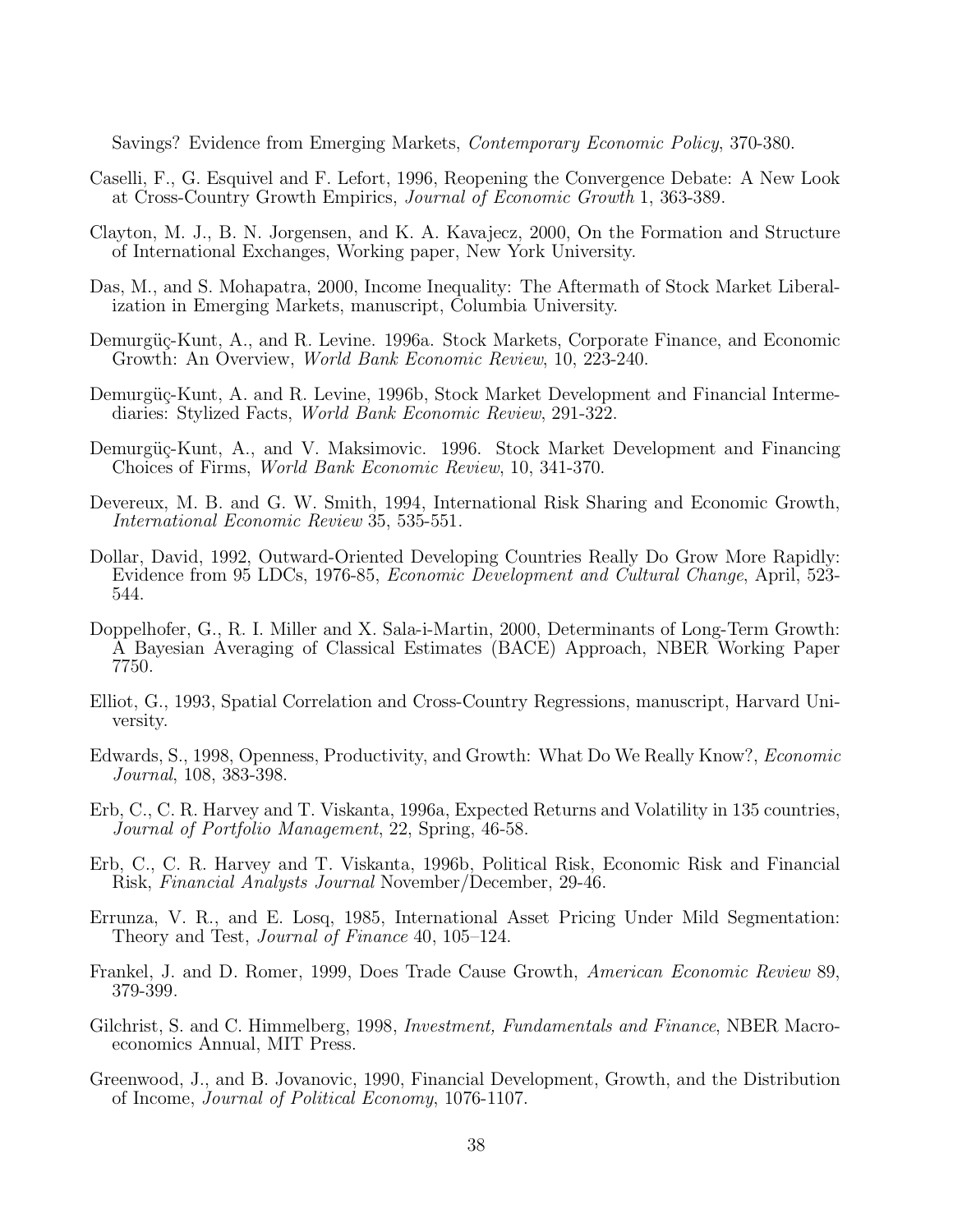Savings? Evidence from Emerging Markets, *Contemporary Economic Policy*, 370-380.

Caselli, F., G. Esquivel and F. Lefort, 1996, Reopening the Convergence Debate: A New Look at Cross-Country Growth Empirics, *Journal of Economic Growth* 1, 363-389.

Clayton, M. J., B. N. Jorgensen, and K. A. Kavajecz, 2000, On the Formation and Structure of International Exchanges, Working paper, New York University.

Das, M., and S. Mohapatra, 2000, Income Inequality: The Aftermath of Stock Market Liberalization in Emerging Markets, manuscript, Columbia University.

Demurgüç-Kunt, A., and R. Levine. 1996a. Stock Markets, Corporate Finance, and Economic Growth: An Overview, *World Bank Economic Review*, 10, 223-240.

Demurgüç-Kunt, A. and R. Levine, 1996b, Stock Market Development and Financial Intermediaries: Stylized Facts, *World Bank Economic Review*, 291-322.

Demurgüç-Kunt, A., and V. Maksimovic. 1996. Stock Market Development and Financing Choices of Firms, *World Bank Economic Review*, 10, 341-370.

Devereux, M. B. and G. W. Smith, 1994, International Risk Sharing and Economic Growth, *International Economic Review* 35, 535-551.

Dollar, David, 1992, Outward-Oriented Developing Countries Really Do Grow More Rapidly: Evidence from 95 LDCs, 1976-85, *Economic Development and Cultural Change*, April, 523-544.

Doppelhofer, G., R. I. Miller and X. Sala-i-Martin, 2000, Determinants of Long-Term Growth: A Bayesian Averaging of Classical Estimates (BACE) Approach, NBER Working Paper 7750.

Elliot, G., 1993, Spatial Correlation and Cross-Country Regressions, manuscript, Harvard University.

Edwards, S., 1998, Openness, Productivity, and Growth: What Do We Really Know?, *Economic Journal*, 108, 383-398.

Erb, C., C. R. Harvey and T. Viskanta, 1996a, Expected Returns and Volatility in 135 countries, *Journal of Portfolio Management*, 22, Spring, 46-58.

Erb, C., C. R. Harvey and T. Viskanta, 1996b, Political Risk, Economic Risk and Financial Risk, *Financial Analysts Journal* November/December, 29-46.

Errunza, V. R., and E. Losq, 1985, International Asset Pricing Under Mild Segmentation: Theory and Test, *Journal of Finance* 40, 105–124.

Frankel, J. and D. Romer, 1999, Does Trade Cause Growth, *American Economic Review* 89, 379-399.

Gilchrist, S. and C. Himmelberg, 1998, *Investment, Fundamentals and Finance*, NBER Macroeconomics Annual, MIT Press.

Greenwood, J., and B. Jovanovic, 1990, Financial Development, Growth, and the Distribution of Income, *Journal of Political Economy*, 1076-1107.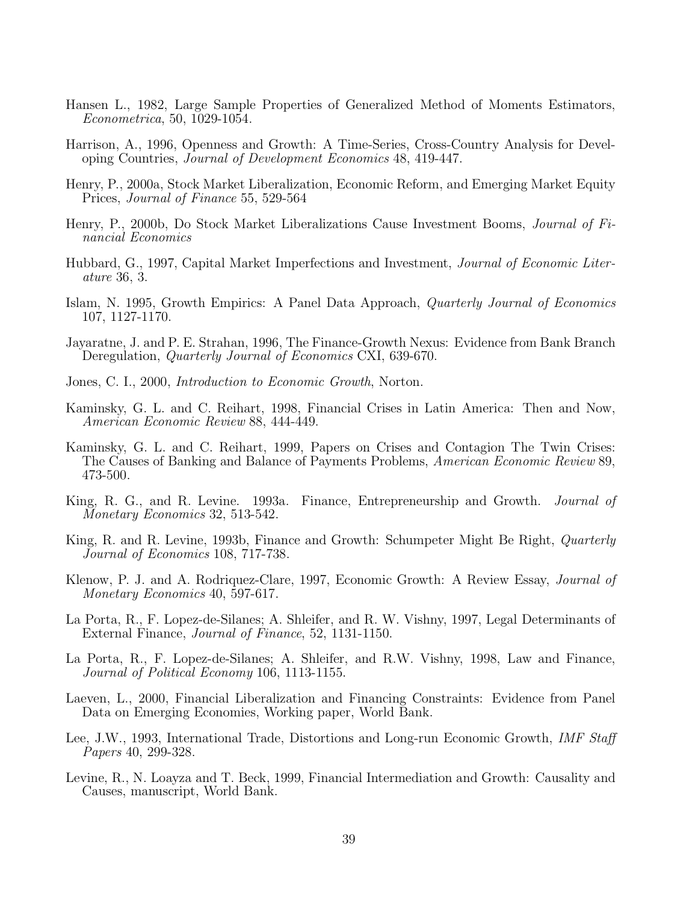Hansen L., 1982, Large Sample Properties of Generalized Method of Moments Estimators, *Econometrica*, 50, 1029-1054.

Harrison, A., 1996, Openness and Growth: A Time-Series, Cross-Country Analysis for Developing Countries, *Journal of Development Economics* 48, 419-447.

Henry, P., 2000a, Stock Market Liberalization, Economic Reform, and Emerging Market Equity Prices, *Journal of Finance* 55, 529-564

Henry, P., 2000b, Do Stock Market Liberalizations Cause Investment Booms, *Journal of Financial Economics*

Hubbard, G., 1997, Capital Market Imperfections and Investment, *Journal of Economic Literature* 36, 3.

Islam, N. 1995, Growth Empirics: A Panel Data Approach, *Quarterly Journal of Economics* 107, 1127-1170.

Jayaratne, J. and P. E. Strahan, 1996, The Finance-Growth Nexus: Evidence from Bank Branch Deregulation, *Quarterly Journal of Economics* CXI, 639-670.

Jones, C. I., 2000, *Introduction to Economic Growth*, Norton.

Kaminsky, G. L. and C. Reihart, 1998, Financial Crises in Latin America: Then and Now, *American Economic Review* 88, 444-449.

Kaminsky, G. L. and C. Reihart, 1999, Papers on Crises and Contagion The Twin Crises: The Causes of Banking and Balance of Payments Problems, *American Economic Review* 89, 473-500.

King, R. G., and R. Levine. 1993a. Finance, Entrepreneurship and Growth. *Journal of Monetary Economics* 32, 513-542.

King, R. and R. Levine, 1993b, Finance and Growth: Schumpeter Might Be Right, *Quarterly Journal of Economics* 108, 717-738.

Klenow, P. J. and A. Rodriquez-Clare, 1997, Economic Growth: A Review Essay, *Journal of Monetary Economics* 40, 597-617.

La Porta, R., F. Lopez-de-Silanes; A. Shleifer, and R. W. Vishny, 1997, Legal Determinants of External Finance, *Journal of Finance*, 52, 1131-1150.

La Porta, R., F. Lopez-de-Silanes; A. Shleifer, and R.W. Vishny, 1998, Law and Finance, *Journal of Political Economy* 106, 1113-1155.

Laeven, L., 2000, Financial Liberalization and Financing Constraints: Evidence from Panel Data on Emerging Economies, Working paper, World Bank.

Lee, J.W., 1993, International Trade, Distortions and Long-run Economic Growth, *IMF Staff Papers* 40, 299-328.

Levine, R., N. Loayza and T. Beck, 1999, Financial Intermediation and Growth: Causality and Causes, manuscript, World Bank.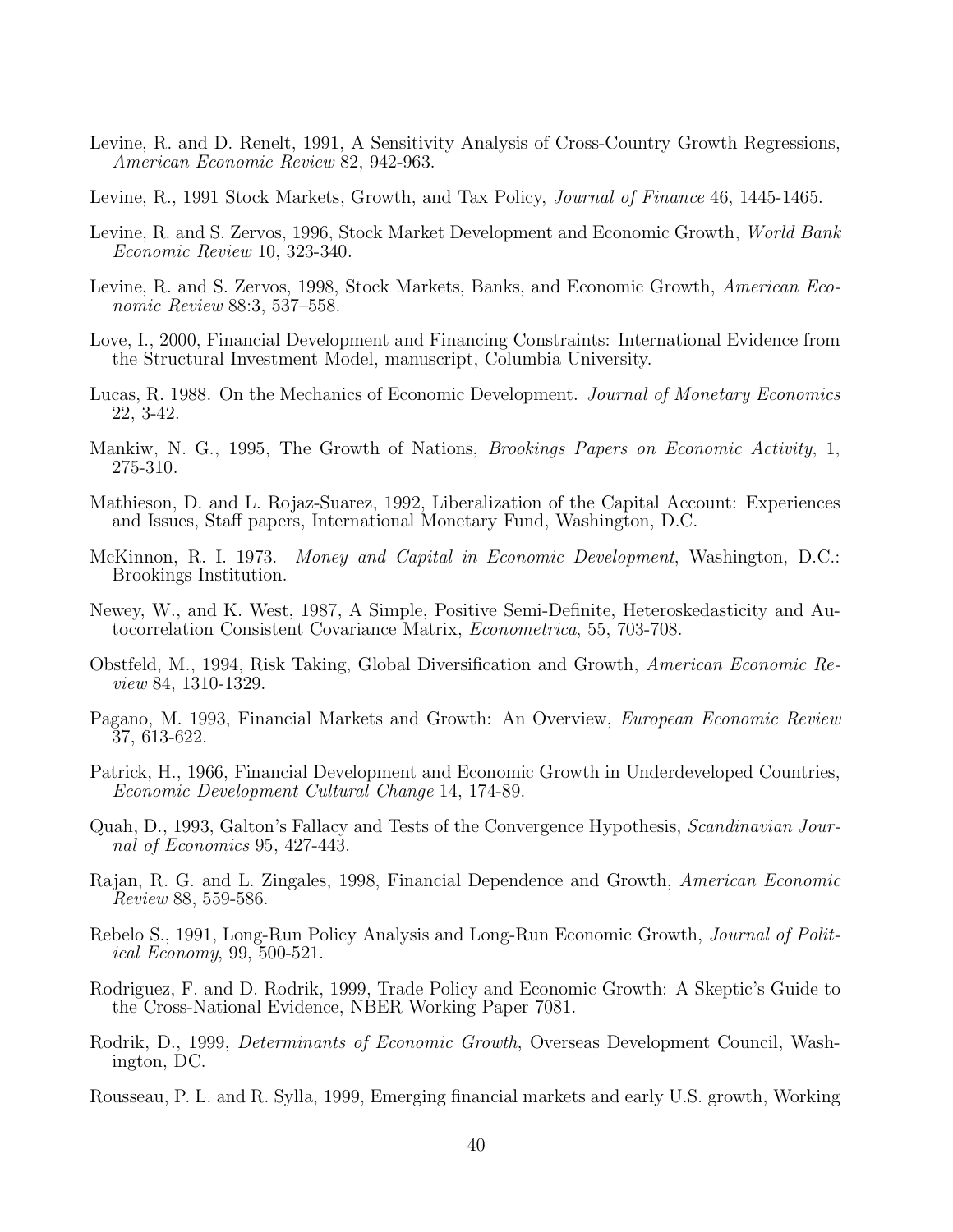Levine, R. and D. Renelt, 1991, A Sensitivity Analysis of Cross-Country Growth Regressions, *American Economic Review* 82, 942-963.

Levine, R., 1991 Stock Markets, Growth, and Tax Policy, *Journal of Finance* 46, 1445-1465.

Levine, R. and S. Zervos, 1996, Stock Market Development and Economic Growth, *World Bank Economic Review* 10, 323-340.

Levine, R. and S. Zervos, 1998, Stock Markets, Banks, and Economic Growth, *American Economic Review* 88:3, 537–558.

Love, I., 2000, Financial Development and Financing Constraints: International Evidence from the Structural Investment Model, manuscript, Columbia University.

Lucas, R. 1988. On the Mechanics of Economic Development. *Journal of Monetary Economics* 22, 3-42.

Mankiw, N. G., 1995, The Growth of Nations, *Brookings Papers on Economic Activity*, 1, 275-310.

Mathieson, D. and L. Rojaz-Suarez, 1992, Liberalization of the Capital Account: Experiences and Issues, Staff papers, International Monetary Fund, Washington, D.C.

McKinnon, R. I. 1973. *Money and Capital in Economic Development*, Washington, D.C.: Brookings Institution.

Newey, W., and K. West, 1987, A Simple, Positive Semi-Definite, Heteroskedasticity and Autocorrelation Consistent Covariance Matrix, *Econometrica*, 55, 703-708.

Obstfeld, M., 1994, Risk Taking, Global Diversification and Growth, *American Economic Review* 84, 1310-1329.

Pagano, M. 1993, Financial Markets and Growth: An Overview, *European Economic Review* 37, 613-622.

Patrick, H., 1966, Financial Development and Economic Growth in Underdeveloped Countries, *Economic Development Cultural Change* 14, 174-89.

Quah, D., 1993, Galton's Fallacy and Tests of the Convergence Hypothesis, *Scandinavian Journal of Economics* 95, 427-443.

Rajan, R. G. and L. Zingales, 1998, Financial Dependence and Growth, *American Economic Review* 88, 559-586.

Rebelo S., 1991, Long-Run Policy Analysis and Long-Run Economic Growth, *Journal of Political Economy*, 99, 500-521.

Rodriguez, F. and D. Rodrik, 1999, Trade Policy and Economic Growth: A Skeptic's Guide to the Cross-National Evidence, NBER Working Paper 7081.

Rodrik, D., 1999, *Determinants of Economic Growth*, Overseas Development Council, Washington, DC.

Rousseau, P. L. and R. Sylla, 1999, Emerging financial markets and early U.S. growth, Working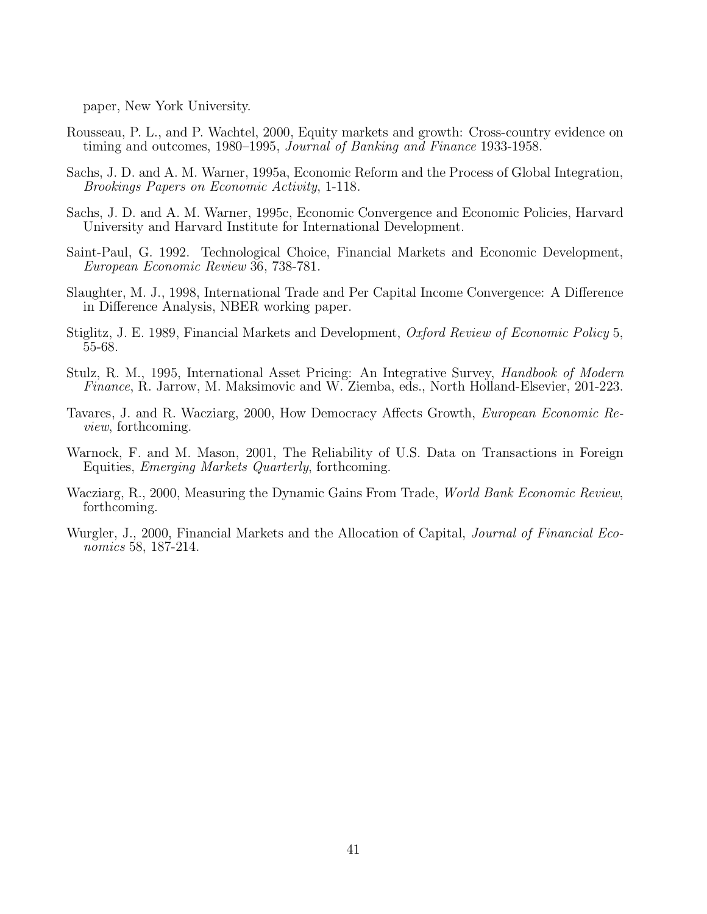paper, New York University.

Rousseau, P. L., and P. Wachtel, 2000, Equity markets and growth: Cross-country evidence on timing and outcomes, 1980–1995, *Journal of Banking and Finance* 1933-1958.

Sachs, J. D. and A. M. Warner, 1995a, Economic Reform and the Process of Global Integration, *Brookings Papers on Economic Activity*, 1-118.

Sachs, J. D. and A. M. Warner, 1995c, Economic Convergence and Economic Policies, Harvard University and Harvard Institute for International Development.

Saint-Paul, G. 1992. Technological Choice, Financial Markets and Economic Development, *European Economic Review* 36, 738-781.

Slaughter, M. J., 1998, International Trade and Per Capital Income Convergence: A Difference in Difference Analysis, NBER working paper.

Stiglitz, J. E. 1989, Financial Markets and Development, *Oxford Review of Economic Policy* 5, 55-68.

Stulz, R. M., 1995, International Asset Pricing: An Integrative Survey, *Handbook of Modern Finance*, R. Jarrow, M. Maksimovic and W. Ziemba, eds., North Holland-Elsevier, 201-223.

Tavares, J. and R. Wacziarg, 2000, How Democracy Affects Growth, *European Economic Review*, forthcoming.

Warnock, F. and M. Mason, 2001, The Reliability of U.S. Data on Transactions in Foreign Equities, *Emerging Markets Quarterly*, forthcoming.

Wacziarg, R., 2000, Measuring the Dynamic Gains From Trade, *World Bank Economic Review*, forthcoming.

Wurgler, J., 2000, Financial Markets and the Allocation of Capital, *Journal of Financial Economics* 58, 187-214.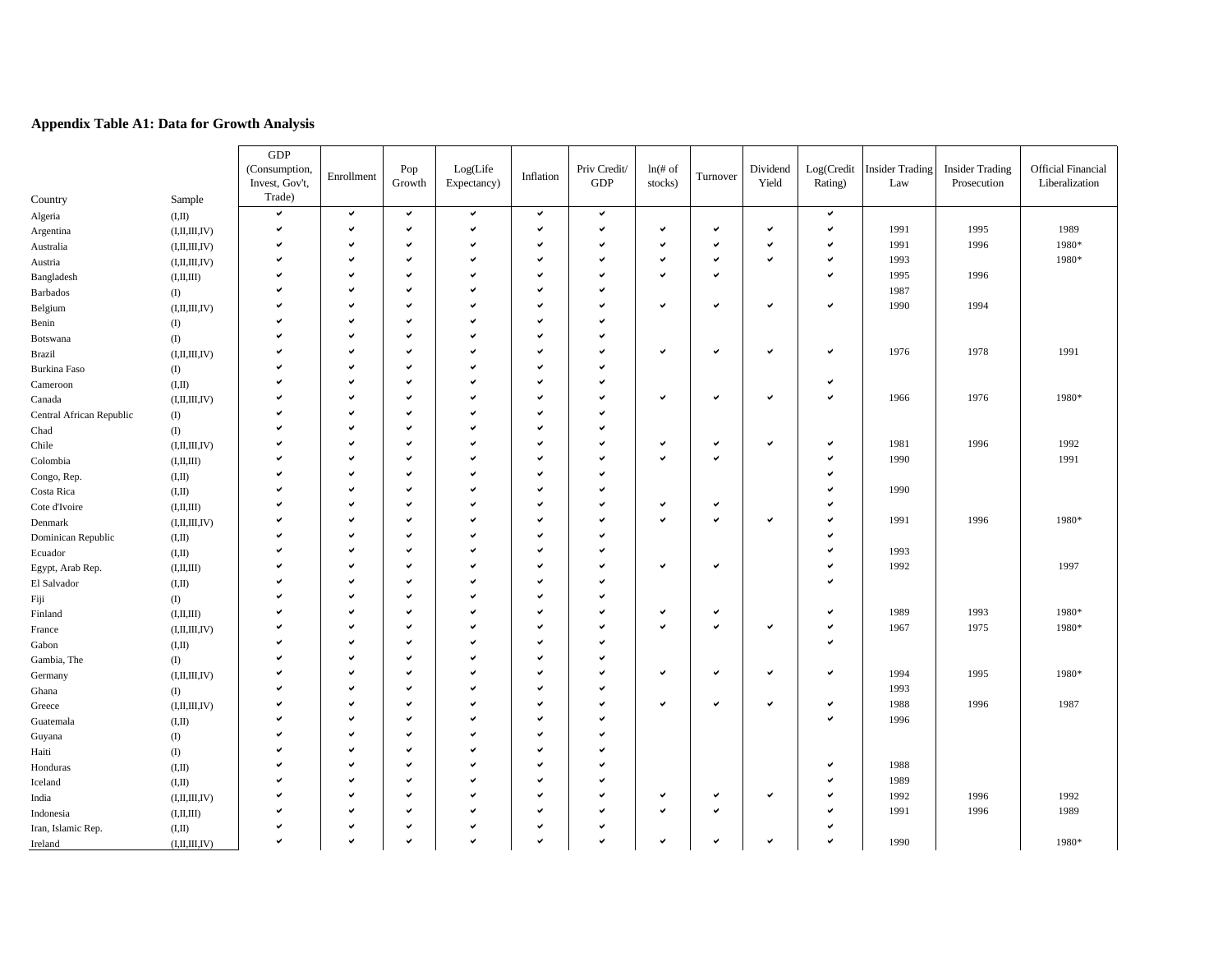## Appendix Table A1: Data for Growth Analysis

| Country | Sample | GDP (Consumption, Invest, Gov't, Trade) | Enrollment | Pop Growth | Log(Life Expectancy) | Inflation | Priv Credit/ GDP | ln(# of stocks) | Turnover | Dividend Yield | Log(Credit Rating) | Insider Trading Law | Insider Trading Prosecution | Official Financial Liberalization |
|---|---|---|---|---|---|---|---|---|---|---|---|---|---|---|
| Algeria | (I,II) | ✔ | ✔ | ✔ | ✔ | ✔ | ✔ | | | | ✔ | | | |
| Argentina | (I,II,III,IV) | ✔ | ✔ | ✔ | ✔ | ✔ | ✔ | ✔ | ✔ | ✔ | ✔ | 1991 | 1995 | 1989 |
| Australia | (I,II,III,IV) | ✔ | ✔ | ✔ | ✔ | ✔ | ✔ | ✔ | ✔ | ✔ | ✔ | 1991 | 1996 | 1980* |
| Austria | (I,II,III,IV) | ✔ | ✔ | ✔ | ✔ | ✔ | ✔ | ✔ | ✔ | ✔ | ✔ | 1993 | | 1980* |
| Bangladesh | (I,II,III) | ✔ | ✔ | ✔ | ✔ | ✔ | ✔ | ✔ | ✔ | | ✔ | 1995 | 1996 | |
| Barbados | (I) | ✔ | ✔ | ✔ | ✔ | ✔ | ✔ | | | | | 1987 | | |
| Belgium | (I,II,III,IV) | ✔ | ✔ | ✔ | ✔ | ✔ | ✔ | ✔ | ✔ | ✔ | ✔ | 1990 | 1994 | |
| Benin | (I) | ✔ | ✔ | ✔ | ✔ | ✔ | ✔ | | | | | | | |
| Botswana | (I) | ✔ | ✔ | ✔ | ✔ | ✔ | ✔ | | | | | | | |
| Brazil | (I,II,III,IV) | ✔ | ✔ | ✔ | ✔ | ✔ | ✔ | ✔ | ✔ | ✔ | ✔ | 1976 | 1978 | 1991 |
| Burkina Faso | (I) | ✔ | ✔ | ✔ | ✔ | ✔ | ✔ | | | | | | | |
| Cameroon | (I,II) | ✔ | ✔ | ✔ | ✔ | ✔ | ✔ | | | | ✔ | | | |
| Canada | (I,II,III,IV) | ✔ | ✔ | ✔ | ✔ | ✔ | ✔ | ✔ | ✔ | ✔ | ✔ | 1966 | 1976 | 1980* |
| Central African Republic | (I) | ✔ | ✔ | ✔ | ✔ | ✔ | ✔ | | | | | | | |
| Chad | (I) | ✔ | ✔ | ✔ | ✔ | ✔ | ✔ | | | | | | | |
| Chile | (I,II,III,IV) | ✔ | ✔ | ✔ | ✔ | ✔ | ✔ | ✔ | ✔ | ✔ | ✔ | 1981 | 1996 | 1992 |
| Colombia | (I,II,III) | ✔ | ✔ | ✔ | ✔ | ✔ | ✔ | ✔ | ✔ | | ✔ | 1990 | | 1991 |
| Congo, Rep. | (I,II) | ✔ | ✔ | ✔ | ✔ | ✔ | ✔ | | | | ✔ | | | |
| Costa Rica | (I,II) | ✔ | ✔ | ✔ | ✔ | ✔ | ✔ | | | | ✔ | 1990 | | |
| Cote d'Ivoire | (I,II,III) | ✔ | ✔ | ✔ | ✔ | ✔ | ✔ | ✔ | ✔ | | ✔ | | | |
| Denmark | (I,II,III,IV) | ✔ | ✔ | ✔ | ✔ | ✔ | ✔ | ✔ | ✔ | ✔ | ✔ | 1991 | 1996 | 1980* |
| Dominican Republic | (I,II) | ✔ | ✔ | ✔ | ✔ | ✔ | ✔ | | | | ✔ | | | |
| Ecuador | (I,II) | ✔ | ✔ | ✔ | ✔ | ✔ | ✔ | | | | ✔ | 1993 | | |
| Egypt, Arab Rep. | (I,II,III) | ✔ | ✔ | ✔ | ✔ | ✔ | ✔ | ✔ | ✔ | | ✔ | 1992 | | 1997 |
| El Salvador | (I,II) | ✔ | ✔ | ✔ | ✔ | ✔ | ✔ | | | | ✔ | | | |
| Fiji | (I) | ✔ | ✔ | ✔ | ✔ | ✔ | ✔ | | | | | | | |
| Finland | (I,II,III) | ✔ | ✔ | ✔ | ✔ | ✔ | ✔ | ✔ | ✔ | | ✔ | 1989 | 1993 | 1980* |
| France | (I,II,III,IV) | ✔ | ✔ | ✔ | ✔ | ✔ | ✔ | ✔ | ✔ | ✔ | ✔ | 1967 | 1975 | 1980* |
| Gabon | (I,II) | ✔ | ✔ | ✔ | ✔ | ✔ | ✔ | | | | ✔ | | | |
| Gambia, The | (I) | ✔ | ✔ | ✔ | ✔ | ✔ | ✔ | | | | | | | |
| Germany | (I,II,III,IV) | ✔ | ✔ | ✔ | ✔ | ✔ | ✔ | ✔ | ✔ | ✔ | ✔ | 1994 | 1995 | 1980* |
| Ghana | (I) | ✔ | ✔ | ✔ | ✔ | ✔ | ✔ | | | | | 1993 | | |
| Greece | (I,II,III,IV) | ✔ | ✔ | ✔ | ✔ | ✔ | ✔ | ✔ | ✔ | ✔ | ✔ | 1988 | 1996 | 1987 |
| Guatemala | (I,II) | ✔ | ✔ | ✔ | ✔ | ✔ | ✔ | | | | ✔ | 1996 | | |
| Guyana | (I) | ✔ | ✔ | ✔ | ✔ | ✔ | ✔ | | | | | | | |
| Haiti | (I) | ✔ | ✔ | ✔ | ✔ | ✔ | ✔ | | | | | | | |
| Honduras | (I,II) | ✔ | ✔ | ✔ | ✔ | ✔ | ✔ | | | | ✔ | 1988 | | |
| Iceland | (I,II) | ✔ | ✔ | ✔ | ✔ | ✔ | ✔ | | | | ✔ | 1989 | | |
| India | (I,II,III,IV) | ✔ | ✔ | ✔ | ✔ | ✔ | ✔ | ✔ | ✔ | ✔ | ✔ | 1992 | 1996 | 1992 |
| Indonesia | (I,II,III) | ✔ | ✔ | ✔ | ✔ | ✔ | ✔ | ✔ | ✔ | | ✔ | 1991 | 1996 | 1989 |
| Iran, Islamic Rep. | (I,II) | ✔ | ✔ | ✔ | ✔ | ✔ | ✔ | | | | ✔ | | | |
| Ireland | (I,II,III,IV) | ✔ | ✔ | ✔ | ✔ | ✔ | ✔ | ✔ | ✔ | ✔ | ✔ | 1990 | | 1980* |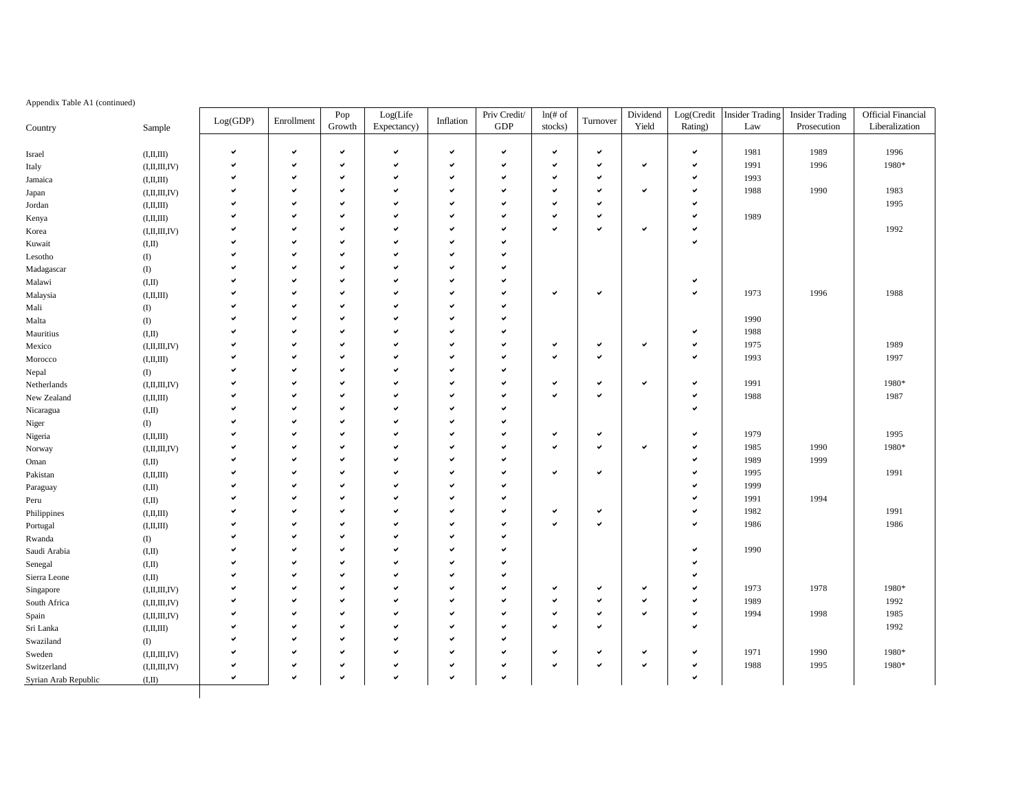Appendix Table A1 (continued)

| Country | Sample | Log(GDP) | Enrollment | Pop Growth | Log(Life Expectancy) | Inflation | Priv Credit/ GDP | ln(# of stocks) | Turnover | Dividend Yield | Log(Credit Rating) | Insider Trading Law | Insider Trading Prosecution | Official Financial Liberalization |
|---|---|---|---|---|---|---|---|---|---|---|---|---|---|---|
| Israel | (I,II,III) | ✔ | ✔ | ✔ | ✔ | ✔ | ✔ | ✔ | ✔ | | ✔ | 1981 | 1989 | 1996 |
| Italy | (I,II,III,IV) | ✔ | ✔ | ✔ | ✔ | ✔ | ✔ | ✔ | ✔ | ✔ | ✔ | 1991 | 1996 | 1980* |
| Jamaica | (I,II,III) | ✔ | ✔ | ✔ | ✔ | ✔ | ✔ | ✔ | ✔ | | ✔ | 1993 | | |
| Japan | (I,II,III,IV) | ✔ | ✔ | ✔ | ✔ | ✔ | ✔ | ✔ | ✔ | ✔ | ✔ | 1988 | 1990 | 1983 |
| Jordan | (I,II,III) | ✔ | ✔ | ✔ | ✔ | ✔ | ✔ | ✔ | ✔ | | ✔ | | | 1995 |
| Kenya | (I,II,III) | ✔ | ✔ | ✔ | ✔ | ✔ | ✔ | ✔ | ✔ | | ✔ | 1989 | | |
| Korea | (I,II,III,IV) | ✔ | ✔ | ✔ | ✔ | ✔ | ✔ | ✔ | ✔ | ✔ | ✔ | | | 1992 |
| Kuwait | (I,II) | ✔ | ✔ | ✔ | ✔ | ✔ | ✔ | | | | ✔ | | | |
| Lesotho | (I) | ✔ | ✔ | ✔ | ✔ | ✔ | ✔ | | | | | | | |
| Madagascar | (I) | ✔ | ✔ | ✔ | ✔ | ✔ | ✔ | | | | | | | |
| Malawi | (I,II) | ✔ | ✔ | ✔ | ✔ | ✔ | ✔ | | | | ✔ | | | |
| Malaysia | (I,II,III) | ✔ | ✔ | ✔ | ✔ | ✔ | ✔ | ✔ | ✔ | | ✔ | 1973 | 1996 | 1988 |
| Mali | (I) | ✔ | ✔ | ✔ | ✔ | ✔ | ✔ | | | | | | | |
| Malta | (I) | ✔ | ✔ | ✔ | ✔ | ✔ | ✔ | | | | | 1990 | | |
| Mauritius | (I,II) | ✔ | ✔ | ✔ | ✔ | ✔ | ✔ | | | | ✔ | 1988 | | |
| Mexico | (I,II,III,IV) | ✔ | ✔ | ✔ | ✔ | ✔ | ✔ | ✔ | ✔ | ✔ | ✔ | 1975 | | 1989 |
| Morocco | (I,II,III) | ✔ | ✔ | ✔ | ✔ | ✔ | ✔ | ✔ | ✔ | | ✔ | 1993 | | 1997 |
| Nepal | (I) | ✔ | ✔ | ✔ | ✔ | ✔ | ✔ | | | | | | | |
| Netherlands | (I,II,III,IV) | ✔ | ✔ | ✔ | ✔ | ✔ | ✔ | ✔ | ✔ | ✔ | ✔ | 1991 | | 1980* |
| New Zealand | (I,II,III) | ✔ | ✔ | ✔ | ✔ | ✔ | ✔ | ✔ | ✔ | | ✔ | 1988 | | 1987 |
| Nicaragua | (I,II) | ✔ | ✔ | ✔ | ✔ | ✔ | ✔ | | | | ✔ | | | |
| Niger | (I) | ✔ | ✔ | ✔ | ✔ | ✔ | ✔ | | | | | | | |
| Nigeria | (I,II,III) | ✔ | ✔ | ✔ | ✔ | ✔ | ✔ | ✔ | ✔ | | ✔ | 1979 | | 1995 |
| Norway | (I,II,III,IV) | ✔ | ✔ | ✔ | ✔ | ✔ | ✔ | ✔ | ✔ | ✔ | ✔ | 1985 | 1990 | 1980* |
| Oman | (I,II) | ✔ | ✔ | ✔ | ✔ | ✔ | ✔ | | | | ✔ | 1989 | 1999 | |
| Pakistan | (I,II,III) | ✔ | ✔ | ✔ | ✔ | ✔ | ✔ | ✔ | ✔ | | ✔ | 1995 | | 1991 |
| Paraguay | (I,II) | ✔ | ✔ | ✔ | ✔ | ✔ | ✔ | | | | ✔ | 1999 | | |
| Peru | (I,II) | ✔ | ✔ | ✔ | ✔ | ✔ | ✔ | | | | ✔ | 1991 | 1994 | |
| Philippines | (I,II,III) | ✔ | ✔ | ✔ | ✔ | ✔ | ✔ | ✔ | ✔ | | ✔ | 1982 | | 1991 |
| Portugal | (I,II,III) | ✔ | ✔ | ✔ | ✔ | ✔ | ✔ | ✔ | ✔ | | ✔ | 1986 | | 1986 |
| Rwanda | (I) | ✔ | ✔ | ✔ | ✔ | ✔ | ✔ | | | | | | | |
| Saudi Arabia | (I,II) | ✔ | ✔ | ✔ | ✔ | ✔ | ✔ | | | | ✔ | 1990 | | |
| Senegal | (I,II) | ✔ | ✔ | ✔ | ✔ | ✔ | ✔ | | | | ✔ | | | |
| Sierra Leone | (I,II) | ✔ | ✔ | ✔ | ✔ | ✔ | ✔ | | | | ✔ | | | |
| Singapore | (I,II,III,IV) | ✔ | ✔ | ✔ | ✔ | ✔ | ✔ | ✔ | ✔ | ✔ | ✔ | 1973 | 1978 | 1980* |
| South Africa | (I,II,III,IV) | ✔ | ✔ | ✔ | ✔ | ✔ | ✔ | ✔ | ✔ | ✔ | ✔ | 1989 | | 1992 |
| Spain | (I,II,III,IV) | ✔ | ✔ | ✔ | ✔ | ✔ | ✔ | ✔ | ✔ | ✔ | ✔ | 1994 | 1998 | 1985 |
| Sri Lanka | (I,II,III) | ✔ | ✔ | ✔ | ✔ | ✔ | ✔ | ✔ | ✔ | | ✔ | | | 1992 |
| Swaziland | (I) | ✔ | ✔ | ✔ | ✔ | ✔ | ✔ | | | | | | | |
| Sweden | (I,II,III,IV) | ✔ | ✔ | ✔ | ✔ | ✔ | ✔ | ✔ | ✔ | ✔ | ✔ | 1971 | 1990 | 1980* |
| Switzerland | (I,II,III,IV) | ✔ | ✔ | ✔ | ✔ | ✔ | ✔ | ✔ | ✔ | ✔ | ✔ | 1988 | 1995 | 1980* |
| Syrian Arab Republic | (I,II) | ✔ | ✔ | ✔ | ✔ | ✔ | ✔ | | | | ✔ | | | |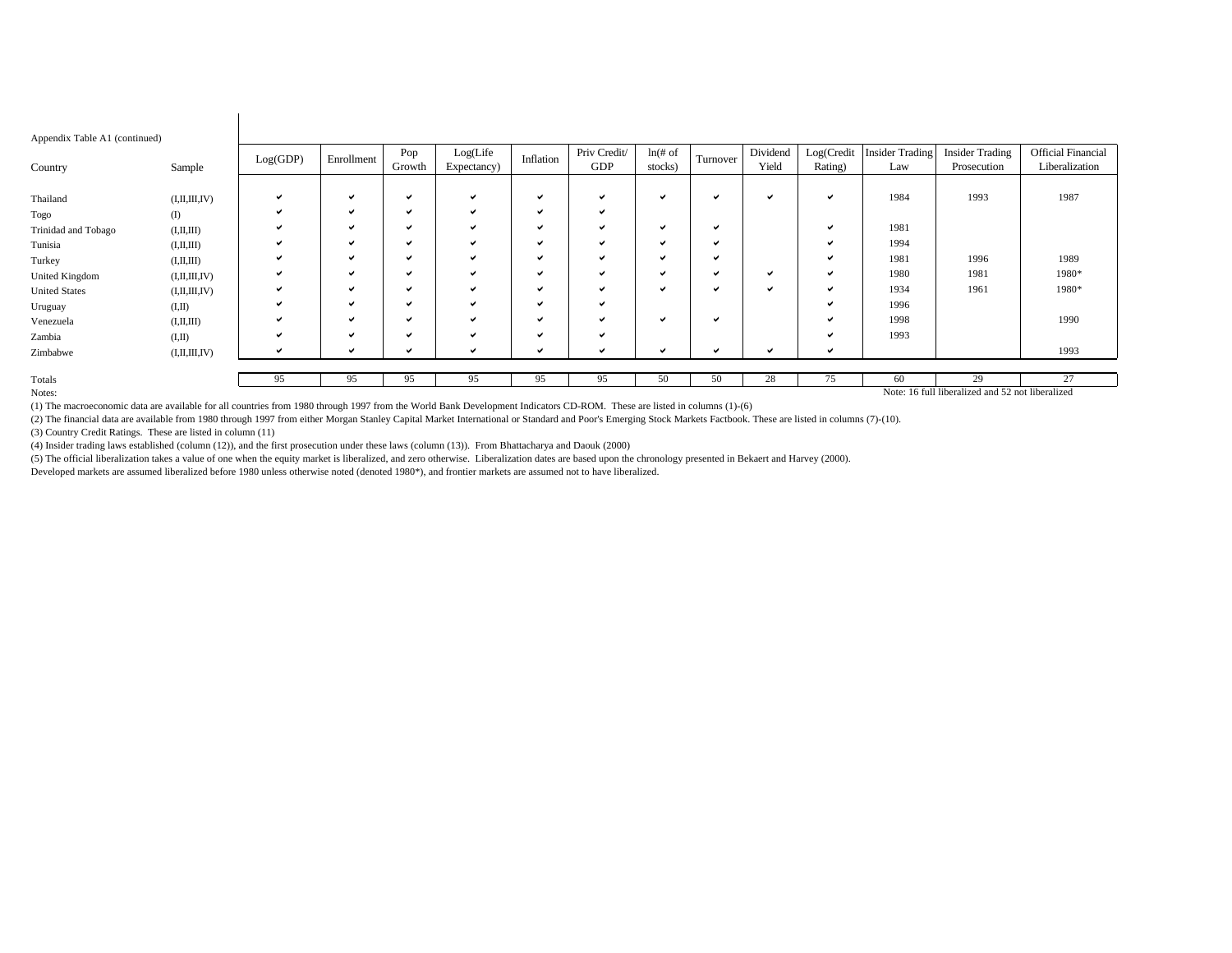Appendix Table A1 (continued)

| Country | Sample | Log(GDP) | Enrollment | Pop Growth | Log(Life Expectancy) | Inflation | Priv Credit/ GDP | ln(# of stocks) | Turnover | Dividend Yield | Log(Credit Rating) | Insider Trading Law | Insider Trading Prosecution | Official Financial Liberalization |
|---|---|---|---|---|---|---|---|---|---|---|---|---|---|---|
| Thailand | (I,II,III,IV) | ✔ | ✔ | ✔ | ✔ | ✔ | ✔ | ✔ | ✔ | ✔ | ✔ | 1984 | 1993 | 1987 |
| Togo | (I) | ✔ | ✔ | ✔ | ✔ | ✔ | ✔ | | | | | | | |
| Trinidad and Tobago | (I,II,III) | ✔ | ✔ | ✔ | ✔ | ✔ | ✔ | ✔ | ✔ | | ✔ | 1981 | | |
| Tunisia | (I,II,III) | ✔ | ✔ | ✔ | ✔ | ✔ | ✔ | ✔ | ✔ | | ✔ | 1994 | | |
| Turkey | (I,II,III) | ✔ | ✔ | ✔ | ✔ | ✔ | ✔ | ✔ | ✔ | | ✔ | 1981 | 1996 | 1989 |
| United Kingdom | (I,II,III,IV) | ✔ | ✔ | ✔ | ✔ | ✔ | ✔ | ✔ | ✔ | ✔ | ✔ | 1980 | 1981 | 1980* |
| United States | (I,II,III,IV) | ✔ | ✔ | ✔ | ✔ | ✔ | ✔ | ✔ | ✔ | ✔ | ✔ | 1934 | 1961 | 1980* |
| Uruguay | (I,II) | ✔ | ✔ | ✔ | ✔ | ✔ | ✔ | | | | ✔ | 1996 | | |
| Venezuela | (I,II,III) | ✔ | ✔ | ✔ | ✔ | ✔ | ✔ | ✔ | ✔ | | ✔ | 1998 | | 1990 |
| Zambia | (I,II) | ✔ | ✔ | ✔ | ✔ | ✔ | ✔ | | | | ✔ | 1993 | | |
| Zimbabwe | (I,II,III,IV) | ✔ | ✔ | ✔ | ✔ | ✔ | ✔ | ✔ | ✔ | ✔ | ✔ | | | 1993 |
| Totals | | 95 | 95 | 95 | 95 | 95 | 95 | 50 | 50 | 28 | 75 | 60 | 29 | 27 |

Note: 16 full liberalized and 52 not liberalized

Notes:

(1) The macroeconomic data are available for all countries from 1980 through 1997 from the World Bank Development Indicators CD-ROM. These are listed in columns (1)-(6)

(2) The financial data are available from 1980 through 1997 from either Morgan Stanley Capital Market International or Standard and Poor's Emerging Stock Markets Factbook. These are listed in columns (7)-(10).

(3) Country Credit Ratings. These are listed in column (11)

(4) Insider trading laws established (column (12)), and the first prosecution under these laws (column (13)). From Bhattacharya and Daouk (2000)

(5) The official liberalization takes a value of one when the equity market is liberalized, and zero otherwise. Liberalization dates are based upon the chronology presented in Bekaert and Harvey (2000).

Developed markets are assumed liberalized before 1980 unless otherwise noted (denoted 1980*), and frontier markets are assumed not to have liberalized.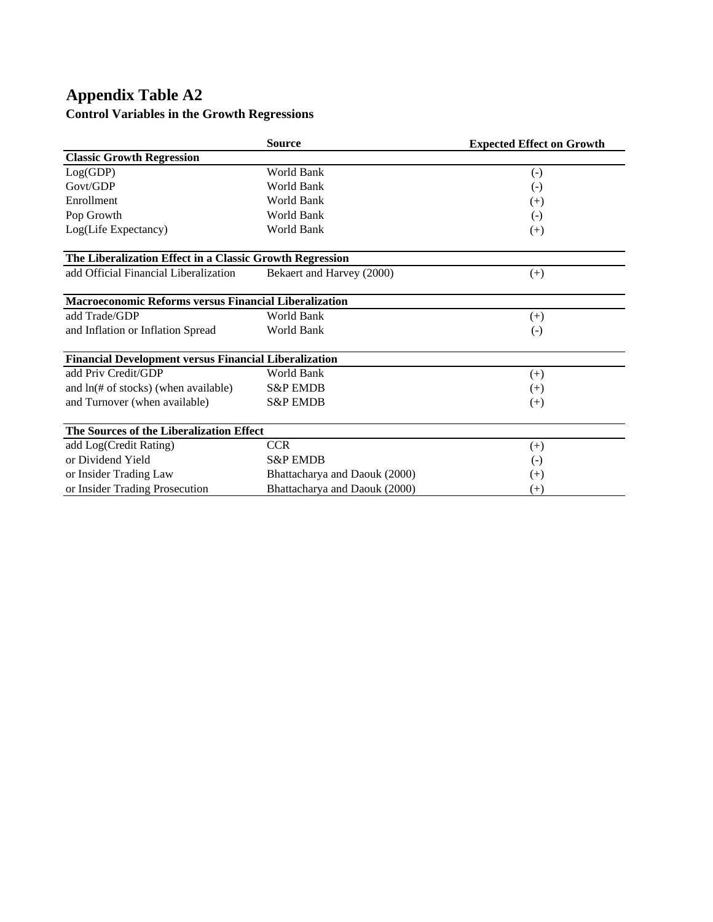# Appendix Table A2

**Control Variables in the Growth Regressions**

| | Source | Expected Effect on Growth |
|---|---|---|
| **Classic Growth Regression** | | |
| Log(GDP) | World Bank | (-) |
| Govt/GDP | World Bank | (-) |
| Enrollment | World Bank | (+) |
| Pop Growth | World Bank | (-) |
| Log(Life Expectancy) | World Bank | (+) |
| **The Liberalization Effect in a Classic Growth Regression** | | |
| add Official Financial Liberalization | Bekaert and Harvey (2000) | (+) |
| **Macroeconomic Reforms versus Financial Liberalization** | | |
| add Trade/GDP | World Bank | (+) |
| and Inflation or Inflation Spread | World Bank | (-) |
| **Financial Development versus Financial Liberalization** | | |
| add Priv Credit/GDP | World Bank | (+) |
| and ln(# of stocks) (when available) | S&P EMDB | (+) |
| and Turnover (when available) | S&P EMDB | (+) |
| **The Sources of the Liberalization Effect** | | |
| add Log(Credit Rating) | CCR | (+) |
| or Dividend Yield | S&P EMDB | (-) |
| or Insider Trading Law | Bhattacharya and Daouk (2000) | (+) |
| or Insider Trading Prosecution | Bhattacharya and Daouk (2000) | (+) |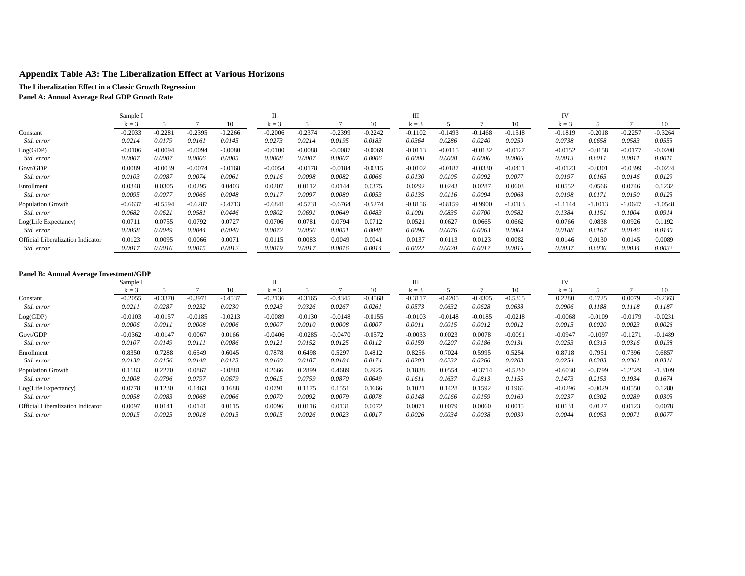# Appendix Table A3: The Liberalization Effect at Various Horizons

**The Liberalization Effect in a Classic Growth Regression**

**Panel A: Annual Average Real GDP Growth Rate**

| | Sample I | | | | II | | | | III | | | | IV | | | |
|---|---|---|---|---|---|---|---|---|---|---|---|---|---|---|---|---|
| | k = 3 | 5 | 7 | 10 | k = 3 | 5 | 7 | 10 | k = 3 | 5 | 7 | 10 | k = 3 | 5 | 7 | 10 |
| Constant | -0.2033 | -0.2281 | -0.2395 | -0.2266 | -0.2006 | -0.2374 | -0.2399 | -0.2242 | -0.1102 | -0.1493 | -0.1468 | -0.1518 | -0.1819 | -0.2018 | -0.2257 | -0.3264 |
| *Std. error* | *0.0214* | *0.0179* | *0.0161* | *0.0145* | *0.0273* | *0.0214* | *0.0195* | *0.0183* | *0.0364* | *0.0286* | *0.0240* | *0.0259* | *0.0738* | *0.0658* | *0.0583* | *0.0555* |
| Log(GDP) | -0.0106 | -0.0094 | -0.0094 | -0.0080 | -0.0100 | -0.0088 | -0.0087 | -0.0069 | -0.0113 | -0.0115 | -0.0132 | -0.0127 | -0.0152 | -0.0158 | -0.0177 | -0.0200 |
| *Std. error* | *0.0007* | *0.0007* | *0.0006* | *0.0005* | *0.0008* | *0.0007* | *0.0007* | *0.0006* | *0.0008* | *0.0008* | *0.0006* | *0.0006* | *0.0013* | *0.0011* | *0.0011* | *0.0011* |
| Govt/GDP | 0.0089 | -0.0039 | -0.0074 | -0.0168 | -0.0054 | -0.0178 | -0.0184 | -0.0315 | -0.0102 | -0.0187 | -0.0330 | -0.0431 | -0.0123 | -0.0301 | -0.0399 | -0.0224 |
| *Std. error* | *0.0103* | *0.0087* | *0.0074* | *0.0061* | *0.0116* | *0.0098* | *0.0082* | *0.0066* | *0.0130* | *0.0105* | *0.0092* | *0.0077* | *0.0197* | *0.0165* | *0.0146* | *0.0129* |
| Enrollment | 0.0348 | 0.0305 | 0.0295 | 0.0403 | 0.0207 | 0.0112 | 0.0144 | 0.0375 | 0.0292 | 0.0243 | 0.0287 | 0.0603 | 0.0552 | 0.0566 | 0.0746 | 0.1232 |
| *Std. error* | *0.0095* | *0.0077* | *0.0066* | *0.0048* | *0.0117* | *0.0097* | *0.0080* | *0.0053* | *0.0135* | *0.0116* | *0.0094* | *0.0068* | *0.0198* | *0.0171* | *0.0150* | *0.0125* |
| Population Growth | -0.6637 | -0.5594 | -0.6287 | -0.4713 | -0.6841 | -0.5731 | -0.6764 | -0.5274 | -0.8156 | -0.8159 | -0.9900 | -1.0103 | -1.1144 | -1.1013 | -1.0647 | -1.0548 |
| *Std. error* | *0.0682* | *0.0621* | *0.0581* | *0.0446* | *0.0802* | *0.0691* | *0.0649* | *0.0483* | *0.1001* | *0.0835* | *0.0700* | *0.0582* | *0.1384* | *0.1151* | *0.1004* | *0.0914* |
| Log(Life Expectancy) | 0.0711 | 0.0755 | 0.0792 | 0.0727 | 0.0706 | 0.0781 | 0.0794 | 0.0712 | 0.0521 | 0.0627 | 0.0665 | 0.0662 | 0.0766 | 0.0838 | 0.0926 | 0.1192 |
| *Std. error* | *0.0058* | *0.0049* | *0.0044* | *0.0040* | *0.0072* | *0.0056* | *0.0051* | *0.0048* | *0.0096* | *0.0076* | *0.0063* | *0.0069* | *0.0188* | *0.0167* | *0.0146* | *0.0140* |
| Official Liberalization Indicator | 0.0123 | 0.0095 | 0.0066 | 0.0071 | 0.0115 | 0.0083 | 0.0049 | 0.0041 | 0.0137 | 0.0113 | 0.0123 | 0.0082 | 0.0146 | 0.0130 | 0.0145 | 0.0089 |
| *Std. error* | *0.0017* | *0.0016* | *0.0015* | *0.0012* | *0.0019* | *0.0017* | *0.0016* | *0.0014* | *0.0022* | *0.0020* | *0.0017* | *0.0016* | *0.0037* | *0.0036* | *0.0034* | *0.0032* |

**Panel B: Annual Average Investment/GDP**

| | Sample I | | | | II | | | | III | | | | IV | | | |
|---|---|---|---|---|---|---|---|---|---|---|---|---|---|---|---|---|
| | k = 3 | 5 | 7 | 10 | k = 3 | 5 | 7 | 10 | k = 3 | 5 | 7 | 10 | k = 3 | 5 | 7 | 10 |
| Constant | -0.2055 | -0.3370 | -0.3971 | -0.4537 | -0.2136 | -0.3165 | -0.4345 | -0.4568 | -0.3117 | -0.4205 | -0.4305 | -0.5335 | 0.2280 | 0.1725 | 0.0079 | -0.2363 |
| *Std. error* | *0.0211* | *0.0287* | *0.0232* | *0.0230* | *0.0243* | *0.0326* | *0.0267* | *0.0261* | *0.0573* | *0.0632* | *0.0628* | *0.0638* | *0.0906* | *0.1188* | *0.1118* | *0.1187* |
| Log(GDP) | -0.0103 | -0.0157 | -0.0185 | -0.0213 | -0.0089 | -0.0130 | -0.0148 | -0.0155 | -0.0103 | -0.0148 | -0.0185 | -0.0218 | -0.0068 | -0.0109 | -0.0179 | -0.0231 |
| *Std. error* | *0.0006* | *0.0011* | *0.0008* | *0.0006* | *0.0007* | *0.0010* | *0.0008* | *0.0007* | *0.0011* | *0.0015* | *0.0012* | *0.0012* | *0.0015* | *0.0020* | *0.0023* | *0.0026* |
| Govt/GDP | -0.0362 | -0.0147 | 0.0067 | 0.0166 | -0.0406 | -0.0285 | -0.0470 | -0.0572 | -0.0033 | 0.0023 | 0.0078 | -0.0091 | -0.0947 | -0.1097 | -0.1271 | -0.1489 |
| *Std. error* | *0.0107* | *0.0149* | *0.0111* | *0.0086* | *0.0121* | *0.0152* | *0.0125* | *0.0112* | *0.0159* | *0.0207* | *0.0186* | *0.0131* | *0.0253* | *0.0315* | *0.0316* | *0.0138* |
| Enrollment | 0.8350 | 0.7288 | 0.6549 | 0.6045 | 0.7878 | 0.6498 | 0.5297 | 0.4812 | 0.8256 | 0.7024 | 0.5995 | 0.5254 | 0.8718 | 0.7951 | 0.7396 | 0.6857 |
| *Std. error* | *0.0138* | *0.0156* | *0.0148* | *0.0123* | *0.0160* | *0.0187* | *0.0184* | *0.0174* | *0.0203* | *0.0232* | *0.0266* | *0.0203* | *0.0254* | *0.0303* | *0.0361* | *0.0311* |
| Population Growth | 0.1183 | 0.2270 | 0.0867 | -0.0881 | 0.2666 | 0.2899 | 0.4689 | 0.2925 | 0.1838 | 0.0554 | -0.3714 | -0.5290 | -0.6030 | -0.8799 | -1.2529 | -1.3109 |
| *Std. error* | *0.1008* | *0.0796* | *0.0797* | *0.0679* | *0.0615* | *0.0759* | *0.0870* | *0.0649* | *0.1611* | *0.1637* | *0.1813* | *0.1155* | *0.1473* | *0.2153* | *0.1934* | *0.1674* |
| Log(Life Expectancy) | 0.0778 | 0.1230 | 0.1463 | 0.1688 | 0.0791 | 0.1175 | 0.1551 | 0.1666 | 0.1021 | 0.1428 | 0.1592 | 0.1965 | -0.0296 | -0.0029 | 0.0550 | 0.1280 |
| *Std. error* | *0.0058* | *0.0083* | *0.0068* | *0.0066* | *0.0070* | *0.0092* | *0.0079* | *0.0078* | *0.0148* | *0.0166* | *0.0159* | *0.0169* | *0.0237* | *0.0302* | *0.0289* | *0.0305* |
| Official Liberalization Indicator | 0.0097 | 0.0141 | 0.0141 | 0.0115 | 0.0096 | 0.0116 | 0.0131 | 0.0072 | 0.0071 | 0.0079 | 0.0060 | 0.0015 | 0.0131 | 0.0127 | 0.0123 | 0.0078 |
| *Std. error* | *0.0015* | *0.0025* | *0.0018* | *0.0015* | *0.0015* | *0.0026* | *0.0023* | *0.0017* | *0.0026* | *0.0034* | *0.0038* | *0.0030* | *0.0044* | *0.0053* | *0.0071* | *0.0077* |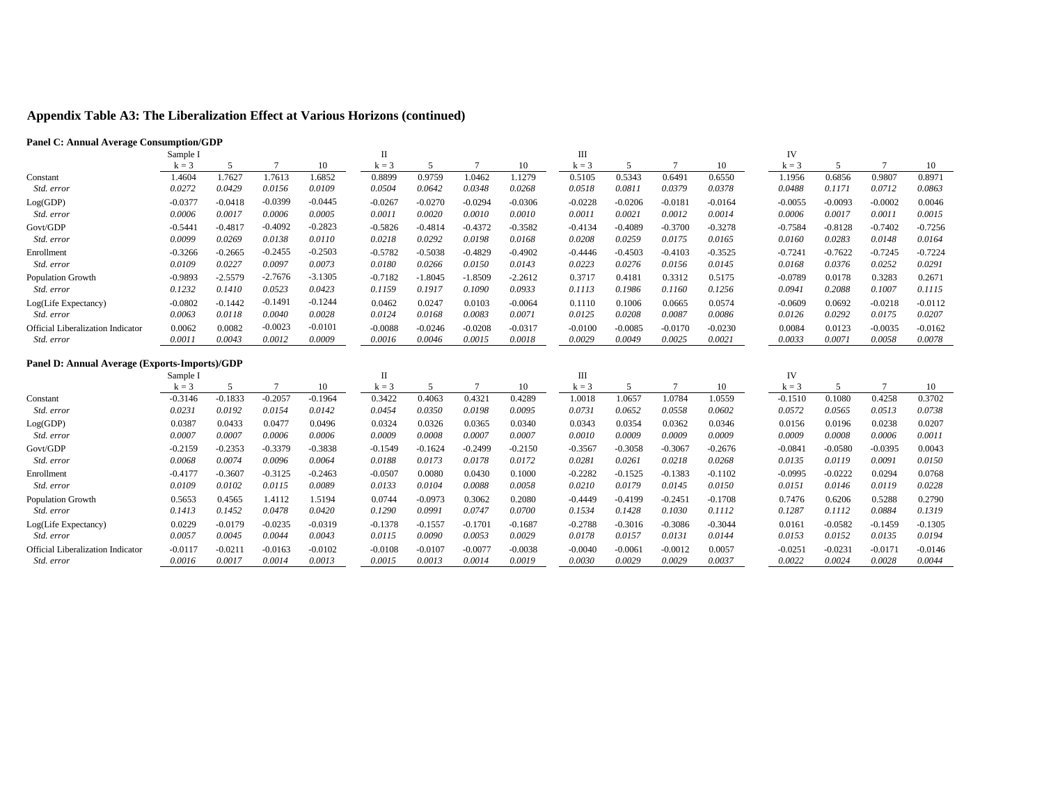## Appendix Table A3: The Liberalization Effect at Various Horizons (continued)

**Panel C: Annual Average Consumption/GDP**

| | Sample I | | | | II | | | | III | | | | IV | | | |
|---|---|---|---|---|---|---|---|---|---|---|---|---|---|---|---|---|
| | k = 3 | 5 | 7 | 10 | k = 3 | 5 | 7 | 10 | k = 3 | 5 | 7 | 10 | k = 3 | 5 | 7 | 10 |
| Constant | 1.4604 | 1.7627 | 1.7613 | 1.6852 | 0.8899 | 0.9759 | 1.0462 | 1.1279 | 0.5105 | 0.5343 | 0.6491 | 0.6550 | 1.1956 | 0.6856 | 0.9807 | 0.8971 |
| *Std. error* | *0.0272* | *0.0429* | *0.0156* | *0.0109* | *0.0504* | *0.0642* | *0.0348* | *0.0268* | *0.0518* | *0.0811* | *0.0379* | *0.0378* | *0.0488* | *0.1171* | *0.0712* | *0.0863* |
| Log(GDP) | -0.0377 | -0.0418 | -0.0399 | -0.0445 | -0.0267 | -0.0270 | -0.0294 | -0.0306 | -0.0228 | -0.0206 | -0.0181 | -0.0164 | -0.0055 | -0.0093 | -0.0002 | 0.0046 |
| *Std. error* | *0.0006* | *0.0017* | *0.0006* | *0.0005* | *0.0011* | *0.0020* | *0.0010* | *0.0010* | *0.0011* | *0.0021* | *0.0012* | *0.0014* | *0.0006* | *0.0017* | *0.0011* | *0.0015* |
| Govt/GDP | -0.5441 | -0.4817 | -0.4092 | -0.2823 | -0.5826 | -0.4814 | -0.4372 | -0.3582 | -0.4134 | -0.4089 | -0.3700 | -0.3278 | -0.7584 | -0.8128 | -0.7402 | -0.7256 |
| *Std. error* | *0.0099* | *0.0269* | *0.0138* | *0.0110* | *0.0218* | *0.0292* | *0.0198* | *0.0168* | *0.0208* | *0.0259* | *0.0175* | *0.0165* | *0.0160* | *0.0283* | *0.0148* | *0.0164* |
| Enrollment | -0.3266 | -0.2665 | -0.2455 | -0.2503 | -0.5782 | -0.5038 | -0.4829 | -0.4902 | -0.4446 | -0.4503 | -0.4103 | -0.3525 | -0.7241 | -0.7622 | -0.7245 | -0.7224 |
| *Std. error* | *0.0109* | *0.0227* | *0.0097* | *0.0073* | *0.0180* | *0.0266* | *0.0150* | *0.0143* | *0.0223* | *0.0276* | *0.0156* | *0.0145* | *0.0168* | *0.0376* | *0.0252* | *0.0291* |
| Population Growth | -0.9893 | -2.5579 | -2.7676 | -3.1305 | -0.7182 | -1.8045 | -1.8509 | -2.2612 | 0.3717 | 0.4181 | 0.3312 | 0.5175 | -0.0789 | 0.0178 | 0.3283 | 0.2671 |
| *Std. error* | *0.1232* | *0.1410* | *0.0523* | *0.0423* | *0.1159* | *0.1917* | *0.1090* | *0.0933* | *0.1113* | *0.1986* | *0.1160* | *0.1256* | *0.0941* | *0.2088* | *0.1007* | *0.1115* |
| Log(Life Expectancy) | -0.0802 | -0.1442 | -0.1491 | -0.1244 | 0.0462 | 0.0247 | 0.0103 | -0.0064 | 0.1110 | 0.1006 | 0.0665 | 0.0574 | -0.0609 | 0.0692 | -0.0218 | -0.0112 |
| *Std. error* | *0.0063* | *0.0118* | *0.0040* | *0.0028* | *0.0124* | *0.0168* | *0.0083* | *0.0071* | *0.0125* | *0.0208* | *0.0087* | *0.0086* | *0.0126* | *0.0292* | *0.0175* | *0.0207* |
| Official Liberalization Indicator | 0.0062 | 0.0082 | -0.0023 | -0.0101 | -0.0088 | -0.0246 | -0.0208 | -0.0317 | -0.0100 | -0.0085 | -0.0170 | -0.0230 | 0.0084 | 0.0123 | -0.0035 | -0.0162 |
| *Std. error* | *0.0011* | *0.0043* | *0.0012* | *0.0009* | *0.0016* | *0.0046* | *0.0015* | *0.0018* | *0.0029* | *0.0049* | *0.0025* | *0.0021* | *0.0033* | *0.0071* | *0.0058* | *0.0078* |

**Panel D: Annual Average (Exports-Imports)/GDP**

| | Sample I | | | | II | | | | III | | | | IV | | | |
|---|---|---|---|---|---|---|---|---|---|---|---|---|---|---|---|---|
| | k = 3 | 5 | 7 | 10 | k = 3 | 5 | 7 | 10 | k = 3 | 5 | 7 | 10 | k = 3 | 5 | 7 | 10 |
| Constant | -0.3146 | -0.1833 | -0.2057 | -0.1964 | 0.3422 | 0.4063 | 0.4321 | 0.4289 | 1.0018 | 1.0657 | 1.0784 | 1.0559 | -0.1510 | 0.1080 | 0.4258 | 0.3702 |
| *Std. error* | *0.0231* | *0.0192* | *0.0154* | *0.0142* | *0.0454* | *0.0350* | *0.0198* | *0.0095* | *0.0731* | *0.0652* | *0.0558* | *0.0602* | *0.0572* | *0.0565* | *0.0513* | *0.0738* |
| Log(GDP) | 0.0387 | 0.0433 | 0.0477 | 0.0496 | 0.0324 | 0.0326 | 0.0365 | 0.0340 | 0.0343 | 0.0354 | 0.0362 | 0.0346 | 0.0156 | 0.0196 | 0.0238 | 0.0207 |
| *Std. error* | *0.0007* | *0.0007* | *0.0006* | *0.0006* | *0.0009* | *0.0008* | *0.0007* | *0.0007* | *0.0010* | *0.0009* | *0.0009* | *0.0009* | *0.0009* | *0.0008* | *0.0006* | *0.0011* |
| Govt/GDP | -0.2159 | -0.2353 | -0.3379 | -0.3838 | -0.1549 | -0.1624 | -0.2499 | -0.2150 | -0.3567 | -0.3058 | -0.3067 | -0.2676 | -0.0841 | -0.0580 | -0.0395 | 0.0043 |
| *Std. error* | *0.0068* | *0.0074* | *0.0096* | *0.0064* | *0.0188* | *0.0173* | *0.0178* | *0.0172* | *0.0281* | *0.0261* | *0.0218* | *0.0268* | *0.0135* | *0.0119* | *0.0091* | *0.0150* |
| Enrollment | -0.4177 | -0.3607 | -0.3125 | -0.2463 | -0.0507 | 0.0080 | 0.0430 | 0.1000 | -0.2282 | -0.1525 | -0.1383 | -0.1102 | -0.0995 | -0.0222 | 0.0294 | 0.0768 |
| *Std. error* | *0.0109* | *0.0102* | *0.0115* | *0.0089* | *0.0133* | *0.0104* | *0.0088* | *0.0058* | *0.0210* | *0.0179* | *0.0145* | *0.0150* | *0.0151* | *0.0146* | *0.0119* | *0.0228* |
| Population Growth | 0.5653 | 0.4565 | 1.4112 | 1.5194 | 0.0744 | -0.0973 | 0.3062 | 0.2080 | -0.4449 | -0.4199 | -0.2451 | -0.1708 | 0.7476 | 0.6206 | 0.5288 | 0.2790 |
| *Std. error* | *0.1413* | *0.1452* | *0.0478* | *0.0420* | *0.1290* | *0.0991* | *0.0747* | *0.0700* | *0.1534* | *0.1428* | *0.1030* | *0.1112* | *0.1287* | *0.1112* | *0.0884* | *0.1319* |
| Log(Life Expectancy) | 0.0229 | -0.0179 | -0.0235 | -0.0319 | -0.1378 | -0.1557 | -0.1701 | -0.1687 | -0.2788 | -0.3016 | -0.3086 | -0.3044 | 0.0161 | -0.0582 | -0.1459 | -0.1305 |
| *Std. error* | *0.0057* | *0.0045* | *0.0044* | *0.0043* | *0.0115* | *0.0090* | *0.0053* | *0.0029* | *0.0178* | *0.0157* | *0.0131* | *0.0144* | *0.0153* | *0.0152* | *0.0135* | *0.0194* |
| Official Liberalization Indicator | -0.0117 | -0.0211 | -0.0163 | -0.0102 | -0.0108 | -0.0107 | -0.0077 | -0.0038 | -0.0040 | -0.0061 | -0.0012 | 0.0057 | -0.0251 | -0.0231 | -0.0171 | -0.0146 |
| *Std. error* | *0.0016* | *0.0017* | *0.0014* | *0.0013* | *0.0015* | *0.0013* | *0.0014* | *0.0019* | *0.0030* | *0.0029* | *0.0029* | *0.0037* | *0.0022* | *0.0024* | *0.0028* | *0.0044* |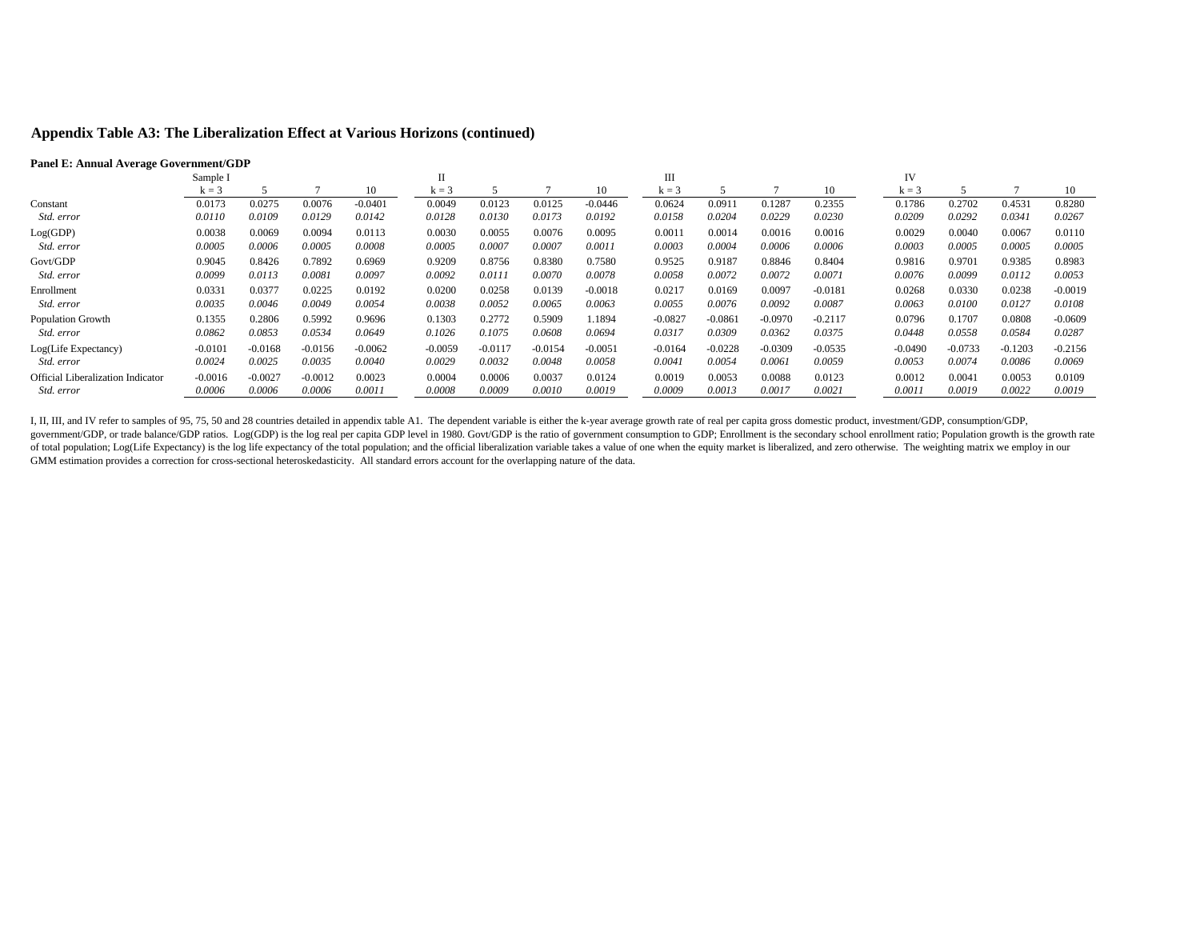## Appendix Table A3: The Liberalization Effect at Various Horizons (continued)

**Panel E: Annual Average Government/GDP**

| | Sample I | | | | II | | | | III | | | | IV | | | |
|---|---|---|---|---|---|---|---|---|---|---|---|---|---|---|---|---|
| | k = 3 | 5 | 7 | 10 | k = 3 | 5 | 7 | 10 | k = 3 | 5 | 7 | 10 | k = 3 | 5 | 7 | 10 |
| Constant | 0.0173 | 0.0275 | 0.0076 | -0.0401 | 0.0049 | 0.0123 | 0.0125 | -0.0446 | 0.0624 | 0.0911 | 0.1287 | 0.2355 | 0.1786 | 0.2702 | 0.4531 | 0.8280 |
| *Std. error* | *0.0110* | *0.0109* | *0.0129* | *0.0142* | *0.0128* | *0.0130* | *0.0173* | *0.0192* | *0.0158* | *0.0204* | *0.0229* | *0.0230* | *0.0209* | *0.0292* | *0.0341* | *0.0267* |
| Log(GDP) | 0.0038 | 0.0069 | 0.0094 | 0.0113 | 0.0030 | 0.0055 | 0.0076 | 0.0095 | 0.0011 | 0.0014 | 0.0016 | 0.0016 | 0.0029 | 0.0040 | 0.0067 | 0.0110 |
| *Std. error* | *0.0005* | *0.0006* | *0.0005* | *0.0008* | *0.0005* | *0.0007* | *0.0007* | *0.0011* | *0.0003* | *0.0004* | *0.0006* | *0.0006* | *0.0003* | *0.0005* | *0.0005* | *0.0005* |
| Govt/GDP | 0.9045 | 0.8426 | 0.7892 | 0.6969 | 0.9209 | 0.8756 | 0.8380 | 0.7580 | 0.9525 | 0.9187 | 0.8846 | 0.8404 | 0.9816 | 0.9701 | 0.9385 | 0.8983 |
| *Std. error* | *0.0099* | *0.0113* | *0.0081* | *0.0097* | *0.0092* | *0.0111* | *0.0070* | *0.0078* | *0.0058* | *0.0072* | *0.0072* | *0.0071* | *0.0076* | *0.0099* | *0.0112* | *0.0053* |
| Enrollment | 0.0331 | 0.0377 | 0.0225 | 0.0192 | 0.0200 | 0.0258 | 0.0139 | -0.0018 | 0.0217 | 0.0169 | 0.0097 | -0.0181 | 0.0268 | 0.0330 | 0.0238 | -0.0019 |
| *Std. error* | *0.0035* | *0.0046* | *0.0049* | *0.0054* | *0.0038* | *0.0052* | *0.0065* | *0.0063* | *0.0055* | *0.0076* | *0.0092* | *0.0087* | *0.0063* | *0.0100* | *0.0127* | *0.0108* |
| Population Growth | 0.1355 | 0.2806 | 0.5992 | 0.9696 | 0.1303 | 0.2772 | 0.5909 | 1.1894 | -0.0827 | -0.0861 | -0.0970 | -0.2117 | 0.0796 | 0.1707 | 0.0808 | -0.0609 |
| *Std. error* | *0.0862* | *0.0853* | *0.0534* | *0.0649* | *0.1026* | *0.1075* | *0.0608* | *0.0694* | *0.0317* | *0.0309* | *0.0362* | *0.0375* | *0.0448* | *0.0558* | *0.0584* | *0.0287* |
| Log(Life Expectancy) | -0.0101 | -0.0168 | -0.0156 | -0.0062 | -0.0059 | -0.0117 | -0.0154 | -0.0051 | -0.0164 | -0.0228 | -0.0309 | -0.0535 | -0.0490 | -0.0733 | -0.1203 | -0.2156 |
| *Std. error* | *0.0024* | *0.0025* | *0.0035* | *0.0040* | *0.0029* | *0.0032* | *0.0048* | *0.0058* | *0.0041* | *0.0054* | *0.0061* | *0.0059* | *0.0053* | *0.0074* | *0.0086* | *0.0069* |
| Official Liberalization Indicator | -0.0016 | -0.0027 | -0.0012 | 0.0023 | 0.0004 | 0.0006 | 0.0037 | 0.0124 | 0.0019 | 0.0053 | 0.0088 | 0.0123 | 0.0012 | 0.0041 | 0.0053 | 0.0109 |
| *Std. error* | *0.0006* | *0.0006* | *0.0006* | *0.0011* | *0.0008* | *0.0009* | *0.0010* | *0.0019* | *0.0009* | *0.0013* | *0.0017* | *0.0021* | *0.0011* | *0.0019* | *0.0022* | *0.0019* |

I, II, III, and IV refer to samples of 95, 75, 50 and 28 countries detailed in appendix table A1. The dependent variable is either the k-year average growth rate of real per capita gross domestic product, investment/GDP, consumption/GDP, government/GDP, or trade balance/GDP ratios. Log(GDP) is the log real per capita GDP level in 1980. Govt/GDP is the ratio of government consumption to GDP; Enrollment is the secondary school enrollment ratio; Population growth is the growth rate of total population; Log(Life Expectancy) is the log life expectancy of the total population; and the official liberalization variable takes a value of one when the equity market is liberalized, and zero otherwise. The weighting matrix we employ in our GMM estimation provides a correction for cross-sectional heteroskedasticity. All standard errors account for the overlapping nature of the data.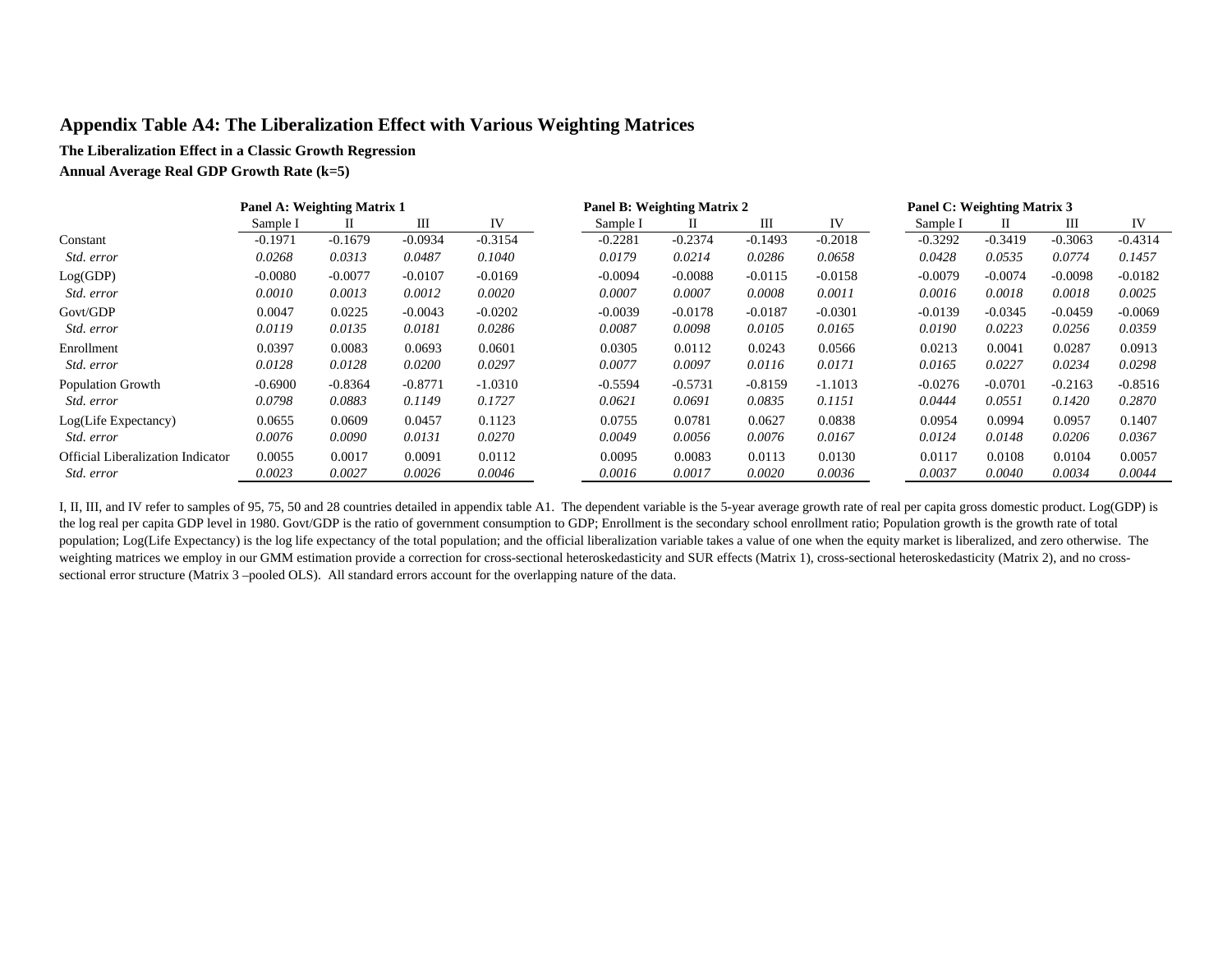## Appendix Table A4: The Liberalization Effect with Various Weighting Matrices

**The Liberalization Effect in a Classic Growth Regression**

**Annual Average Real GDP Growth Rate (k=5)**

| | **Panel A: Weighting Matrix 1** | | | | **Panel B: Weighting Matrix 2** | | | | **Panel C: Weighting Matrix 3** | | | |
|---|---|---|---|---|---|---|---|---|---|---|---|---|
| | Sample I | II | III | IV | Sample I | II | III | IV | Sample I | II | III | IV |
| Constant | -0.1971 | -0.1679 | -0.0934 | -0.3154 | -0.2281 | -0.2374 | -0.1493 | -0.2018 | -0.3292 | -0.3419 | -0.3063 | -0.4314 |
| *Std. error* | *0.0268* | *0.0313* | *0.0487* | *0.1040* | *0.0179* | *0.0214* | *0.0286* | *0.0658* | *0.0428* | *0.0535* | *0.0774* | *0.1457* |
| Log(GDP) | -0.0080 | -0.0077 | -0.0107 | -0.0169 | -0.0094 | -0.0088 | -0.0115 | -0.0158 | -0.0079 | -0.0074 | -0.0098 | -0.0182 |
| *Std. error* | *0.0010* | *0.0013* | *0.0012* | *0.0020* | *0.0007* | *0.0007* | *0.0008* | *0.0011* | *0.0016* | *0.0018* | *0.0018* | *0.0025* |
| Govt/GDP | 0.0047 | 0.0225 | -0.0043 | -0.0202 | -0.0039 | -0.0178 | -0.0187 | -0.0301 | -0.0139 | -0.0345 | -0.0459 | -0.0069 |
| *Std. error* | *0.0119* | *0.0135* | *0.0181* | *0.0286* | *0.0087* | *0.0098* | *0.0105* | *0.0165* | *0.0190* | *0.0223* | *0.0256* | *0.0359* |
| Enrollment | 0.0397 | 0.0083 | 0.0693 | 0.0601 | 0.0305 | 0.0112 | 0.0243 | 0.0566 | 0.0213 | 0.0041 | 0.0287 | 0.0913 |
| *Std. error* | *0.0128* | *0.0128* | *0.0200* | *0.0297* | *0.0077* | *0.0097* | *0.0116* | *0.0171* | *0.0165* | *0.0227* | *0.0234* | *0.0298* |
| Population Growth | -0.6900 | -0.8364 | -0.8771 | -1.0310 | -0.5594 | -0.5731 | -0.8159 | -1.1013 | -0.0276 | -0.0701 | -0.2163 | -0.8516 |
| *Std. error* | *0.0798* | *0.0883* | *0.1149* | *0.1727* | *0.0621* | *0.0691* | *0.0835* | *0.1151* | *0.0444* | *0.0551* | *0.1420* | *0.2870* |
| Log(Life Expectancy) | 0.0655 | 0.0609 | 0.0457 | 0.1123 | 0.0755 | 0.0781 | 0.0627 | 0.0838 | 0.0954 | 0.0994 | 0.0957 | 0.1407 |
| *Std. error* | *0.0076* | *0.0090* | *0.0131* | *0.0270* | *0.0049* | *0.0056* | *0.0076* | *0.0167* | *0.0124* | *0.0148* | *0.0206* | *0.0367* |
| Official Liberalization Indicator | 0.0055 | 0.0017 | 0.0091 | 0.0112 | 0.0095 | 0.0083 | 0.0113 | 0.0130 | 0.0117 | 0.0108 | 0.0104 | 0.0057 |
| *Std. error* | *0.0023* | *0.0027* | *0.0026* | *0.0046* | *0.0016* | *0.0017* | *0.0020* | *0.0036* | *0.0037* | *0.0040* | *0.0034* | *0.0044* |

I, II, III, and IV refer to samples of 95, 75, 50 and 28 countries detailed in appendix table A1. The dependent variable is the 5-year average growth rate of real per capita gross domestic product. Log(GDP) is the log real per capita GDP level in 1980. Govt/GDP is the ratio of government consumption to GDP; Enrollment is the secondary school enrollment ratio; Population growth is the growth rate of total population; Log(Life Expectancy) is the log life expectancy of the total population; and the official liberalization variable takes a value of one when the equity market is liberalized, and zero otherwise. The weighting matrices we employ in our GMM estimation provide a correction for cross-sectional heteroskedasticity and SUR effects (Matrix 1), cross-sectional heteroskedasticity (Matrix 2), and no cross-sectional error structure (Matrix 3 –pooled OLS). All standard errors account for the overlapping nature of the data.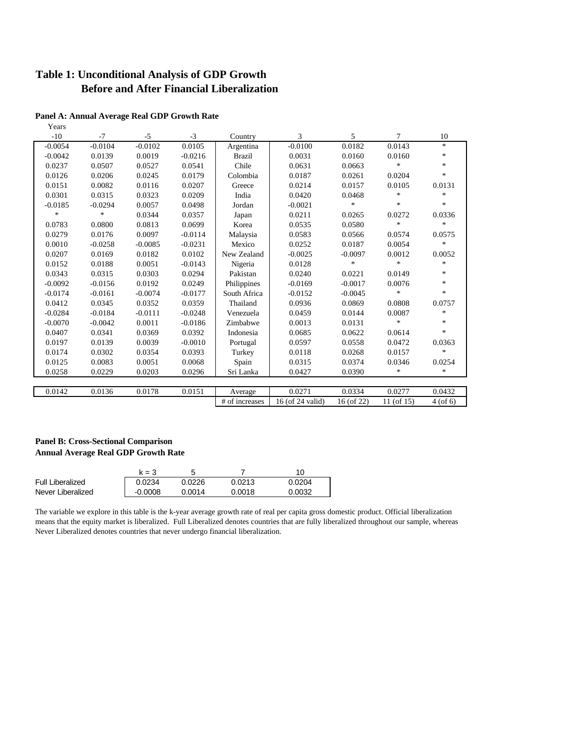# Table 1: Unconditional Analysis of GDP Growth Before and After Financial Liberalization

**Panel A: Annual Average Real GDP Growth Rate**

| Years -10 | -7 | -5 | -3 | Country | 3 | 5 | 7 | 10 |
|---|---|---|---|---|---|---|---|---|
| -0.0054 | -0.0104 | -0.0102 | 0.0105 | Argentina | -0.0100 | 0.0182 | 0.0143 | * |
| -0.0042 | 0.0139 | 0.0019 | -0.0216 | Brazil | 0.0031 | 0.0160 | 0.0160 | * |
| 0.0237 | 0.0507 | 0.0527 | 0.0541 | Chile | 0.0631 | 0.0663 | * | * |
| 0.0126 | 0.0206 | 0.0245 | 0.0179 | Colombia | 0.0187 | 0.0261 | 0.0204 | * |
| 0.0151 | 0.0082 | 0.0116 | 0.0207 | Greece | 0.0214 | 0.0157 | 0.0105 | 0.0131 |
| 0.0301 | 0.0315 | 0.0323 | 0.0209 | India | 0.0420 | 0.0468 | * | * |
| -0.0185 | -0.0294 | 0.0057 | 0.0498 | Jordan | -0.0021 | * | * | * |
| * | * | 0.0344 | 0.0357 | Japan | 0.0211 | 0.0265 | 0.0272 | 0.0336 |
| 0.0783 | 0.0800 | 0.0813 | 0.0699 | Korea | 0.0535 | 0.0580 | * | * |
| 0.0279 | 0.0176 | 0.0097 | -0.0114 | Malaysia | 0.0583 | 0.0566 | 0.0574 | 0.0575 |
| 0.0010 | -0.0258 | -0.0085 | -0.0231 | Mexico | 0.0252 | 0.0187 | 0.0054 | * |
| 0.0207 | 0.0169 | 0.0182 | 0.0102 | New Zealand | -0.0025 | -0.0097 | 0.0012 | 0.0052 |
| 0.0152 | 0.0188 | 0.0051 | -0.0143 | Nigeria | 0.0128 | * | * | * |
| 0.0343 | 0.0315 | 0.0303 | 0.0294 | Pakistan | 0.0240 | 0.0221 | 0.0149 | * |
| -0.0092 | -0.0156 | 0.0192 | 0.0249 | Philippines | -0.0169 | -0.0017 | 0.0076 | * |
| -0.0174 | -0.0161 | -0.0074 | -0.0177 | South Africa | -0.0152 | -0.0045 | * | * |
| 0.0412 | 0.0345 | 0.0352 | 0.0359 | Thailand | 0.0936 | 0.0869 | 0.0808 | 0.0757 |
| -0.0284 | -0.0184 | -0.0111 | -0.0248 | Venezuela | 0.0459 | 0.0144 | 0.0087 | * |
| -0.0070 | -0.0042 | 0.0011 | -0.0186 | Zimbabwe | 0.0013 | 0.0131 | * | * |
| 0.0407 | 0.0341 | 0.0369 | 0.0392 | Indonesia | 0.0685 | 0.0622 | 0.0614 | * |
| 0.0197 | 0.0139 | 0.0039 | -0.0010 | Portugal | 0.0597 | 0.0558 | 0.0472 | 0.0363 |
| 0.0174 | 0.0302 | 0.0354 | 0.0393 | Turkey | 0.0118 | 0.0268 | 0.0157 | * |
| 0.0125 | 0.0083 | 0.0051 | 0.0068 | Spain | 0.0315 | 0.0374 | 0.0346 | 0.0254 |
| 0.0258 | 0.0229 | 0.0203 | 0.0296 | Sri Lanka | 0.0427 | 0.0390 | * | * |
| 0.0142 | 0.0136 | 0.0178 | 0.0151 | Average | 0.0271 | 0.0334 | 0.0277 | 0.0432 |
| | | | | # of increases | 16 (of 24 valid) | 16 (of 22) | 11 (of 15) | 4 (of 6) |

**Panel B: Cross-Sectional Comparison**
**Annual Average Real GDP Growth Rate**

| | k = 3 | 5 | 7 | 10 |
|---|---|---|---|---|
| Full Liberalized | 0.0234 | 0.0226 | 0.0213 | 0.0204 |
| Never Liberalized | -0.0008 | 0.0014 | 0.0018 | 0.0032 |

The variable we explore in this table is the k-year average growth rate of real per capita gross domestic product. Official liberalization means that the equity market is liberalized. Full Liberalized denotes countries that are fully liberalized throughout our sample, whereas Never Liberalized denotes countries that never undergo financial liberalization.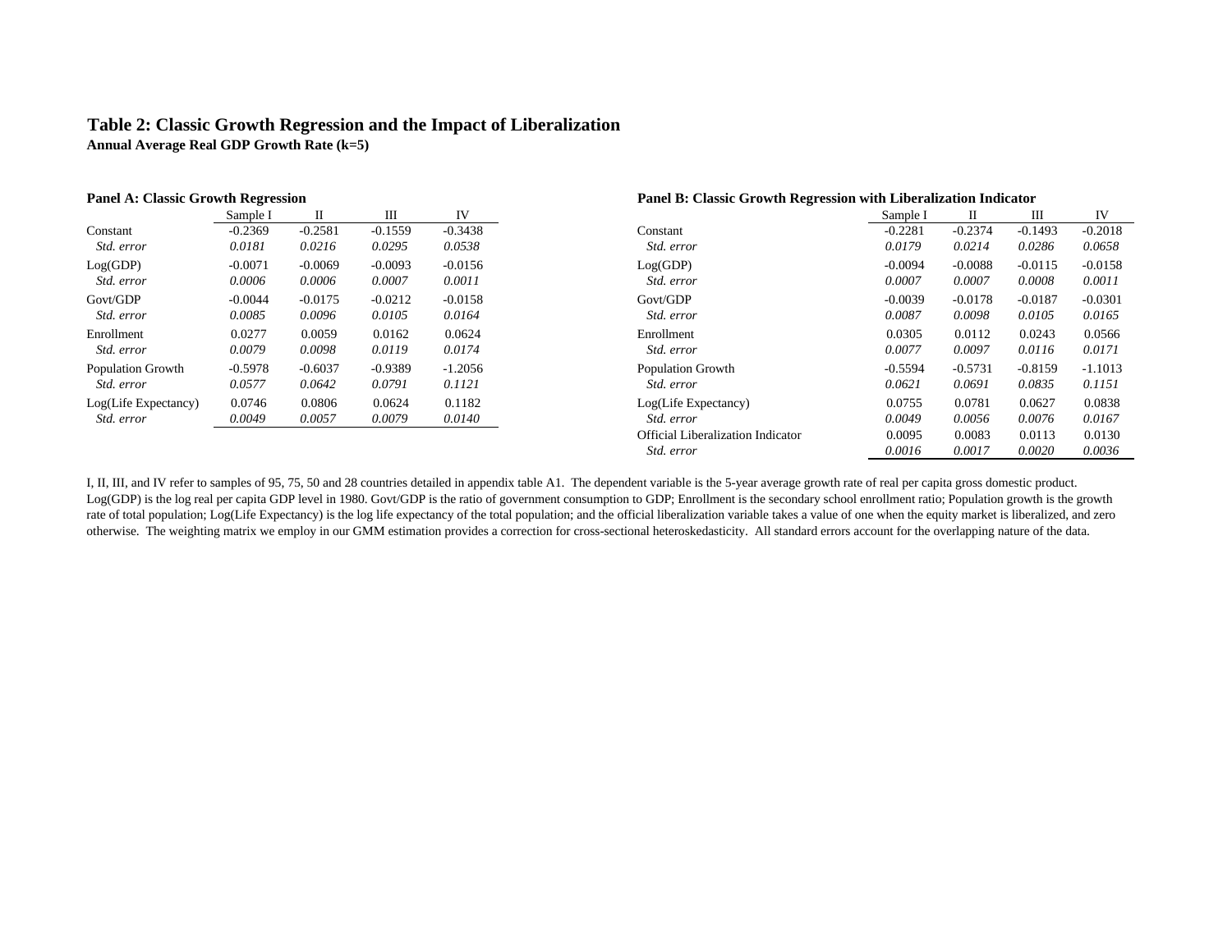## Table 2: Classic Growth Regression and the Impact of Liberalization

**Annual Average Real GDP Growth Rate (k=5)**

**Panel A: Classic Growth Regression**

| | Sample I | II | III | IV |
|---|---|---|---|---|
| Constant | -0.2369 | -0.2581 | -0.1559 | -0.3438 |
| *Std. error* | *0.0181* | *0.0216* | *0.0295* | *0.0538* |
| Log(GDP) | -0.0071 | -0.0069 | -0.0093 | -0.0156 |
| *Std. error* | *0.0006* | *0.0006* | *0.0007* | *0.0011* |
| Govt/GDP | -0.0044 | -0.0175 | -0.0212 | -0.0158 |
| *Std. error* | *0.0085* | *0.0096* | *0.0105* | *0.0164* |
| Enrollment | 0.0277 | 0.0059 | 0.0162 | 0.0624 |
| *Std. error* | *0.0079* | *0.0098* | *0.0119* | *0.0174* |
| Population Growth | -0.5978 | -0.6037 | -0.9389 | -1.2056 |
| *Std. error* | *0.0577* | *0.0642* | *0.0791* | *0.1121* |
| Log(Life Expectancy) | 0.0746 | 0.0806 | 0.0624 | 0.1182 |
| *Std. error* | *0.0049* | *0.0057* | *0.0079* | *0.0140* |

**Panel B: Classic Growth Regression with Liberalization Indicator**

| | Sample I | II | III | IV |
|---|---|---|---|---|
| Constant | -0.2281 | -0.2374 | -0.1493 | -0.2018 |
| *Std. error* | *0.0179* | *0.0214* | *0.0286* | *0.0658* |
| Log(GDP) | -0.0094 | -0.0088 | -0.0115 | -0.0158 |
| *Std. error* | *0.0007* | *0.0007* | *0.0008* | *0.0011* |
| Govt/GDP | -0.0039 | -0.0178 | -0.0187 | -0.0301 |
| *Std. error* | *0.0087* | *0.0098* | *0.0105* | *0.0165* |
| Enrollment | 0.0305 | 0.0112 | 0.0243 | 0.0566 |
| *Std. error* | *0.0077* | *0.0097* | *0.0116* | *0.0171* |
| Population Growth | -0.5594 | -0.5731 | -0.8159 | -1.1013 |
| *Std. error* | *0.0621* | *0.0691* | *0.0835* | *0.1151* |
| Log(Life Expectancy) | 0.0755 | 0.0781 | 0.0627 | 0.0838 |
| *Std. error* | *0.0049* | *0.0056* | *0.0076* | *0.0167* |
| Official Liberalization Indicator | 0.0095 | 0.0083 | 0.0113 | 0.0130 |
| *Std. error* | *0.0016* | *0.0017* | *0.0020* | *0.0036* |

I, II, III, and IV refer to samples of 95, 75, 50 and 28 countries detailed in appendix table A1. The dependent variable is the 5-year average growth rate of real per capita gross domestic product. Log(GDP) is the log real per capita GDP level in 1980. Govt/GDP is the ratio of government consumption to GDP; Enrollment is the secondary school enrollment ratio; Population growth is the growth rate of total population; Log(Life Expectancy) is the log life expectancy of the total population; and the official liberalization variable takes a value of one when the equity market is liberalized, and zero otherwise. The weighting matrix we employ in our GMM estimation provides a correction for cross-sectional heteroskedasticity. All standard errors account for the overlapping nature of the data.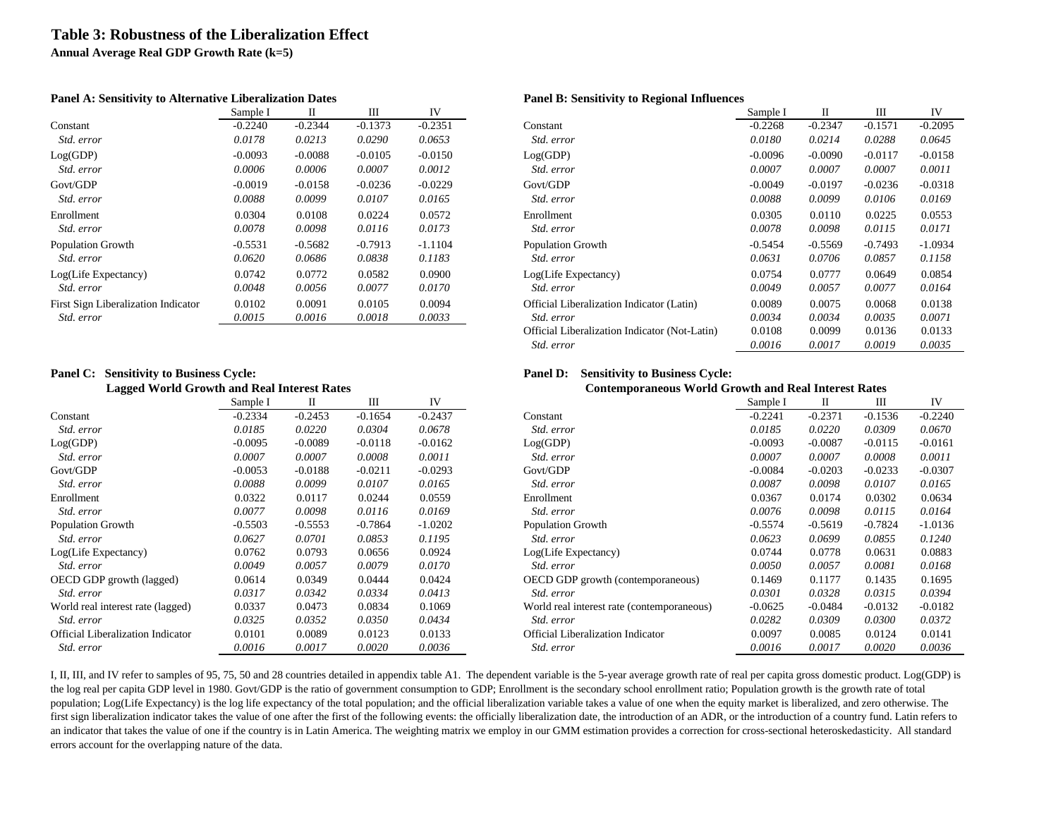# Table 3: Robustness of the Liberalization Effect

**Annual Average Real GDP Growth Rate (k=5)**

**Panel A: Sensitivity to Alternative Liberalization Dates**

| | Sample I | II | III | IV |
|---|---|---|---|---|
| Constant | -0.2240 | -0.2344 | -0.1373 | -0.2351 |
| *Std. error* | *0.0178* | *0.0213* | *0.0290* | *0.0653* |
| Log(GDP) | -0.0093 | -0.0088 | -0.0105 | -0.0150 |
| *Std. error* | *0.0006* | *0.0006* | *0.0007* | *0.0012* |
| Govt/GDP | -0.0019 | -0.0158 | -0.0236 | -0.0229 |
| *Std. error* | *0.0088* | *0.0099* | *0.0107* | *0.0165* |
| Enrollment | 0.0304 | 0.0108 | 0.0224 | 0.0572 |
| *Std. error* | *0.0078* | *0.0098* | *0.0116* | *0.0173* |
| Population Growth | -0.5531 | -0.5682 | -0.7913 | -1.1104 |
| *Std. error* | *0.0620* | *0.0686* | *0.0838* | *0.1183* |
| Log(Life Expectancy) | 0.0742 | 0.0772 | 0.0582 | 0.0900 |
| *Std. error* | *0.0048* | *0.0056* | *0.0077* | *0.0170* |
| First Sign Liberalization Indicator | 0.0102 | 0.0091 | 0.0105 | 0.0094 |
| *Std. error* | *0.0015* | *0.0016* | *0.0018* | *0.0033* |

**Panel B: Sensitivity to Regional Influences**

| | Sample I | II | III | IV |
|---|---|---|---|---|
| Constant | -0.2268 | -0.2347 | -0.1571 | -0.2095 |
| *Std. error* | *0.0180* | *0.0214* | *0.0288* | *0.0645* |
| Log(GDP) | -0.0096 | -0.0090 | -0.0117 | -0.0158 |
| *Std. error* | *0.0007* | *0.0007* | *0.0007* | *0.0011* |
| Govt/GDP | -0.0049 | -0.0197 | -0.0236 | -0.0318 |
| *Std. error* | *0.0088* | *0.0099* | *0.0106* | *0.0169* |
| Enrollment | 0.0305 | 0.0110 | 0.0225 | 0.0553 |
| *Std. error* | *0.0078* | *0.0098* | *0.0115* | *0.0171* |
| Population Growth | -0.5454 | -0.5569 | -0.7493 | -1.0934 |
| *Std. error* | *0.0631* | *0.0706* | *0.0857* | *0.1158* |
| Log(Life Expectancy) | 0.0754 | 0.0777 | 0.0649 | 0.0854 |
| *Std. error* | *0.0049* | *0.0057* | *0.0077* | *0.0164* |
| Official Liberalization Indicator (Latin) | 0.0089 | 0.0075 | 0.0068 | 0.0138 |
| *Std. error* | *0.0034* | *0.0034* | *0.0035* | *0.0071* |
| Official Liberalization Indicator (Not-Latin) | 0.0108 | 0.0099 | 0.0136 | 0.0133 |
| *Std. error* | *0.0016* | *0.0017* | *0.0019* | *0.0035* |

**Panel C: Sensitivity to Business Cycle: Lagged World Growth and Real Interest Rates**

| | Sample I | II | III | IV |
|---|---|---|---|---|
| Constant | -0.2334 | -0.2453 | -0.1654 | -0.2437 |
| *Std. error* | *0.0185* | *0.0220* | *0.0304* | *0.0678* |
| Log(GDP) | -0.0095 | -0.0089 | -0.0118 | -0.0162 |
| *Std. error* | *0.0007* | *0.0007* | *0.0008* | *0.0011* |
| Govt/GDP | -0.0053 | -0.0188 | -0.0211 | -0.0293 |
| *Std. error* | *0.0088* | *0.0099* | *0.0107* | *0.0165* |
| Enrollment | 0.0322 | 0.0117 | 0.0244 | 0.0559 |
| *Std. error* | *0.0077* | *0.0098* | *0.0116* | *0.0169* |
| Population Growth | -0.5503 | -0.5553 | -0.7864 | -1.0202 |
| *Std. error* | *0.0627* | *0.0701* | *0.0853* | *0.1195* |
| Log(Life Expectancy) | 0.0762 | 0.0793 | 0.0656 | 0.0924 |
| *Std. error* | *0.0049* | *0.0057* | *0.0079* | *0.0170* |
| OECD GDP growth (lagged) | 0.0614 | 0.0349 | 0.0444 | 0.0424 |
| *Std. error* | *0.0317* | *0.0342* | *0.0334* | *0.0413* |
| World real interest rate (lagged) | 0.0337 | 0.0473 | 0.0834 | 0.1069 |
| *Std. error* | *0.0325* | *0.0352* | *0.0350* | *0.0434* |
| Official Liberalization Indicator | 0.0101 | 0.0089 | 0.0123 | 0.0133 |
| *Std. error* | *0.0016* | *0.0017* | *0.0020* | *0.0036* |

**Panel D: Sensitivity to Business Cycle: Contemporaneous World Growth and Real Interest Rates**

| | Sample I | II | III | IV |
|---|---|---|---|---|
| Constant | -0.2241 | -0.2371 | -0.1536 | -0.2240 |
| *Std. error* | *0.0185* | *0.0220* | *0.0309* | *0.0670* |
| Log(GDP) | -0.0093 | -0.0087 | -0.0115 | -0.0161 |
| *Std. error* | *0.0007* | *0.0007* | *0.0008* | *0.0011* |
| Govt/GDP | -0.0084 | -0.0203 | -0.0233 | -0.0307 |
| *Std. error* | *0.0087* | *0.0098* | *0.0107* | *0.0165* |
| Enrollment | 0.0367 | 0.0174 | 0.0302 | 0.0634 |
| *Std. error* | *0.0076* | *0.0098* | *0.0115* | *0.0164* |
| Population Growth | -0.5574 | -0.5619 | -0.7824 | -1.0136 |
| *Std. error* | *0.0623* | *0.0699* | *0.0855* | *0.1240* |
| Log(Life Expectancy) | 0.0744 | 0.0778 | 0.0631 | 0.0883 |
| *Std. error* | *0.0050* | *0.0057* | *0.0081* | *0.0168* |
| OECD GDP growth (contemporaneous) | 0.1469 | 0.1177 | 0.1435 | 0.1695 |
| *Std. error* | *0.0301* | *0.0328* | *0.0315* | *0.0394* |
| World real interest rate (contemporaneous) | -0.0625 | -0.0484 | -0.0132 | -0.0182 |
| *Std. error* | *0.0282* | *0.0309* | *0.0300* | *0.0372* |
| Official Liberalization Indicator | 0.0097 | 0.0085 | 0.0124 | 0.0141 |
| *Std. error* | *0.0016* | *0.0017* | *0.0020* | *0.0036* |

I, II, III, and IV refer to samples of 95, 75, 50 and 28 countries detailed in appendix table A1. The dependent variable is the 5-year average growth rate of real per capita gross domestic product. Log(GDP) is the log real per capita GDP level in 1980. Govt/GDP is the ratio of government consumption to GDP; Enrollment is the secondary school enrollment ratio; Population growth is the growth rate of total population; Log(Life Expectancy) is the log life expectancy of the total population; and the official liberalization variable takes a value of one when the equity market is liberalized, and zero otherwise. The first sign liberalization indicator takes the value of one after the first of the following events: the officially liberalization date, the introduction of an ADR, or the introduction of a country fund. Latin refers to an indicator that takes the value of one if the country is in Latin America. The weighting matrix we employ in our GMM estimation provides a correction for cross-sectional heteroskedasticity. All standard errors account for the overlapping nature of the data.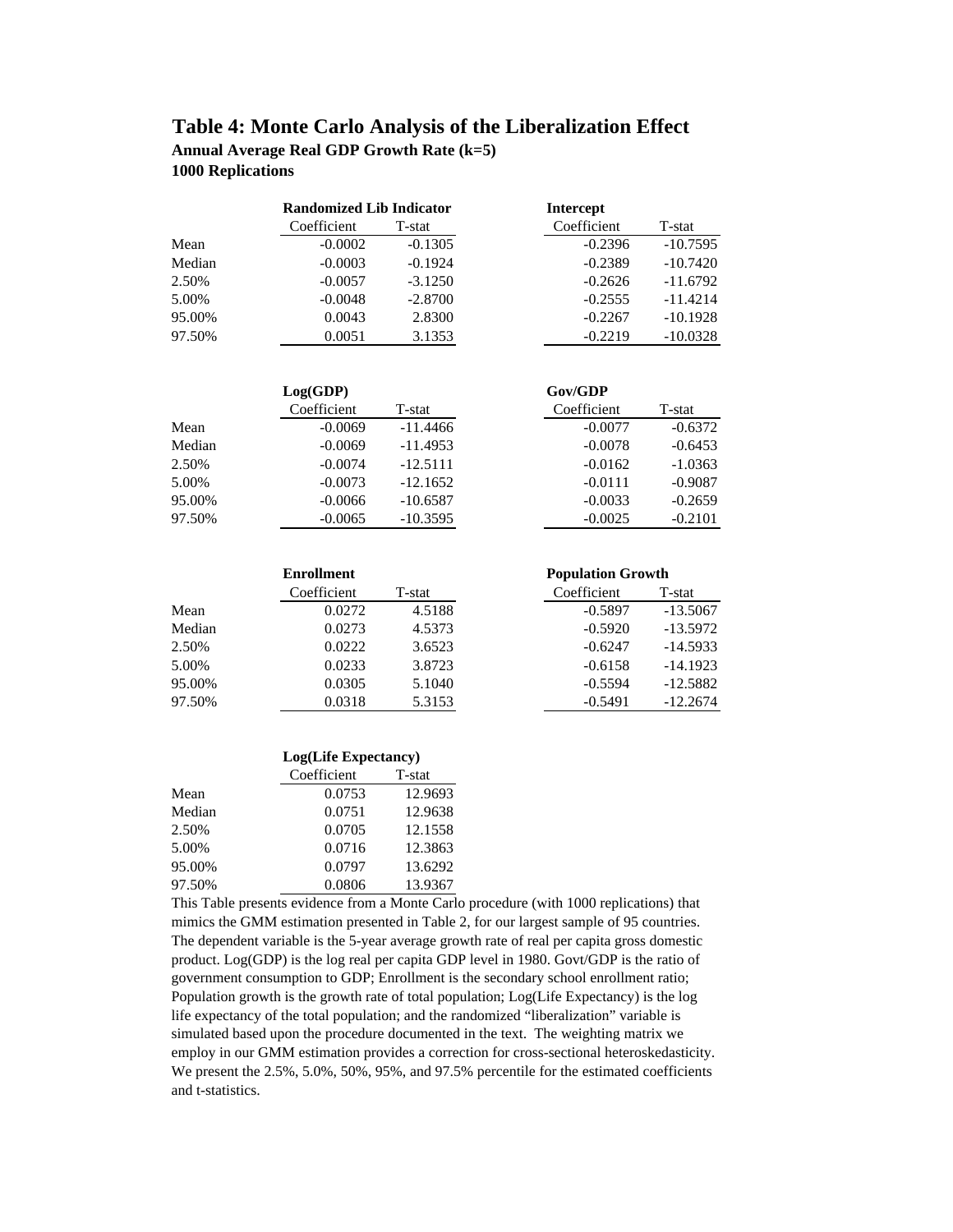# Table 4: Monte Carlo Analysis of the Liberalization Effect

**Annual Average Real GDP Growth Rate (k=5)**
**1000 Replications**

| | **Randomized Lib Indicator** | | **Intercept** | |
|---|---|---|---|---|
| | Coefficient | T-stat | Coefficient | T-stat |
| Mean | -0.0002 | -0.1305 | -0.2396 | -10.7595 |
| Median | -0.0003 | -0.1924 | -0.2389 | -10.7420 |
| 2.50% | -0.0057 | -3.1250 | -0.2626 | -11.6792 |
| 5.00% | -0.0048 | -2.8700 | -0.2555 | -11.4214 |
| 95.00% | 0.0043 | 2.8300 | -0.2267 | -10.1928 |
| 97.50% | 0.0051 | 3.1353 | -0.2219 | -10.0328 |

| | **Log(GDP)** | | **Gov/GDP** | |
|---|---|---|---|---|
| | Coefficient | T-stat | Coefficient | T-stat |
| Mean | -0.0069 | -11.4466 | -0.0077 | -0.6372 |
| Median | -0.0069 | -11.4953 | -0.0078 | -0.6453 |
| 2.50% | -0.0074 | -12.5111 | -0.0162 | -1.0363 |
| 5.00% | -0.0073 | -12.1652 | -0.0111 | -0.9087 |
| 95.00% | -0.0066 | -10.6587 | -0.0033 | -0.2659 |
| 97.50% | -0.0065 | -10.3595 | -0.0025 | -0.2101 |

| | **Enrollment** | | **Population Growth** | |
|---|---|---|---|---|
| | Coefficient | T-stat | Coefficient | T-stat |
| Mean | 0.0272 | 4.5188 | -0.5897 | -13.5067 |
| Median | 0.0273 | 4.5373 | -0.5920 | -13.5972 |
| 2.50% | 0.0222 | 3.6523 | -0.6247 | -14.5933 |
| 5.00% | 0.0233 | 3.8723 | -0.6158 | -14.1923 |
| 95.00% | 0.0305 | 5.1040 | -0.5594 | -12.5882 |
| 97.50% | 0.0318 | 5.3153 | -0.5491 | -12.2674 |

| | **Log(Life Expectancy)** | |
|---|---|---|
| | Coefficient | T-stat |
| Mean | 0.0753 | 12.9693 |
| Median | 0.0751 | 12.9638 |
| 2.50% | 0.0705 | 12.1558 |
| 5.00% | 0.0716 | 12.3863 |
| 95.00% | 0.0797 | 13.6292 |
| 97.50% | 0.0806 | 13.9367 |

This Table presents evidence from a Monte Carlo procedure (with 1000 replications) that mimics the GMM estimation presented in Table 2, for our largest sample of 95 countries. The dependent variable is the 5-year average growth rate of real per capita gross domestic product. Log(GDP) is the log real per capita GDP level in 1980. Govt/GDP is the ratio of government consumption to GDP; Enrollment is the secondary school enrollment ratio; Population growth is the growth rate of total population; Log(Life Expectancy) is the log life expectancy of the total population; and the randomized "liberalization" variable is simulated based upon the procedure documented in the text. The weighting matrix we employ in our GMM estimation provides a correction for cross-sectional heteroskedasticity. We present the 2.5%, 5.0%, 50%, 95%, and 97.5% percentile for the estimated coefficients and t-statistics.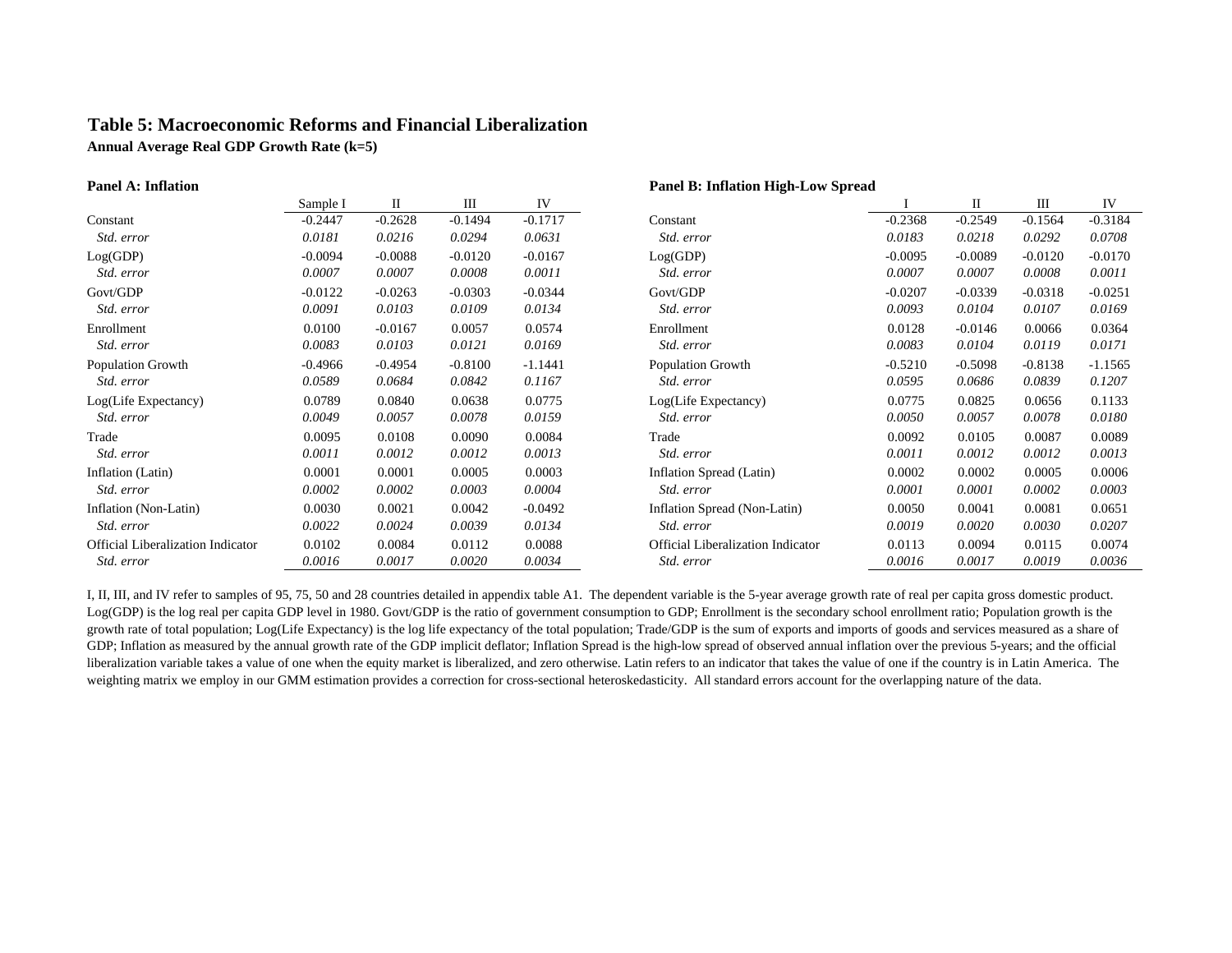# Table 5: Macroeconomic Reforms and Financial Liberalization

**Annual Average Real GDP Growth Rate (k=5)**

**Panel A: Inflation**

| | Sample I | II | III | IV |
|---|---|---|---|---|
| Constant | -0.2447 | -0.2628 | -0.1494 | -0.1717 |
| *Std. error* | *0.0181* | *0.0216* | *0.0294* | *0.0631* |
| Log(GDP) | -0.0094 | -0.0088 | -0.0120 | -0.0167 |
| *Std. error* | *0.0007* | *0.0007* | *0.0008* | *0.0011* |
| Govt/GDP | -0.0122 | -0.0263 | -0.0303 | -0.0344 |
| *Std. error* | *0.0091* | *0.0103* | *0.0109* | *0.0134* |
| Enrollment | 0.0100 | -0.0167 | 0.0057 | 0.0574 |
| *Std. error* | *0.0083* | *0.0103* | *0.0121* | *0.0169* |
| Population Growth | -0.4966 | -0.4954 | -0.8100 | -1.1441 |
| *Std. error* | *0.0589* | *0.0684* | *0.0842* | *0.1167* |
| Log(Life Expectancy) | 0.0789 | 0.0840 | 0.0638 | 0.0775 |
| *Std. error* | *0.0049* | *0.0057* | *0.0078* | *0.0159* |
| Trade | 0.0095 | 0.0108 | 0.0090 | 0.0084 |
| *Std. error* | *0.0011* | *0.0012* | *0.0012* | *0.0013* |
| Inflation (Latin) | 0.0001 | 0.0001 | 0.0005 | 0.0003 |
| *Std. error* | *0.0002* | *0.0002* | *0.0003* | *0.0004* |
| Inflation (Non-Latin) | 0.0030 | 0.0021 | 0.0042 | -0.0492 |
| *Std. error* | *0.0022* | *0.0024* | *0.0039* | *0.0134* |
| Official Liberalization Indicator | 0.0102 | 0.0084 | 0.0112 | 0.0088 |
| *Std. error* | *0.0016* | *0.0017* | *0.0020* | *0.0034* |

**Panel B: Inflation High-Low Spread**

| | I | II | III | IV |
|---|---|---|---|---|
| Constant | -0.2368 | -0.2549 | -0.1564 | -0.3184 |
| *Std. error* | *0.0183* | *0.0218* | *0.0292* | *0.0708* |
| Log(GDP) | -0.0095 | -0.0089 | -0.0120 | -0.0170 |
| *Std. error* | *0.0007* | *0.0007* | *0.0008* | *0.0011* |
| Govt/GDP | -0.0207 | -0.0339 | -0.0318 | -0.0251 |
| *Std. error* | *0.0093* | *0.0104* | *0.0107* | *0.0169* |
| Enrollment | 0.0128 | -0.0146 | 0.0066 | 0.0364 |
| *Std. error* | *0.0083* | *0.0104* | *0.0119* | *0.0171* |
| Population Growth | -0.5210 | -0.5098 | -0.8138 | -1.1565 |
| *Std. error* | *0.0595* | *0.0686* | *0.0839* | *0.1207* |
| Log(Life Expectancy) | 0.0775 | 0.0825 | 0.0656 | 0.1133 |
| *Std. error* | *0.0050* | *0.0057* | *0.0078* | *0.0180* |
| Trade | 0.0092 | 0.0105 | 0.0087 | 0.0089 |
| *Std. error* | *0.0011* | *0.0012* | *0.0012* | *0.0013* |
| Inflation Spread (Latin) | 0.0002 | 0.0002 | 0.0005 | 0.0006 |
| *Std. error* | *0.0001* | *0.0001* | *0.0002* | *0.0003* |
| Inflation Spread (Non-Latin) | 0.0050 | 0.0041 | 0.0081 | 0.0651 |
| *Std. error* | *0.0019* | *0.0020* | *0.0030* | *0.0207* |
| Official Liberalization Indicator | 0.0113 | 0.0094 | 0.0115 | 0.0074 |
| *Std. error* | *0.0016* | *0.0017* | *0.0019* | *0.0036* |

I, II, III, and IV refer to samples of 95, 75, 50 and 28 countries detailed in appendix table A1. The dependent variable is the 5-year average growth rate of real per capita gross domestic product. Log(GDP) is the log real per capita GDP level in 1980. Govt/GDP is the ratio of government consumption to GDP; Enrollment is the secondary school enrollment ratio; Population growth is the growth rate of total population; Log(Life Expectancy) is the log life expectancy of the total population; Trade/GDP is the sum of exports and imports of goods and services measured as a share of GDP; Inflation as measured by the annual growth rate of the GDP implicit deflator; Inflation Spread is the high-low spread of observed annual inflation over the previous 5-years; and the official liberalization variable takes a value of one when the equity market is liberalized, and zero otherwise. Latin refers to an indicator that takes the value of one if the country is in Latin America. The weighting matrix we employ in our GMM estimation provides a correction for cross-sectional heteroskedasticity. All standard errors account for the overlapping nature of the data.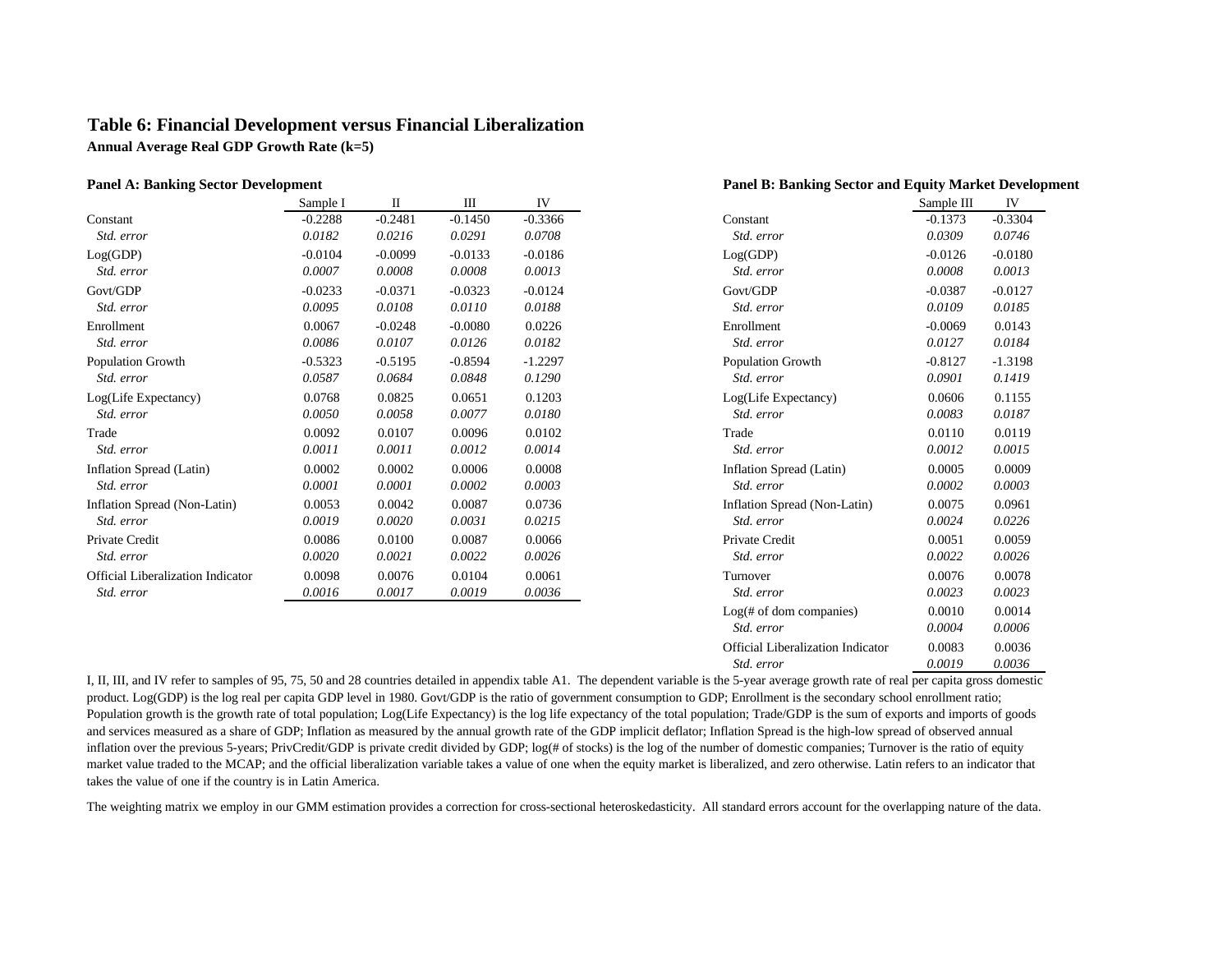### Table 6: Financial Development versus Financial Liberalization

**Annual Average Real GDP Growth Rate (k=5)**

**Panel A: Banking Sector Development**

| | Sample I | II | III | IV |
|---|---|---|---|---|
| Constant | -0.2288 | -0.2481 | -0.1450 | -0.3366 |
| *Std. error* | *0.0182* | *0.0216* | *0.0291* | *0.0708* |
| Log(GDP) | -0.0104 | -0.0099 | -0.0133 | -0.0186 |
| *Std. error* | *0.0007* | *0.0008* | *0.0008* | *0.0013* |
| Govt/GDP | -0.0233 | -0.0371 | -0.0323 | -0.0124 |
| *Std. error* | *0.0095* | *0.0108* | *0.0110* | *0.0188* |
| Enrollment | 0.0067 | -0.0248 | -0.0080 | 0.0226 |
| *Std. error* | *0.0086* | *0.0107* | *0.0126* | *0.0182* |
| Population Growth | -0.5323 | -0.5195 | -0.8594 | -1.2297 |
| *Std. error* | *0.0587* | *0.0684* | *0.0848* | *0.1290* |
| Log(Life Expectancy) | 0.0768 | 0.0825 | 0.0651 | 0.1203 |
| *Std. error* | *0.0050* | *0.0058* | *0.0077* | *0.0180* |
| Trade | 0.0092 | 0.0107 | 0.0096 | 0.0102 |
| *Std. error* | *0.0011* | *0.0011* | *0.0012* | *0.0014* |
| Inflation Spread (Latin) | 0.0002 | 0.0002 | 0.0006 | 0.0008 |
| *Std. error* | *0.0001* | *0.0001* | *0.0002* | *0.0003* |
| Inflation Spread (Non-Latin) | 0.0053 | 0.0042 | 0.0087 | 0.0736 |
| *Std. error* | *0.0019* | *0.0020* | *0.0031* | *0.0215* |
| Private Credit | 0.0086 | 0.0100 | 0.0087 | 0.0066 |
| *Std. error* | *0.0020* | *0.0021* | *0.0022* | *0.0026* |
| Official Liberalization Indicator | 0.0098 | 0.0076 | 0.0104 | 0.0061 |
| *Std. error* | *0.0016* | *0.0017* | *0.0019* | *0.0036* |

**Panel B: Banking Sector and Equity Market Development**

| | Sample III | IV |
|---|---|---|
| Constant | -0.1373 | -0.3304 |
| *Std. error* | *0.0309* | *0.0746* |
| Log(GDP) | -0.0126 | -0.0180 |
| *Std. error* | *0.0008* | *0.0013* |
| Govt/GDP | -0.0387 | -0.0127 |
| *Std. error* | *0.0109* | *0.0185* |
| Enrollment | -0.0069 | 0.0143 |
| *Std. error* | *0.0127* | *0.0184* |
| Population Growth | -0.8127 | -1.3198 |
| *Std. error* | *0.0901* | *0.1419* |
| Log(Life Expectancy) | 0.0606 | 0.1155 |
| *Std. error* | *0.0083* | *0.0187* |
| Trade | 0.0110 | 0.0119 |
| *Std. error* | *0.0012* | *0.0015* |
| Inflation Spread (Latin) | 0.0005 | 0.0009 |
| *Std. error* | *0.0002* | *0.0003* |
| Inflation Spread (Non-Latin) | 0.0075 | 0.0961 |
| *Std. error* | *0.0024* | *0.0226* |
| Private Credit | 0.0051 | 0.0059 |
| *Std. error* | *0.0022* | *0.0026* |
| Turnover | 0.0076 | 0.0078 |
| *Std. error* | *0.0023* | *0.0023* |
| Log(# of dom companies) | 0.0010 | 0.0014 |
| *Std. error* | *0.0004* | *0.0006* |
| Official Liberalization Indicator | 0.0083 | 0.0036 |
| *Std. error* | *0.0019* | *0.0036* |

I, II, III, and IV refer to samples of 95, 75, 50 and 28 countries detailed in appendix table A1. The dependent variable is the 5-year average growth rate of real per capita gross domestic product. Log(GDP) is the log real per capita GDP level in 1980. Govt/GDP is the ratio of government consumption to GDP; Enrollment is the secondary school enrollment ratio; Population growth is the growth rate of total population; Log(Life Expectancy) is the log life expectancy of the total population; Trade/GDP is the sum of exports and imports of goods and services measured as a share of GDP; Inflation as measured by the annual growth rate of the GDP implicit deflator; Inflation Spread is the high-low spread of observed annual inflation over the previous 5-years; PrivCredit/GDP is private credit divided by GDP; log(# of stocks) is the log of the number of domestic companies; Turnover is the ratio of equity market value traded to the MCAP; and the official liberalization variable takes a value of one when the equity market is liberalized, and zero otherwise. Latin refers to an indicator that takes the value of one if the country is in Latin America.

The weighting matrix we employ in our GMM estimation provides a correction for cross-sectional heteroskedasticity. All standard errors account for the overlapping nature of the data.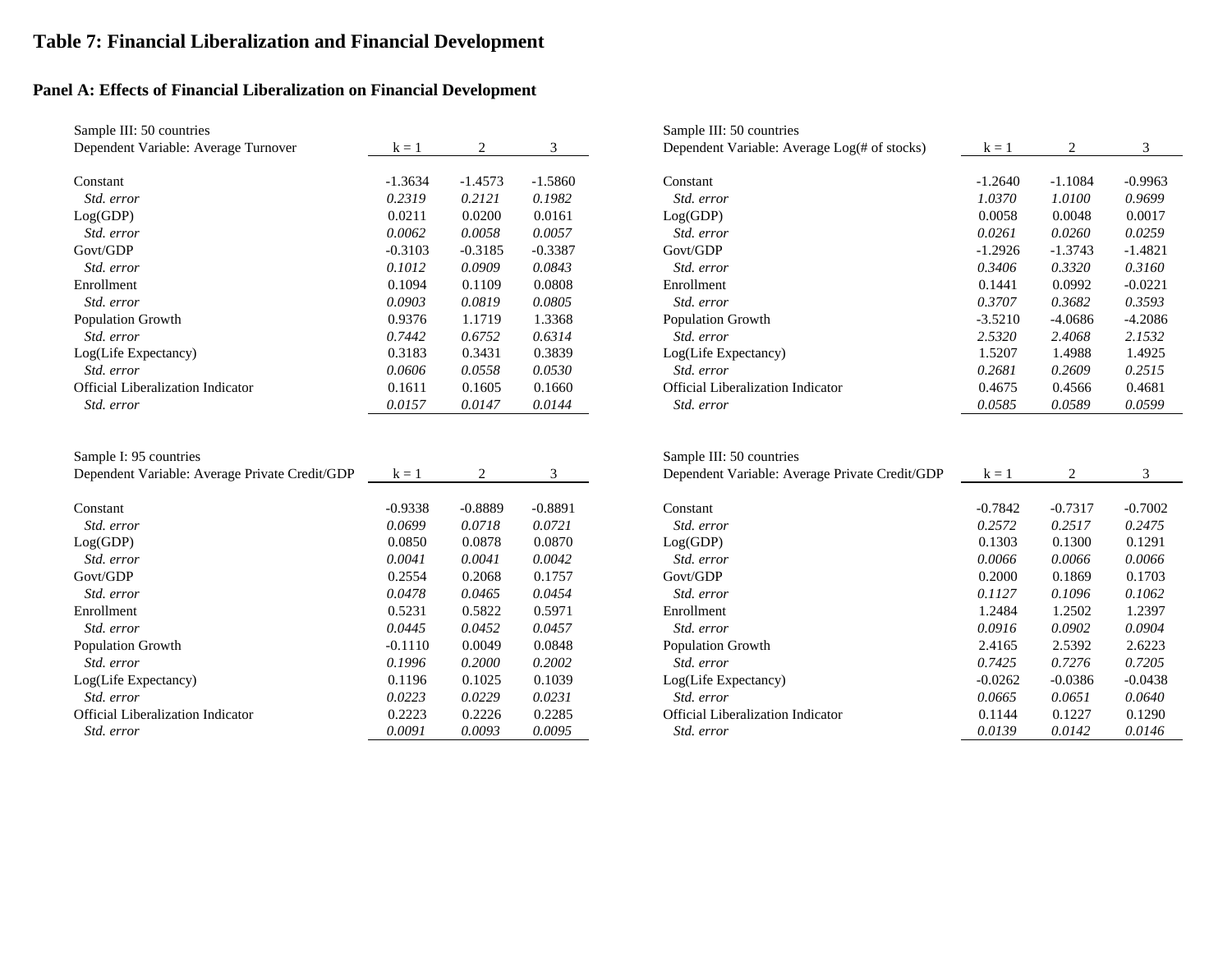# Table 7: Financial Liberalization and Financial Development

## Panel A: Effects of Financial Liberalization on Financial Development

| Sample III: 50 countries<br>Dependent Variable: Average Turnover | k = 1 | 2 | 3 |
|---|---|---|---|
| Constant | -1.3634 | -1.4573 | -1.5860 |
| *Std. error* | *0.2319* | *0.2121* | *0.1982* |
| Log(GDP) | 0.0211 | 0.0200 | 0.0161 |
| *Std. error* | *0.0062* | *0.0058* | *0.0057* |
| Govt/GDP | -0.3103 | -0.3185 | -0.3387 |
| *Std. error* | *0.1012* | *0.0909* | *0.0843* |
| Enrollment | 0.1094 | 0.1109 | 0.0808 |
| *Std. error* | *0.0903* | *0.0819* | *0.0805* |
| Population Growth | 0.9376 | 1.1719 | 1.3368 |
| *Std. error* | *0.7442* | *0.6752* | *0.6314* |
| Log(Life Expectancy) | 0.3183 | 0.3431 | 0.3839 |
| *Std. error* | *0.0606* | *0.0558* | *0.0530* |
| Official Liberalization Indicator | 0.1611 | 0.1605 | 0.1660 |
| *Std. error* | *0.0157* | *0.0147* | *0.0144* |

| Sample III: 50 countries<br>Dependent Variable: Average Log(# of stocks) | k = 1 | 2 | 3 |
|---|---|---|---|
| Constant | -1.2640 | -1.1084 | -0.9963 |
| *Std. error* | *1.0370* | *1.0100* | *0.9699* |
| Log(GDP) | 0.0058 | 0.0048 | 0.0017 |
| *Std. error* | *0.0261* | *0.0260* | *0.0259* |
| Govt/GDP | -1.2926 | -1.3743 | -1.4821 |
| *Std. error* | *0.3406* | *0.3320* | *0.3160* |
| Enrollment | 0.1441 | 0.0992 | -0.0221 |
| *Std. error* | *0.3707* | *0.3682* | *0.3593* |
| Population Growth | -3.5210 | -4.0686 | -4.2086 |
| *Std. error* | *2.5320* | *2.4068* | *2.1532* |
| Log(Life Expectancy) | 1.5207 | 1.4988 | 1.4925 |
| *Std. error* | *0.2681* | *0.2609* | *0.2515* |
| Official Liberalization Indicator | 0.4675 | 0.4566 | 0.4681 |
| *Std. error* | *0.0585* | *0.0589* | *0.0599* |

| Sample I: 95 countries<br>Dependent Variable: Average Private Credit/GDP | k = 1 | 2 | 3 |
|---|---|---|---|
| Constant | -0.9338 | -0.8889 | -0.8891 |
| *Std. error* | *0.0699* | *0.0718* | *0.0721* |
| Log(GDP) | 0.0850 | 0.0878 | 0.0870 |
| *Std. error* | *0.0041* | *0.0041* | *0.0042* |
| Govt/GDP | 0.2554 | 0.2068 | 0.1757 |
| *Std. error* | *0.0478* | *0.0465* | *0.0454* |
| Enrollment | 0.5231 | 0.5822 | 0.5971 |
| *Std. error* | *0.0445* | *0.0452* | *0.0457* |
| Population Growth | -0.1110 | 0.0049 | 0.0848 |
| *Std. error* | *0.1996* | *0.2000* | *0.2002* |
| Log(Life Expectancy) | 0.1196 | 0.1025 | 0.1039 |
| *Std. error* | *0.0223* | *0.0229* | *0.0231* |
| Official Liberalization Indicator | 0.2223 | 0.2226 | 0.2285 |
| *Std. error* | *0.0091* | *0.0093* | *0.0095* |

| Sample III: 50 countries<br>Dependent Variable: Average Private Credit/GDP | k = 1 | 2 | 3 |
|---|---|---|---|
| Constant | -0.7842 | -0.7317 | -0.7002 |
| *Std. error* | *0.2572* | *0.2517* | *0.2475* |
| Log(GDP) | 0.1303 | 0.1300 | 0.1291 |
| *Std. error* | *0.0066* | *0.0066* | *0.0066* |
| Govt/GDP | 0.2000 | 0.1869 | 0.1703 |
| *Std. error* | *0.1127* | *0.1096* | *0.1062* |
| Enrollment | 1.2484 | 1.2502 | 1.2397 |
| *Std. error* | *0.0916* | *0.0902* | *0.0904* |
| Population Growth | 2.4165 | 2.5392 | 2.6223 |
| *Std. error* | *0.7425* | *0.7276* | *0.7205* |
| Log(Life Expectancy) | -0.0262 | -0.0386 | -0.0438 |
| *Std. error* | *0.0665* | *0.0651* | *0.0640* |
| Official Liberalization Indicator | 0.1144 | 0.1227 | 0.1290 |
| *Std. error* | *0.0139* | *0.0142* | *0.0146* |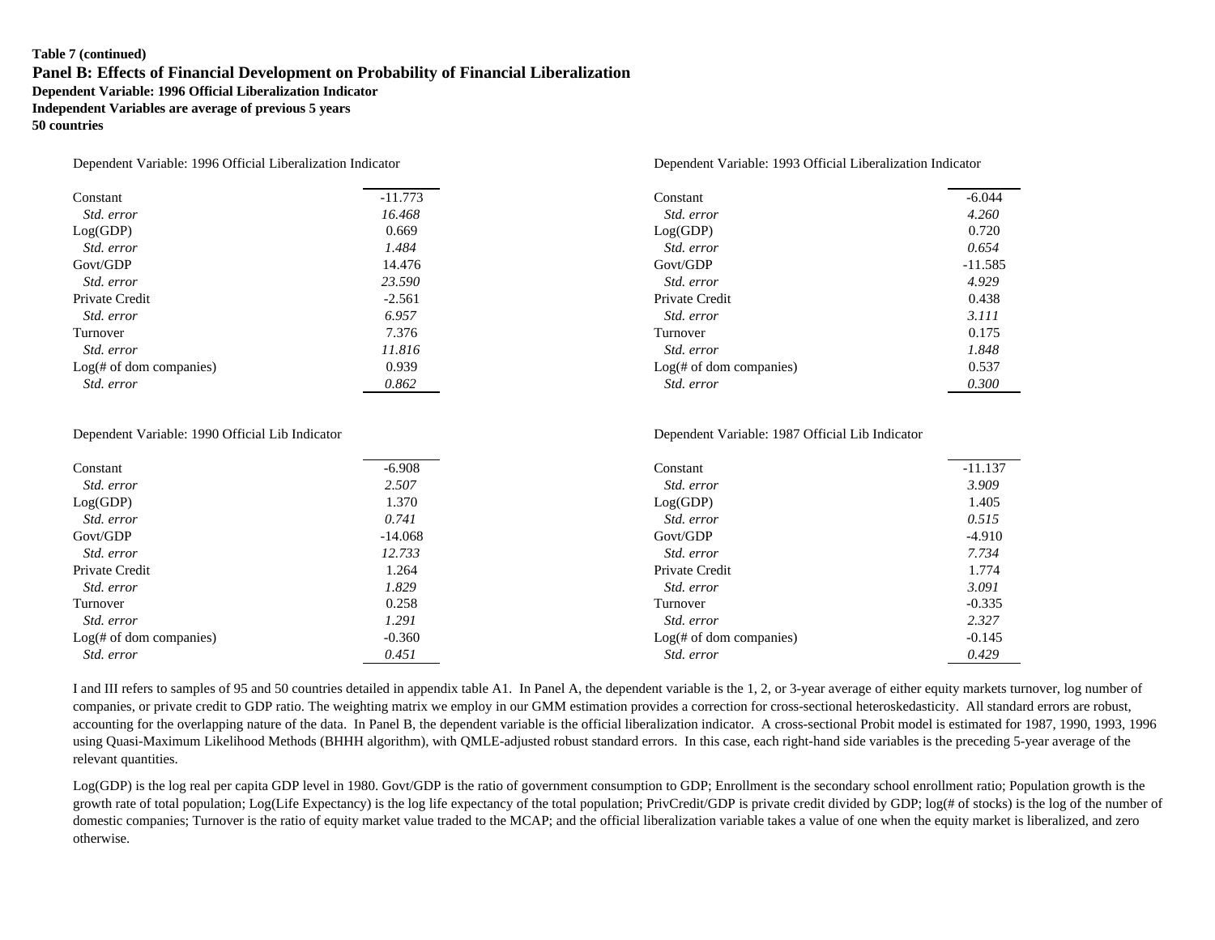**Table 7 (continued)**

## Panel B: Effects of Financial Development on Probability of Financial Liberalization

**Dependent Variable: 1996 Official Liberalization Indicator**
**Independent Variables are average of previous 5 years**
**50 countries**

Dependent Variable: 1996 Official Liberalization Indicator

| | |
|---|---|
| Constant | -11.773 |
| *Std. error* | *16.468* |
| Log(GDP) | 0.669 |
| *Std. error* | *1.484* |
| Govt/GDP | 14.476 |
| *Std. error* | *23.590* |
| Private Credit | -2.561 |
| *Std. error* | *6.957* |
| Turnover | 7.376 |
| *Std. error* | *11.816* |
| Log(# of dom companies) | 0.939 |
| *Std. error* | *0.862* |

Dependent Variable: 1993 Official Liberalization Indicator

| | |
|---|---|
| Constant | -6.044 |
| *Std. error* | *4.260* |
| Log(GDP) | 0.720 |
| *Std. error* | *0.654* |
| Govt/GDP | -11.585 |
| *Std. error* | *4.929* |
| Private Credit | 0.438 |
| *Std. error* | *3.111* |
| Turnover | 0.175 |
| *Std. error* | *1.848* |
| Log(# of dom companies) | 0.537 |
| *Std. error* | *0.300* |

Dependent Variable: 1990 Official Lib Indicator

| | |
|---|---|
| Constant | -6.908 |
| *Std. error* | *2.507* |
| Log(GDP) | 1.370 |
| *Std. error* | *0.741* |
| Govt/GDP | -14.068 |
| *Std. error* | *12.733* |
| Private Credit | 1.264 |
| *Std. error* | *1.829* |
| Turnover | 0.258 |
| *Std. error* | *1.291* |
| Log(# of dom companies) | -0.360 |
| *Std. error* | *0.451* |

Dependent Variable: 1987 Official Lib Indicator

| | |
|---|---|
| Constant | -11.137 |
| *Std. error* | *3.909* |
| Log(GDP) | 1.405 |
| *Std. error* | *0.515* |
| Govt/GDP | -4.910 |
| *Std. error* | *7.734* |
| Private Credit | 1.774 |
| *Std. error* | *3.091* |
| Turnover | -0.335 |
| *Std. error* | *2.327* |
| Log(# of dom companies) | -0.145 |
| *Std. error* | *0.429* |

I and III refers to samples of 95 and 50 countries detailed in appendix table A1. In Panel A, the dependent variable is the 1, 2, or 3-year average of either equity markets turnover, log number of companies, or private credit to GDP ratio. The weighting matrix we employ in our GMM estimation provides a correction for cross-sectional heteroskedasticity. All standard errors are robust, accounting for the overlapping nature of the data. In Panel B, the dependent variable is the official liberalization indicator. A cross-sectional Probit model is estimated for 1987, 1990, 1993, 1996 using Quasi-Maximum Likelihood Methods (BHHH algorithm), with QMLE-adjusted robust standard errors. In this case, each right-hand side variables is the preceding 5-year average of the relevant quantities.

Log(GDP) is the log real per capita GDP level in 1980. Govt/GDP is the ratio of government consumption to GDP; Enrollment is the secondary school enrollment ratio; Population growth is the growth rate of total population; Log(Life Expectancy) is the log life expectancy of the total population; PrivCredit/GDP is private credit divided by GDP; log(# of stocks) is the log of the number of domestic companies; Turnover is the ratio of equity market value traded to the MCAP; and the official liberalization variable takes a value of one when the equity market is liberalized, and zero otherwise.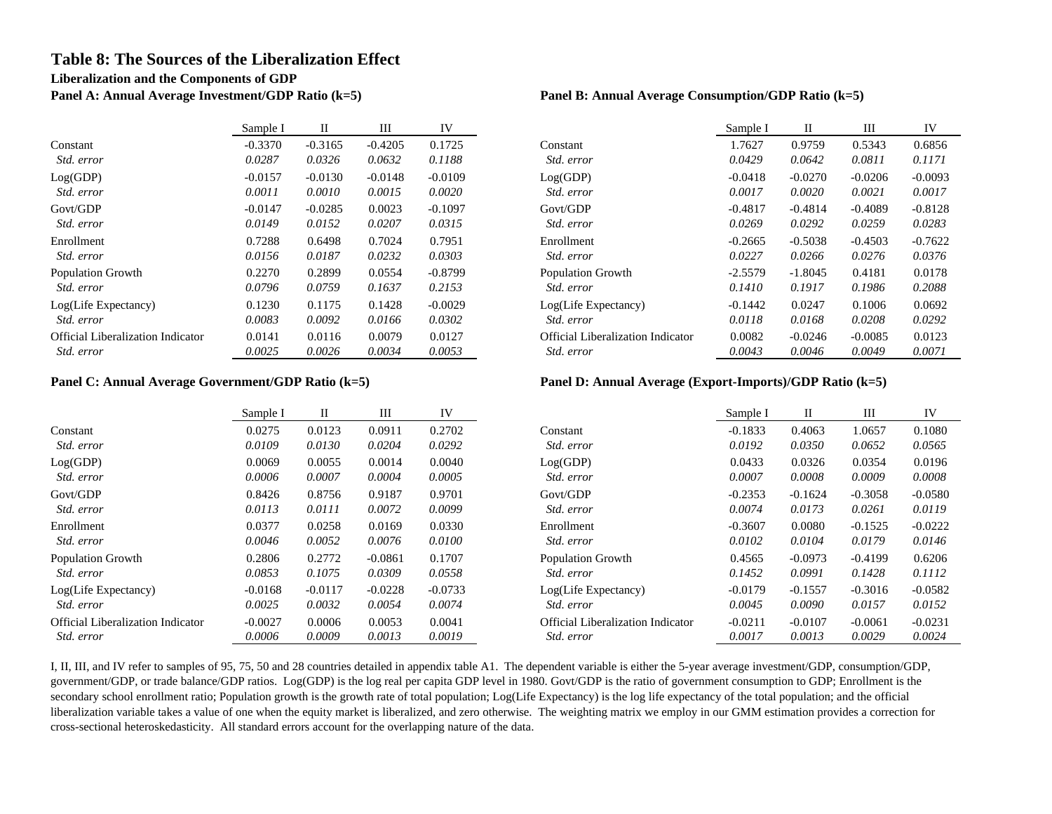# Table 8: The Sources of the Liberalization Effect

### Liberalization and the Components of GDP

### Panel A: Annual Average Investment/GDP Ratio (k=5)

| | Sample I | II | III | IV |
|---|---|---|---|---|
| Constant | -0.3370 | -0.3165 | -0.4205 | 0.1725 |
| *Std. error* | *0.0287* | *0.0326* | *0.0632* | *0.1188* |
| Log(GDP) | -0.0157 | -0.0130 | -0.0148 | -0.0109 |
| *Std. error* | *0.0011* | *0.0010* | *0.0015* | *0.0020* |
| Govt/GDP | -0.0147 | -0.0285 | 0.0023 | -0.1097 |
| *Std. error* | *0.0149* | *0.0152* | *0.0207* | *0.0315* |
| Enrollment | 0.7288 | 0.6498 | 0.7024 | 0.7951 |
| *Std. error* | *0.0156* | *0.0187* | *0.0232* | *0.0303* |
| Population Growth | 0.2270 | 0.2899 | 0.0554 | -0.8799 |
| *Std. error* | *0.0796* | *0.0759* | *0.1637* | *0.2153* |
| Log(Life Expectancy) | 0.1230 | 0.1175 | 0.1428 | -0.0029 |
| *Std. error* | *0.0083* | *0.0092* | *0.0166* | *0.0302* |
| Official Liberalization Indicator | 0.0141 | 0.0116 | 0.0079 | 0.0127 |
| *Std. error* | *0.0025* | *0.0026* | *0.0034* | *0.0053* |

### Panel B: Annual Average Consumption/GDP Ratio (k=5)

| | Sample I | II | III | IV |
|---|---|---|---|---|
| Constant | 1.7627 | 0.9759 | 0.5343 | 0.6856 |
| *Std. error* | *0.0429* | *0.0642* | *0.0811* | *0.1171* |
| Log(GDP) | -0.0418 | -0.0270 | -0.0206 | -0.0093 |
| *Std. error* | *0.0017* | *0.0020* | *0.0021* | *0.0017* |
| Govt/GDP | -0.4817 | -0.4814 | -0.4089 | -0.8128 |
| *Std. error* | *0.0269* | *0.0292* | *0.0259* | *0.0283* |
| Enrollment | -0.2665 | -0.5038 | -0.4503 | -0.7622 |
| *Std. error* | *0.0227* | *0.0266* | *0.0276* | *0.0376* |
| Population Growth | -2.5579 | -1.8045 | 0.4181 | 0.0178 |
| *Std. error* | *0.1410* | *0.1917* | *0.1986* | *0.2088* |
| Log(Life Expectancy) | -0.1442 | 0.0247 | 0.1006 | 0.0692 |
| *Std. error* | *0.0118* | *0.0168* | *0.0208* | *0.0292* |
| Official Liberalization Indicator | 0.0082 | -0.0246 | -0.0085 | 0.0123 |
| *Std. error* | *0.0043* | *0.0046* | *0.0049* | *0.0071* |

### Panel C: Annual Average Government/GDP Ratio (k=5)

| | Sample I | II | III | IV |
|---|---|---|---|---|
| Constant | 0.0275 | 0.0123 | 0.0911 | 0.2702 |
| *Std. error* | *0.0109* | *0.0130* | *0.0204* | *0.0292* |
| Log(GDP) | 0.0069 | 0.0055 | 0.0014 | 0.0040 |
| *Std. error* | *0.0006* | *0.0007* | *0.0004* | *0.0005* |
| Govt/GDP | 0.8426 | 0.8756 | 0.9187 | 0.9701 |
| *Std. error* | *0.0113* | *0.0111* | *0.0072* | *0.0099* |
| Enrollment | 0.0377 | 0.0258 | 0.0169 | 0.0330 |
| *Std. error* | *0.0046* | *0.0052* | *0.0076* | *0.0100* |
| Population Growth | 0.2806 | 0.2772 | -0.0861 | 0.1707 |
| *Std. error* | *0.0853* | *0.1075* | *0.0309* | *0.0558* |
| Log(Life Expectancy) | -0.0168 | -0.0117 | -0.0228 | -0.0733 |
| *Std. error* | *0.0025* | *0.0032* | *0.0054* | *0.0074* |
| Official Liberalization Indicator | -0.0027 | 0.0006 | 0.0053 | 0.0041 |
| *Std. error* | *0.0006* | *0.0009* | *0.0013* | *0.0019* |

### Panel D: Annual Average (Export-Imports)/GDP Ratio (k=5)

| | Sample I | II | III | IV |
|---|---|---|---|---|
| Constant | -0.1833 | 0.4063 | 1.0657 | 0.1080 |
| *Std. error* | *0.0192* | *0.0350* | *0.0652* | *0.0565* |
| Log(GDP) | 0.0433 | 0.0326 | 0.0354 | 0.0196 |
| *Std. error* | *0.0007* | *0.0008* | *0.0009* | *0.0008* |
| Govt/GDP | -0.2353 | -0.1624 | -0.3058 | -0.0580 |
| *Std. error* | *0.0074* | *0.0173* | *0.0261* | *0.0119* |
| Enrollment | -0.3607 | 0.0080 | -0.1525 | -0.0222 |
| *Std. error* | *0.0102* | *0.0104* | *0.0179* | *0.0146* |
| Population Growth | 0.4565 | -0.0973 | -0.4199 | 0.6206 |
| *Std. error* | *0.1452* | *0.0991* | *0.1428* | *0.1112* |
| Log(Life Expectancy) | -0.0179 | -0.1557 | -0.3016 | -0.0582 |
| *Std. error* | *0.0045* | *0.0090* | *0.0157* | *0.0152* |
| Official Liberalization Indicator | -0.0211 | -0.0107 | -0.0061 | -0.0231 |
| *Std. error* | *0.0017* | *0.0013* | *0.0029* | *0.0024* |

I, II, III, and IV refer to samples of 95, 75, 50 and 28 countries detailed in appendix table A1. The dependent variable is either the 5-year average investment/GDP, consumption/GDP, government/GDP, or trade balance/GDP ratios. Log(GDP) is the log real per capita GDP level in 1980. Govt/GDP is the ratio of government consumption to GDP; Enrollment is the secondary school enrollment ratio; Population growth is the growth rate of total population; Log(Life Expectancy) is the log life expectancy of the total population; and the official liberalization variable takes a value of one when the equity market is liberalized, and zero otherwise. The weighting matrix we employ in our GMM estimation provides a correction for cross-sectional heteroskedasticity. All standard errors account for the overlapping nature of the data.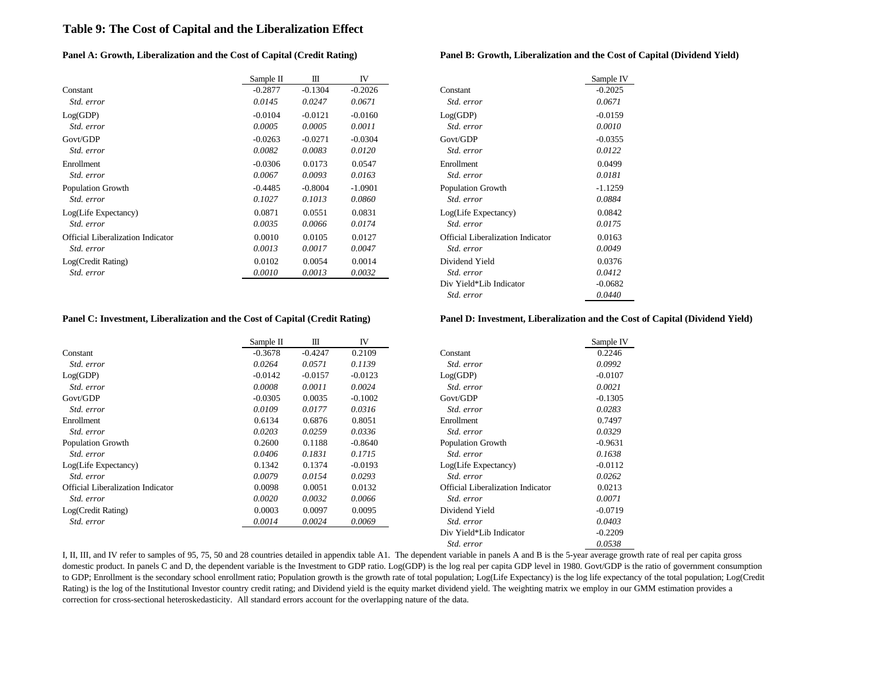# Table 9: The Cost of Capital and the Liberalization Effect

### Panel A: Growth, Liberalization and the Cost of Capital (Credit Rating)

| | Sample II | III | IV |
|---|---|---|---|
| Constant | -0.2877 | -0.1304 | -0.2026 |
| *Std. error* | *0.0145* | *0.0247* | *0.0671* |
| Log(GDP) | -0.0104 | -0.0121 | -0.0160 |
| *Std. error* | *0.0005* | *0.0005* | *0.0011* |
| Govt/GDP | -0.0263 | -0.0271 | -0.0304 |
| *Std. error* | *0.0082* | *0.0083* | *0.0120* |
| Enrollment | -0.0306 | 0.0173 | 0.0547 |
| *Std. error* | *0.0067* | *0.0093* | *0.0163* |
| Population Growth | -0.4485 | -0.8004 | -1.0901 |
| *Std. error* | *0.1027* | *0.1013* | *0.0860* |
| Log(Life Expectancy) | 0.0871 | 0.0551 | 0.0831 |
| *Std. error* | *0.0035* | *0.0066* | *0.0174* |
| Official Liberalization Indicator | 0.0010 | 0.0105 | 0.0127 |
| *Std. error* | *0.0013* | *0.0017* | *0.0047* |
| Log(Credit Rating) | 0.0102 | 0.0054 | 0.0014 |
| *Std. error* | *0.0010* | *0.0013* | *0.0032* |

### Panel B: Growth, Liberalization and the Cost of Capital (Dividend Yield)

| | Sample IV |
|---|---|
| Constant | -0.2025 |
| *Std. error* | *0.0671* |
| Log(GDP) | -0.0159 |
| *Std. error* | *0.0010* |
| Govt/GDP | -0.0355 |
| *Std. error* | *0.0122* |
| Enrollment | 0.0499 |
| *Std. error* | *0.0181* |
| Population Growth | -1.1259 |
| *Std. error* | *0.0884* |
| Log(Life Expectancy) | 0.0842 |
| *Std. error* | *0.0175* |
| Official Liberalization Indicator | 0.0163 |
| *Std. error* | *0.0049* |
| Dividend Yield | 0.0376 |
| *Std. error* | *0.0412* |
| Div Yield*Lib Indicator | -0.0682 |
| *Std. error* | *0.0440* |

### Panel C: Investment, Liberalization and the Cost of Capital (Credit Rating)

| | Sample II | III | IV |
|---|---|---|---|
| Constant | -0.3678 | -0.4247 | 0.2109 |
| *Std. error* | *0.0264* | *0.0571* | *0.1139* |
| Log(GDP) | -0.0142 | -0.0157 | -0.0123 |
| *Std. error* | *0.0008* | *0.0011* | *0.0024* |
| Govt/GDP | -0.0305 | 0.0035 | -0.1002 |
| *Std. error* | *0.0109* | *0.0177* | *0.0316* |
| Enrollment | 0.6134 | 0.6876 | 0.8051 |
| *Std. error* | *0.0203* | *0.0259* | *0.0336* |
| Population Growth | 0.2600 | 0.1188 | -0.8640 |
| *Std. error* | *0.0406* | *0.1831* | *0.1715* |
| Log(Life Expectancy) | 0.1342 | 0.1374 | -0.0193 |
| *Std. error* | *0.0079* | *0.0154* | *0.0293* |
| Official Liberalization Indicator | 0.0098 | 0.0051 | 0.0132 |
| *Std. error* | *0.0020* | *0.0032* | *0.0066* |
| Log(Credit Rating) | 0.0003 | 0.0097 | 0.0095 |
| *Std. error* | *0.0014* | *0.0024* | *0.0069* |

### Panel D: Investment, Liberalization and the Cost of Capital (Dividend Yield)

| | Sample IV |
|---|---|
| Constant | 0.2246 |
| *Std. error* | *0.0992* |
| Log(GDP) | -0.0107 |
| *Std. error* | *0.0021* |
| Govt/GDP | -0.1305 |
| *Std. error* | *0.0283* |
| Enrollment | 0.7497 |
| *Std. error* | *0.0329* |
| Population Growth | -0.9631 |
| *Std. error* | *0.1638* |
| Log(Life Expectancy) | -0.0112 |
| *Std. error* | *0.0262* |
| Official Liberalization Indicator | 0.0213 |
| *Std. error* | *0.0071* |
| Dividend Yield | -0.0719 |
| *Std. error* | *0.0403* |
| Div Yield*Lib Indicator | -0.2209 |
| *Std. error* | *0.0538* |

I, II, III, and IV refer to samples of 95, 75, 50 and 28 countries detailed in appendix table A1. The dependent variable in panels A and B is the 5-year average growth rate of real per capita gross domestic product. In panels C and D, the dependent variable is the Investment to GDP ratio. Log(GDP) is the log real per capita GDP level in 1980. Govt/GDP is the ratio of government consumption to GDP; Enrollment is the secondary school enrollment ratio; Population growth is the growth rate of total population; Log(Life Expectancy) is the log life expectancy of the total population; Log(Credit Rating) is the log of the Institutional Investor country credit rating; and Dividend yield is the equity market dividend yield. The weighting matrix we employ in our GMM estimation provides a correction for cross-sectional heteroskedasticity. All standard errors account for the overlapping nature of the data.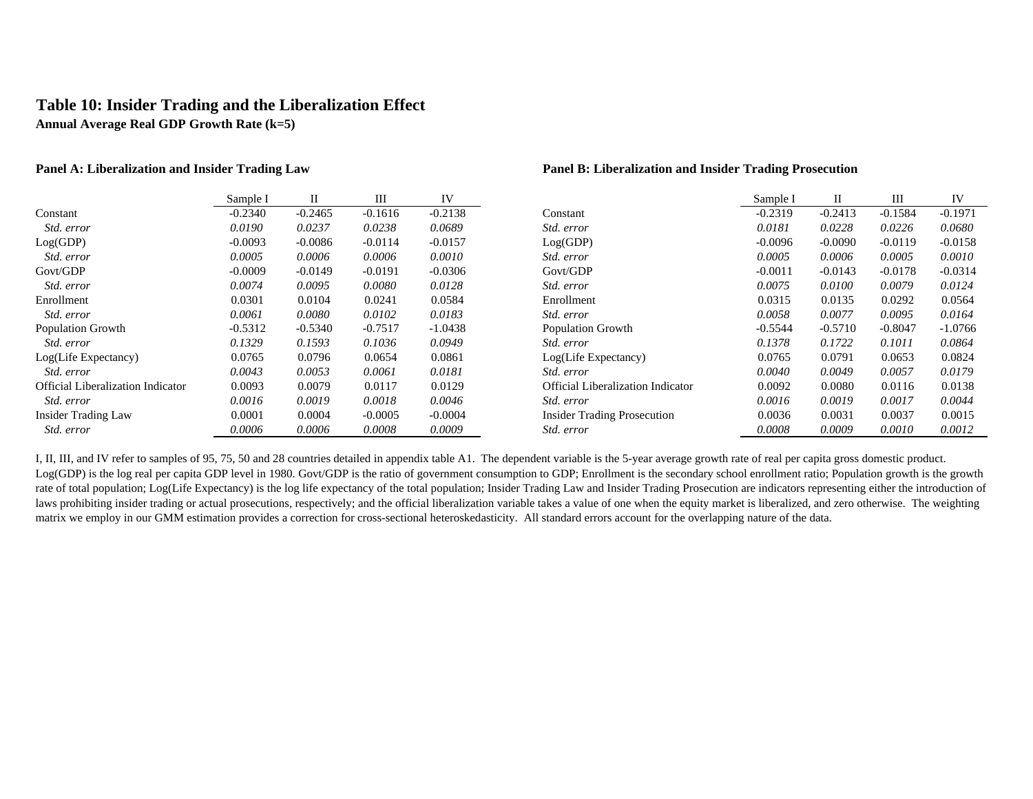# Table 10: Insider Trading and the Liberalization Effect

**Annual Average Real GDP Growth Rate (k=5)**

**Panel A: Liberalization and Insider Trading Law**

| | Sample I | II | III | IV |
|---|---|---|---|---|
| Constant | -0.2340 | -0.2465 | -0.1616 | -0.2138 |
| *Std. error* | *0.0190* | *0.0237* | *0.0238* | *0.0689* |
| Log(GDP) | -0.0093 | -0.0086 | -0.0114 | -0.0157 |
| *Std. error* | *0.0005* | *0.0006* | *0.0006* | *0.0010* |
| Govt/GDP | -0.0009 | -0.0149 | -0.0191 | -0.0306 |
| *Std. error* | *0.0074* | *0.0095* | *0.0080* | *0.0128* |
| Enrollment | 0.0301 | 0.0104 | 0.0241 | 0.0584 |
| *Std. error* | *0.0061* | *0.0080* | *0.0102* | *0.0183* |
| Population Growth | -0.5312 | -0.5340 | -0.7517 | -1.0438 |
| *Std. error* | *0.1329* | *0.1593* | *0.1036* | *0.0949* |
| Log(Life Expectancy) | 0.0765 | 0.0796 | 0.0654 | 0.0861 |
| *Std. error* | *0.0043* | *0.0053* | *0.0061* | *0.0181* |
| Official Liberalization Indicator | 0.0093 | 0.0079 | 0.0117 | 0.0129 |
| *Std. error* | *0.0016* | *0.0019* | *0.0018* | *0.0046* |
| Insider Trading Law | 0.0001 | 0.0004 | -0.0005 | -0.0004 |
| *Std. error* | *0.0006* | *0.0006* | *0.0008* | *0.0009* |

**Panel B: Liberalization and Insider Trading Prosecution**

| | Sample I | II | III | IV |
|---|---|---|---|---|
| Constant | -0.2319 | -0.2413 | -0.1584 | -0.1971 |
| *Std. error* | *0.0181* | *0.0228* | *0.0226* | *0.0680* |
| Log(GDP) | -0.0096 | -0.0090 | -0.0119 | -0.0158 |
| *Std. error* | *0.0005* | *0.0006* | *0.0005* | *0.0010* |
| Govt/GDP | -0.0011 | -0.0143 | -0.0178 | -0.0314 |
| *Std. error* | *0.0075* | *0.0100* | *0.0079* | *0.0124* |
| Enrollment | 0.0315 | 0.0135 | 0.0292 | 0.0564 |
| *Std. error* | *0.0058* | *0.0077* | *0.0095* | *0.0164* |
| Population Growth | -0.5544 | -0.5710 | -0.8047 | -1.0766 |
| *Std. error* | *0.1378* | *0.1722* | *0.1011* | *0.0864* |
| Log(Life Expectancy) | 0.0765 | 0.0791 | 0.0653 | 0.0824 |
| *Std. error* | *0.0040* | *0.0049* | *0.0057* | *0.0179* |
| Official Liberalization Indicator | 0.0092 | 0.0080 | 0.0116 | 0.0138 |
| *Std. error* | *0.0016* | *0.0019* | *0.0017* | *0.0044* |
| Insider Trading Prosecution | 0.0036 | 0.0031 | 0.0037 | 0.0015 |
| *Std. error* | *0.0008* | *0.0009* | *0.0010* | *0.0012* |

I, II, III, and IV refer to samples of 95, 75, 50 and 28 countries detailed in appendix table A1. The dependent variable is the 5-year average growth rate of real per capita gross domestic product. Log(GDP) is the log real per capita GDP level in 1980. Govt/GDP is the ratio of government consumption to GDP; Enrollment is the secondary school enrollment ratio; Population growth is the growth rate of total population; Log(Life Expectancy) is the log life expectancy of the total population; Insider Trading Law and Insider Trading Prosecution are indicators representing either the introduction of laws prohibiting insider trading or actual prosecutions, respectively; and the official liberalization variable takes a value of one when the equity market is liberalized, and zero otherwise. The weighting matrix we employ in our GMM estimation provides a correction for cross-sectional heteroskedasticity. All standard errors account for the overlapping nature of the data.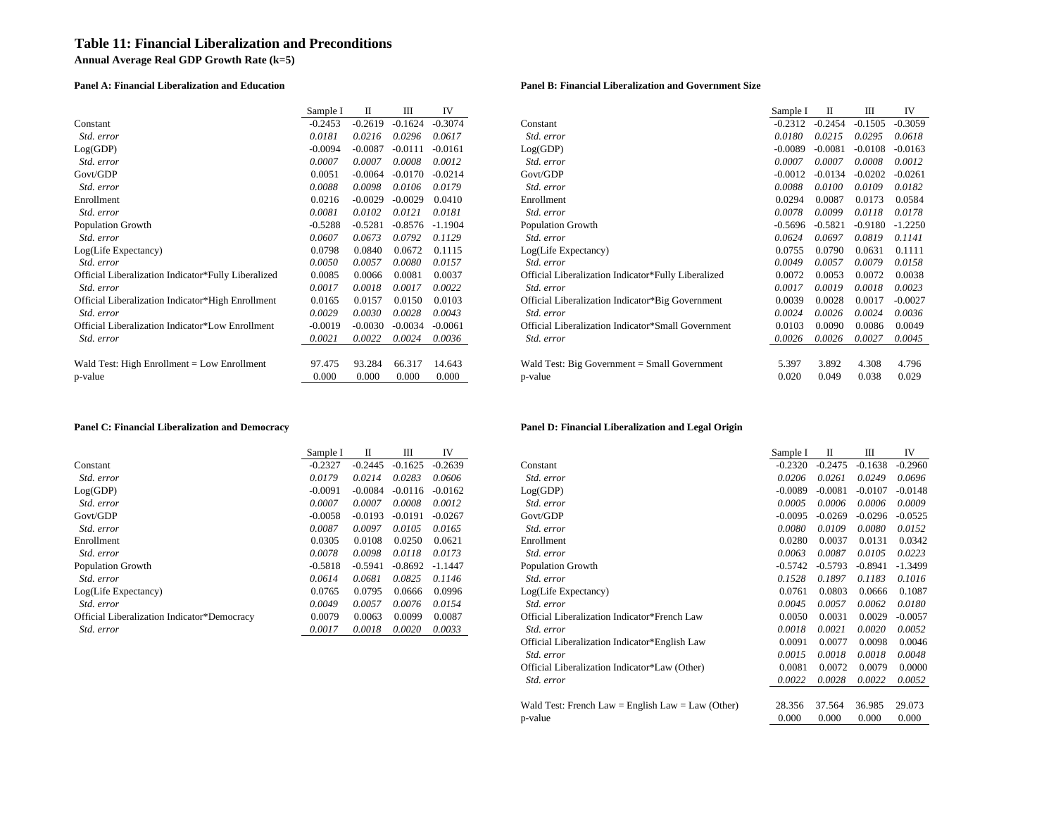# Table 11: Financial Liberalization and Preconditions

**Annual Average Real GDP Growth Rate (k=5)**

**Panel A: Financial Liberalization and Education**

| | Sample I | II | III | IV |
|---|---|---|---|---|
| Constant | -0.2453 | -0.2619 | -0.1624 | -0.3074 |
| *Std. error* | *0.0181* | *0.0216* | *0.0296* | *0.0617* |
| Log(GDP) | -0.0094 | -0.0087 | -0.0111 | -0.0161 |
| *Std. error* | *0.0007* | *0.0007* | *0.0008* | *0.0012* |
| Govt/GDP | 0.0051 | -0.0064 | -0.0170 | -0.0214 |
| *Std. error* | *0.0088* | *0.0098* | *0.0106* | *0.0179* |
| Enrollment | 0.0216 | -0.0029 | -0.0029 | 0.0410 |
| *Std. error* | *0.0081* | *0.0102* | *0.0121* | *0.0181* |
| Population Growth | -0.5288 | -0.5281 | -0.8576 | -1.1904 |
| *Std. error* | *0.0607* | *0.0673* | *0.0792* | *0.1129* |
| Log(Life Expectancy) | 0.0798 | 0.0840 | 0.0672 | 0.1115 |
| *Std. error* | *0.0050* | *0.0057* | *0.0080* | *0.0157* |
| Official Liberalization Indicator*Fully Liberalized | 0.0085 | 0.0066 | 0.0081 | 0.0037 |
| *Std. error* | *0.0017* | *0.0018* | *0.0017* | *0.0022* |
| Official Liberalization Indicator*High Enrollment | 0.0165 | 0.0157 | 0.0150 | 0.0103 |
| *Std. error* | *0.0029* | *0.0030* | *0.0028* | *0.0043* |
| Official Liberalization Indicator*Low Enrollment | -0.0019 | -0.0030 | -0.0034 | -0.0061 |
| *Std. error* | *0.0021* | *0.0022* | *0.0024* | *0.0036* |
| Wald Test: High Enrollment = Low Enrollment | 97.475 | 93.284 | 66.317 | 14.643 |
| p-value | 0.000 | 0.000 | 0.000 | 0.000 |

**Panel B: Financial Liberalization and Government Size**

| | Sample I | II | III | IV |
|---|---|---|---|---|
| Constant | -0.2312 | -0.2454 | -0.1505 | -0.3059 |
| *Std. error* | *0.0180* | *0.0215* | *0.0295* | *0.0618* |
| Log(GDP) | -0.0089 | -0.0081 | -0.0108 | -0.0163 |
| *Std. error* | *0.0007* | *0.0007* | *0.0008* | *0.0012* |
| Govt/GDP | -0.0012 | -0.0134 | -0.0202 | -0.0261 |
| *Std. error* | *0.0088* | *0.0100* | *0.0109* | *0.0182* |
| Enrollment | 0.0294 | 0.0087 | 0.0173 | 0.0584 |
| *Std. error* | *0.0078* | *0.0099* | *0.0118* | *0.0178* |
| Population Growth | -0.5696 | -0.5821 | -0.9180 | -1.2250 |
| *Std. error* | *0.0624* | *0.0697* | *0.0819* | *0.1141* |
| Log(Life Expectancy) | 0.0755 | 0.0790 | 0.0631 | 0.1111 |
| *Std. error* | *0.0049* | *0.0057* | *0.0079* | *0.0158* |
| Official Liberalization Indicator*Fully Liberalized | 0.0072 | 0.0053 | 0.0072 | 0.0038 |
| *Std. error* | *0.0017* | *0.0019* | *0.0018* | *0.0023* |
| Official Liberalization Indicator*Big Government | 0.0039 | 0.0028 | 0.0017 | -0.0027 |
| *Std. error* | *0.0024* | *0.0026* | *0.0024* | *0.0036* |
| Official Liberalization Indicator*Small Government | 0.0103 | 0.0090 | 0.0086 | 0.0049 |
| *Std. error* | *0.0026* | *0.0026* | *0.0027* | *0.0045* |
| Wald Test: Big Government = Small Government | 5.397 | 3.892 | 4.308 | 4.796 |
| p-value | 0.020 | 0.049 | 0.038 | 0.029 |

**Panel C: Financial Liberalization and Democracy**

| | Sample I | II | III | IV |
|---|---|---|---|---|
| Constant | -0.2327 | -0.2445 | -0.1625 | -0.2639 |
| *Std. error* | *0.0179* | *0.0214* | *0.0283* | *0.0606* |
| Log(GDP) | -0.0091 | -0.0084 | -0.0116 | -0.0162 |
| *Std. error* | *0.0007* | *0.0007* | *0.0008* | *0.0012* |
| Govt/GDP | -0.0058 | -0.0193 | -0.0191 | -0.0267 |
| *Std. error* | *0.0087* | *0.0097* | *0.0105* | *0.0165* |
| Enrollment | 0.0305 | 0.0108 | 0.0250 | 0.0621 |
| *Std. error* | *0.0078* | *0.0098* | *0.0118* | *0.0173* |
| Population Growth | -0.5818 | -0.5941 | -0.8692 | -1.1447 |
| *Std. error* | *0.0614* | *0.0681* | *0.0825* | *0.1146* |
| Log(Life Expectancy) | 0.0765 | 0.0795 | 0.0666 | 0.0996 |
| *Std. error* | *0.0049* | *0.0057* | *0.0076* | *0.0154* |
| Official Liberalization Indicator*Democracy | 0.0079 | 0.0063 | 0.0099 | 0.0087 |
| *Std. error* | *0.0017* | *0.0018* | *0.0020* | *0.0033* |

**Panel D: Financial Liberalization and Legal Origin**

| | Sample I | II | III | IV |
|---|---|---|---|---|
| Constant | -0.2320 | -0.2475 | -0.1638 | -0.2960 |
| *Std. error* | *0.0206* | *0.0261* | *0.0249* | *0.0696* |
| Log(GDP) | -0.0089 | -0.0081 | -0.0107 | -0.0148 |
| *Std. error* | *0.0005* | *0.0006* | *0.0006* | *0.0009* |
| Govt/GDP | -0.0095 | -0.0269 | -0.0296 | -0.0525 |
| *Std. error* | *0.0080* | *0.0109* | *0.0080* | *0.0152* |
| Enrollment | 0.0280 | 0.0037 | 0.0131 | 0.0342 |
| *Std. error* | *0.0063* | *0.0087* | *0.0105* | *0.0223* |
| Population Growth | -0.5742 | -0.5793 | -0.8941 | -1.3499 |
| *Std. error* | *0.1528* | *0.1897* | *0.1183* | *0.1016* |
| Log(Life Expectancy) | 0.0761 | 0.0803 | 0.0666 | 0.1087 |
| *Std. error* | *0.0045* | *0.0057* | *0.0062* | *0.0180* |
| Official Liberalization Indicator*French Law | 0.0050 | 0.0031 | 0.0029 | -0.0057 |
| *Std. error* | *0.0018* | *0.0021* | *0.0020* | *0.0052* |
| Official Liberalization Indicator*English Law | 0.0091 | 0.0077 | 0.0098 | 0.0046 |
| *Std. error* | *0.0015* | *0.0018* | *0.0018* | *0.0048* |
| Official Liberalization Indicator*Law (Other) | 0.0081 | 0.0072 | 0.0079 | 0.0000 |
| *Std. error* | *0.0022* | *0.0028* | *0.0022* | *0.0052* |
| Wald Test: French Law = English Law = Law (Other) | 28.356 | 37.564 | 36.985 | 29.073 |
| p-value | 0.000 | 0.000 | 0.000 | 0.000 |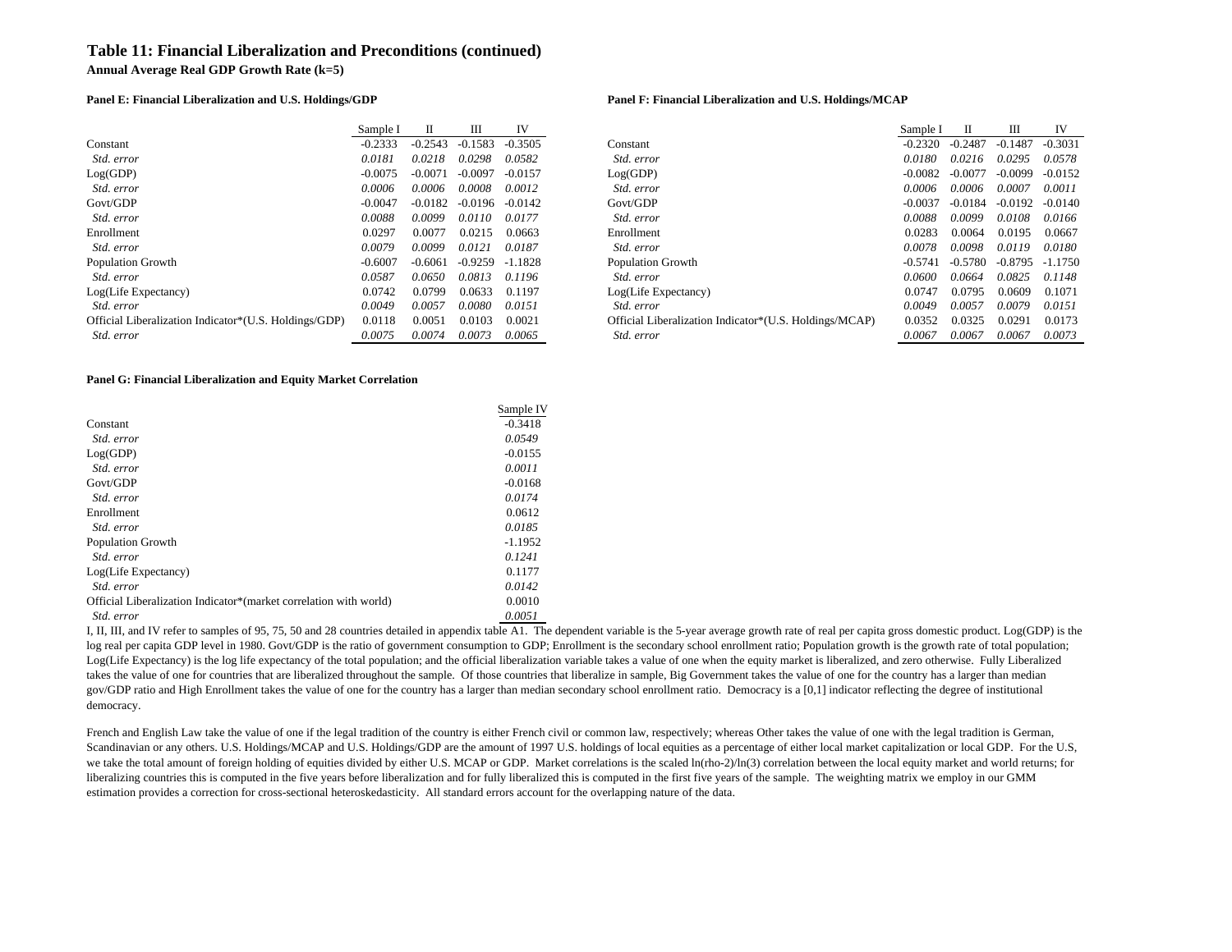# Table 11: Financial Liberalization and Preconditions (continued)

**Annual Average Real GDP Growth Rate (k=5)**

**Panel E: Financial Liberalization and U.S. Holdings/GDP**

| | Sample I | II | III | IV |
|---|---|---|---|---|
| Constant | -0.2333 | -0.2543 | -0.1583 | -0.3505 |
| *Std. error* | *0.0181* | *0.0218* | *0.0298* | *0.0582* |
| Log(GDP) | -0.0075 | -0.0071 | -0.0097 | -0.0157 |
| *Std. error* | *0.0006* | *0.0006* | *0.0008* | *0.0012* |
| Govt/GDP | -0.0047 | -0.0182 | -0.0196 | -0.0142 |
| *Std. error* | *0.0088* | *0.0099* | *0.0110* | *0.0177* |
| Enrollment | 0.0297 | 0.0077 | 0.0215 | 0.0663 |
| *Std. error* | *0.0079* | *0.0099* | *0.0121* | *0.0187* |
| Population Growth | -0.6007 | -0.6061 | -0.9259 | -1.1828 |
| *Std. error* | *0.0587* | *0.0650* | *0.0813* | *0.1196* |
| Log(Life Expectancy) | 0.0742 | 0.0799 | 0.0633 | 0.1197 |
| *Std. error* | *0.0049* | *0.0057* | *0.0080* | *0.0151* |
| Official Liberalization Indicator*(U.S. Holdings/GDP) | 0.0118 | 0.0051 | 0.0103 | 0.0021 |
| *Std. error* | *0.0075* | *0.0074* | *0.0073* | *0.0065* |

**Panel F: Financial Liberalization and U.S. Holdings/MCAP**

| | Sample I | II | III | IV |
|---|---|---|---|---|
| Constant | -0.2320 | -0.2487 | -0.1487 | -0.3031 |
| *Std. error* | *0.0180* | *0.0216* | *0.0295* | *0.0578* |
| Log(GDP) | -0.0082 | -0.0077 | -0.0099 | -0.0152 |
| *Std. error* | *0.0006* | *0.0006* | *0.0007* | *0.0011* |
| Govt/GDP | -0.0037 | -0.0184 | -0.0192 | -0.0140 |
| *Std. error* | *0.0088* | *0.0099* | *0.0108* | *0.0166* |
| Enrollment | 0.0283 | 0.0064 | 0.0195 | 0.0667 |
| *Std. error* | *0.0078* | *0.0098* | *0.0119* | *0.0180* |
| Population Growth | -0.5741 | -0.5780 | -0.8795 | -1.1750 |
| *Std. error* | *0.0600* | *0.0664* | *0.0825* | *0.1148* |
| Log(Life Expectancy) | 0.0747 | 0.0795 | 0.0609 | 0.1071 |
| *Std. error* | *0.0049* | *0.0057* | *0.0079* | *0.0151* |
| Official Liberalization Indicator*(U.S. Holdings/MCAP) | 0.0352 | 0.0325 | 0.0291 | 0.0173 |
| *Std. error* | *0.0067* | *0.0067* | *0.0067* | *0.0073* |

**Panel G: Financial Liberalization and Equity Market Correlation**

| | Sample IV |
|---|---|
| Constant | -0.3418 |
| *Std. error* | *0.0549* |
| Log(GDP) | -0.0155 |
| *Std. error* | *0.0011* |
| Govt/GDP | -0.0168 |
| *Std. error* | *0.0174* |
| Enrollment | 0.0612 |
| *Std. error* | *0.0185* |
| Population Growth | -1.1952 |
| *Std. error* | *0.1241* |
| Log(Life Expectancy) | 0.1177 |
| *Std. error* | *0.0142* |
| Official Liberalization Indicator*(market correlation with world) | 0.0010 |
| *Std. error* | *0.0051* |

I, II, III, and IV refer to samples of 95, 75, 50 and 28 countries detailed in appendix table A1. The dependent variable is the 5-year average growth rate of real per capita gross domestic product. Log(GDP) is the log real per capita GDP level in 1980. Govt/GDP is the ratio of government consumption to GDP; Enrollment is the secondary school enrollment ratio; Population growth is the growth rate of total population; Log(Life Expectancy) is the log life expectancy of the total population; and the official liberalization variable takes a value of one when the equity market is liberalized, and zero otherwise. Fully Liberalized takes the value of one for countries that are liberalized throughout the sample. Of those countries that liberalize in sample, Big Government takes the value of one for the country has a larger than median gov/GDP ratio and High Enrollment takes the value of one for the country has a larger than median secondary school enrollment ratio. Democracy is a [0,1] indicator reflecting the degree of institutional democracy.

French and English Law take the value of one if the legal tradition of the country is either French civil or common law, respectively; whereas Other takes the value of one with the legal tradition is German, Scandinavian or any others. U.S. Holdings/MCAP and U.S. Holdings/GDP are the amount of 1997 U.S. holdings of local equities as a percentage of either local market capitalization or local GDP. For the U.S, we take the total amount of foreign holding of equities divided by either U.S. MCAP or GDP. Market correlations is the scaled ln(rho-2)/ln(3) correlation between the local equity market and world returns; for liberalizing countries this is computed in the five years before liberalization and for fully liberalized this is computed in the first five years of the sample. The weighting matrix we employ in our GMM estimation provides a correction for cross-sectional heteroskedasticity. All standard errors account for the overlapping nature of the data.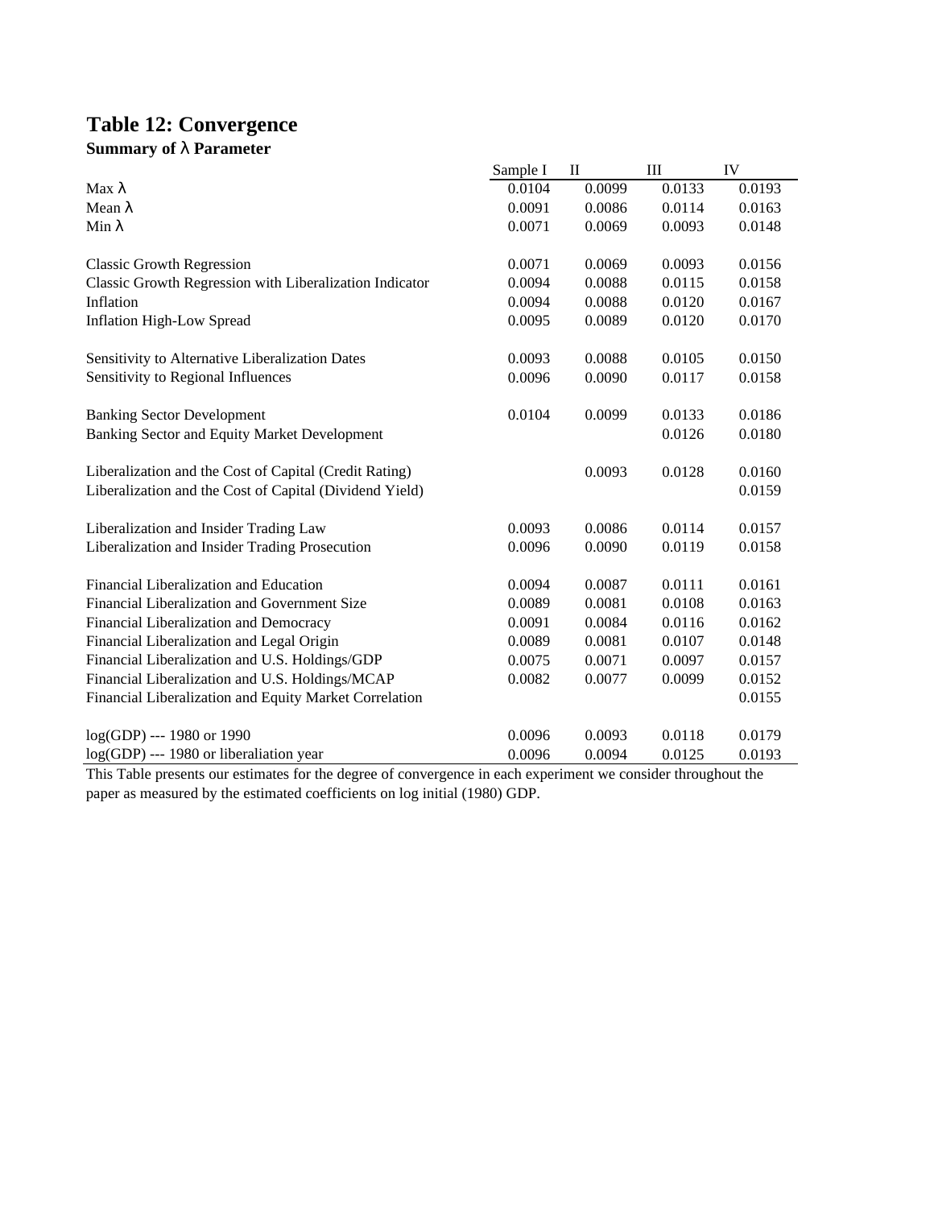# Table 12: Convergence

**Summary of λ Parameter**

| | Sample I | II | III | IV |
|---|---|---|---|---|
| Max λ | 0.0104 | 0.0099 | 0.0133 | 0.0193 |
| Mean λ | 0.0091 | 0.0086 | 0.0114 | 0.0163 |
| Min λ | 0.0071 | 0.0069 | 0.0093 | 0.0148 |
| | | | | |
| Classic Growth Regression | 0.0071 | 0.0069 | 0.0093 | 0.0156 |
| Classic Growth Regression with Liberalization Indicator | 0.0094 | 0.0088 | 0.0115 | 0.0158 |
| Inflation | 0.0094 | 0.0088 | 0.0120 | 0.0167 |
| Inflation High-Low Spread | 0.0095 | 0.0089 | 0.0120 | 0.0170 |
| | | | | |
| Sensitivity to Alternative Liberalization Dates | 0.0093 | 0.0088 | 0.0105 | 0.0150 |
| Sensitivity to Regional Influences | 0.0096 | 0.0090 | 0.0117 | 0.0158 |
| | | | | |
| Banking Sector Development | 0.0104 | 0.0099 | 0.0133 | 0.0186 |
| Banking Sector and Equity Market Development | | | 0.0126 | 0.0180 |
| | | | | |
| Liberalization and the Cost of Capital (Credit Rating) | | 0.0093 | 0.0128 | 0.0160 |
| Liberalization and the Cost of Capital (Dividend Yield) | | | | 0.0159 |
| | | | | |
| Liberalization and Insider Trading Law | 0.0093 | 0.0086 | 0.0114 | 0.0157 |
| Liberalization and Insider Trading Prosecution | 0.0096 | 0.0090 | 0.0119 | 0.0158 |
| | | | | |
| Financial Liberalization and Education | 0.0094 | 0.0087 | 0.0111 | 0.0161 |
| Financial Liberalization and Government Size | 0.0089 | 0.0081 | 0.0108 | 0.0163 |
| Financial Liberalization and Democracy | 0.0091 | 0.0084 | 0.0116 | 0.0162 |
| Financial Liberalization and Legal Origin | 0.0089 | 0.0081 | 0.0107 | 0.0148 |
| Financial Liberalization and U.S. Holdings/GDP | 0.0075 | 0.0071 | 0.0097 | 0.0157 |
| Financial Liberalization and U.S. Holdings/MCAP | 0.0082 | 0.0077 | 0.0099 | 0.0152 |
| Financial Liberalization and Equity Market Correlation | | | | 0.0155 |
| | | | | |
| log(GDP) --- 1980 or 1990 | 0.0096 | 0.0093 | 0.0118 | 0.0179 |
| log(GDP) --- 1980 or liberaliation year | 0.0096 | 0.0094 | 0.0125 | 0.0193 |

This Table presents our estimates for the degree of convergence in each experiment we consider throughout the paper as measured by the estimated coefficients on log initial (1980) GDP.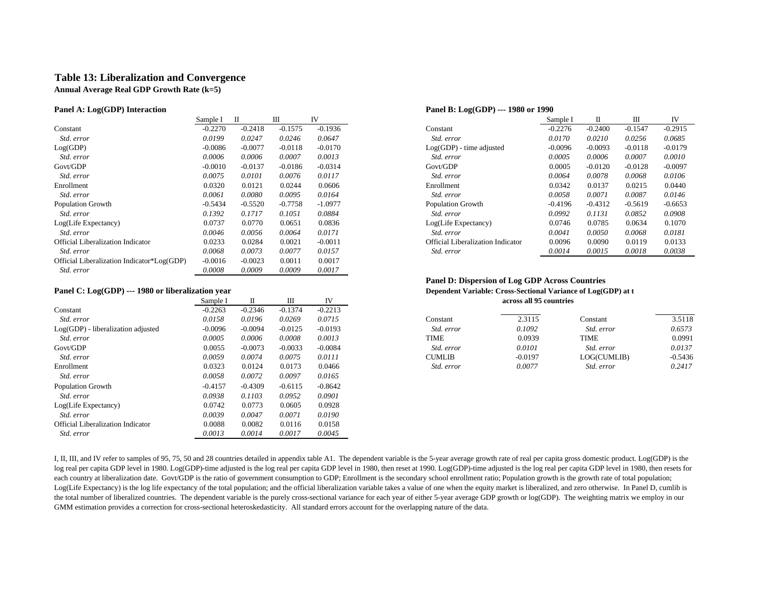# Table 13: Liberalization and Convergence

**Annual Average Real GDP Growth Rate (k=5)**

### Panel A: Log(GDP) Interaction

| | Sample I | II | III | IV |
|---|---|---|---|---|
| Constant | -0.2270 | -0.2418 | -0.1575 | -0.1936 |
| *Std. error* | *0.0199* | *0.0247* | *0.0246* | *0.0647* |
| Log(GDP) | -0.0086 | -0.0077 | -0.0118 | -0.0170 |
| *Std. error* | *0.0006* | *0.0006* | *0.0007* | *0.0013* |
| Govt/GDP | -0.0010 | -0.0137 | -0.0186 | -0.0314 |
| *Std. error* | *0.0075* | *0.0101* | *0.0076* | *0.0117* |
| Enrollment | 0.0320 | 0.0121 | 0.0244 | 0.0606 |
| *Std. error* | *0.0061* | *0.0080* | *0.0095* | *0.0164* |
| Population Growth | -0.5434 | -0.5520 | -0.7758 | -1.0977 |
| *Std. error* | *0.1392* | *0.1717* | *0.1051* | *0.0884* |
| Log(Life Expectancy) | 0.0737 | 0.0770 | 0.0651 | 0.0836 |
| *Std. error* | *0.0046* | *0.0056* | *0.0064* | *0.0171* |
| Official Liberalization Indicator | 0.0233 | 0.0284 | 0.0021 | -0.0011 |
| *Std. error* | *0.0068* | *0.0073* | *0.0077* | *0.0157* |
| Official Liberalization Indicator*Log(GDP) | -0.0016 | -0.0023 | 0.0011 | 0.0017 |
| *Std. error* | *0.0008* | *0.0009* | *0.0009* | *0.0017* |

### Panel B: Log(GDP) --- 1980 or 1990

| | Sample I | II | III | IV |
|---|---|---|---|---|
| Constant | -0.2276 | -0.2400 | -0.1547 | -0.2915 |
| *Std. error* | *0.0170* | *0.0210* | *0.0256* | *0.0685* |
| Log(GDP) - time adjusted | -0.0096 | -0.0093 | -0.0118 | -0.0179 |
| *Std. error* | *0.0005* | *0.0006* | *0.0007* | *0.0010* |
| Govt/GDP | 0.0005 | -0.0120 | -0.0128 | -0.0097 |
| *Std. error* | *0.0064* | *0.0078* | *0.0068* | *0.0106* |
| Enrollment | 0.0342 | 0.0137 | 0.0215 | 0.0440 |
| *Std. error* | *0.0058* | *0.0071* | *0.0087* | *0.0146* |
| Population Growth | -0.4196 | -0.4312 | -0.5619 | -0.6653 |
| *Std. error* | *0.0992* | *0.1131* | *0.0852* | *0.0908* |
| Log(Life Expectancy) | 0.0746 | 0.0785 | 0.0634 | 0.1070 |
| *Std. error* | *0.0041* | *0.0050* | *0.0068* | *0.0181* |
| Official Liberalization Indicator | 0.0096 | 0.0090 | 0.0119 | 0.0133 |
| *Std. error* | *0.0014* | *0.0015* | *0.0018* | *0.0038* |

### Panel C: Log(GDP) --- 1980 or liberalization year

| | Sample I | II | III | IV |
|---|---|---|---|---|
| Constant | -0.2263 | -0.2346 | -0.1374 | -0.2213 |
| *Std. error* | *0.0158* | *0.0196* | *0.0269* | *0.0715* |
| Log(GDP) - liberalization adjusted | -0.0096 | -0.0094 | -0.0125 | -0.0193 |
| *Std. error* | *0.0005* | *0.0006* | *0.0008* | *0.0013* |
| Govt/GDP | 0.0055 | -0.0073 | -0.0033 | -0.0084 |
| *Std. error* | *0.0059* | *0.0074* | *0.0075* | *0.0111* |
| Enrollment | 0.0323 | 0.0124 | 0.0173 | 0.0466 |
| *Std. error* | *0.0058* | *0.0072* | *0.0097* | *0.0165* |
| Population Growth | -0.4157 | -0.4309 | -0.6115 | -0.8642 |
| *Std. error* | *0.0938* | *0.1103* | *0.0952* | *0.0901* |
| Log(Life Expectancy) | 0.0742 | 0.0773 | 0.0605 | 0.0928 |
| *Std. error* | *0.0039* | *0.0047* | *0.0071* | *0.0190* |
| Official Liberalization Indicator | 0.0088 | 0.0082 | 0.0116 | 0.0158 |
| *Std. error* | *0.0013* | *0.0014* | *0.0017* | *0.0045* |

### Panel D: Dispersion of Log GDP Across Countries

**Dependent Variable: Cross-Sectional Variance of Log(GDP) at t across all 95 countries**

| | | | |
|---|---|---|---|
| Constant | 2.3115 | Constant | 3.5118 |
| *Std. error* | *0.1092* | *Std. error* | *0.6573* |
| TIME | 0.0939 | TIME | 0.0991 |
| *Std. error* | *0.0101* | *Std. error* | *0.0137* |
| CUMLIB | -0.0197 | LOG(CUMLIB) | -0.5436 |
| *Std. error* | *0.0077* | *Std. error* | *0.2417* |

I, II, III, and IV refer to samples of 95, 75, 50 and 28 countries detailed in appendix table A1. The dependent variable is the 5-year average growth rate of real per capita gross domestic product. Log(GDP) is the log real per capita GDP level in 1980. Log(GDP)-time adjusted is the log real per capita GDP level in 1980, then reset at 1990. Log(GDP)-time adjusted is the log real per capita GDP level in 1980, then resets for each country at liberalization date. Govt/GDP is the ratio of government consumption to GDP; Enrollment is the secondary school enrollment ratio; Population growth is the growth rate of total population; Log(Life Expectancy) is the log life expectancy of the total population; and the official liberalization variable takes a value of one when the equity market is liberalized, and zero otherwise. In Panel D, cumlib is the total number of liberalized countries. The dependent variable is the purely cross-sectional variance for each year of either 5-year average GDP growth or log(GDP). The weighting matrix we employ in our GMM estimation provides a correction for cross-sectional heteroskedasticity. All standard errors account for the overlapping nature of the data.